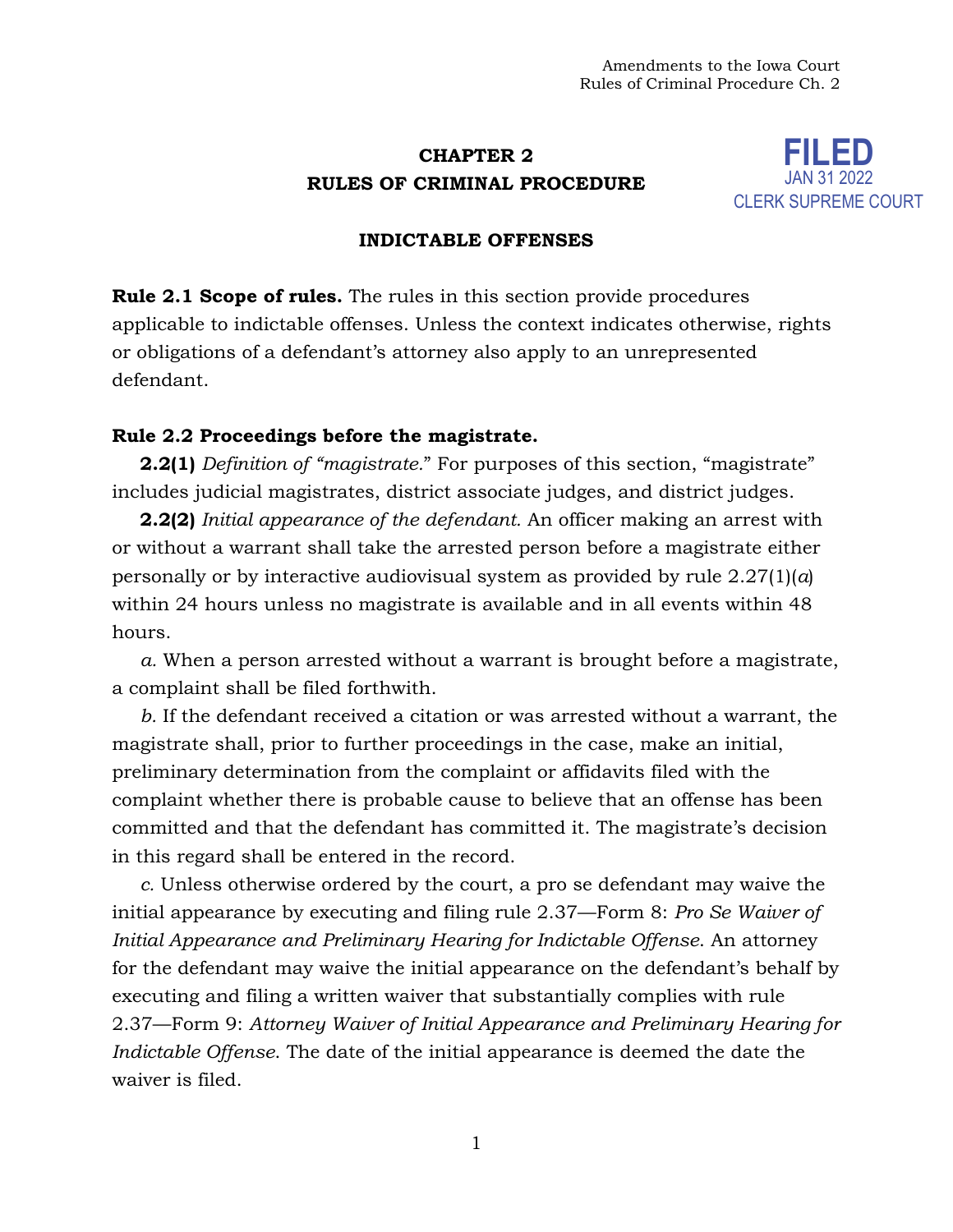# CHAPTER 2
# RULES OF CRIMINAL PROCEDURE

FILED
JAN 31 2022
CLERK SUPREME COURT

## INDICTABLE OFFENSES

**Rule 2.1 Scope of rules.** The rules in this section provide procedures applicable to indictable offenses. Unless the context indicates otherwise, rights or obligations of a defendant's attorney also apply to an unrepresented defendant.

**Rule 2.2 Proceedings before the magistrate.**

**2.2(1)** *Definition of "magistrate."* For purposes of this section, "magistrate" includes judicial magistrates, district associate judges, and district judges.

**2.2(2)** *Initial appearance of the defendant.* An officer making an arrest with or without a warrant shall take the arrested person before a magistrate either personally or by interactive audiovisual system as provided by rule 2.27(1)(*a*) within 24 hours unless no magistrate is available and in all events within 48 hours.

*a.* When a person arrested without a warrant is brought before a magistrate, a complaint shall be filed forthwith.

*b.* If the defendant received a citation or was arrested without a warrant, the magistrate shall, prior to further proceedings in the case, make an initial, preliminary determination from the complaint or affidavits filed with the complaint whether there is probable cause to believe that an offense has been committed and that the defendant has committed it. The magistrate's decision in this regard shall be entered in the record.

*c.* Unless otherwise ordered by the court, a pro se defendant may waive the initial appearance by executing and filing rule 2.37—Form 8: *Pro Se Waiver of Initial Appearance and Preliminary Hearing for Indictable Offense*. An attorney for the defendant may waive the initial appearance on the defendant's behalf by executing and filing a written waiver that substantially complies with rule 2.37—Form 9: *Attorney Waiver of Initial Appearance and Preliminary Hearing for Indictable Offense*. The date of the initial appearance is deemed the date the waiver is filed.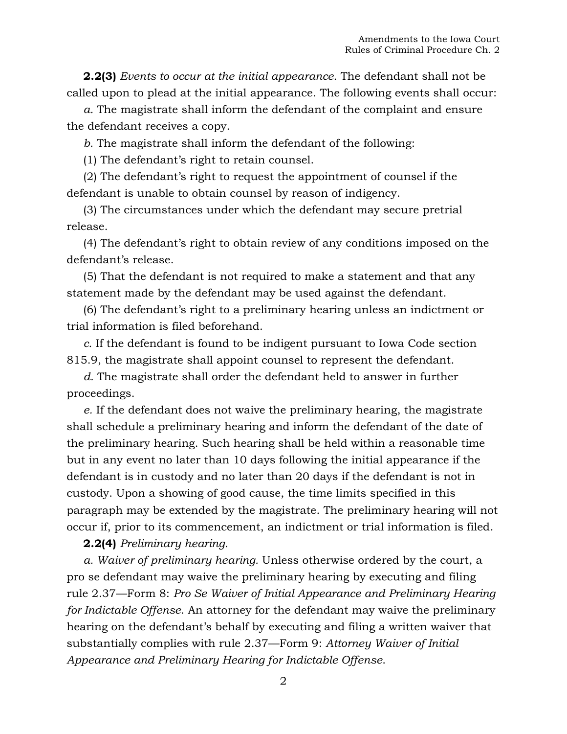**2.2(3)** *Events to occur at the initial appearance.* The defendant shall not be called upon to plead at the initial appearance. The following events shall occur:

*a.* The magistrate shall inform the defendant of the complaint and ensure the defendant receives a copy.

*b.* The magistrate shall inform the defendant of the following:

(1) The defendant's right to retain counsel.

(2) The defendant's right to request the appointment of counsel if the defendant is unable to obtain counsel by reason of indigency.

(3) The circumstances under which the defendant may secure pretrial release.

(4) The defendant's right to obtain review of any conditions imposed on the defendant's release.

(5) That the defendant is not required to make a statement and that any statement made by the defendant may be used against the defendant.

(6) The defendant's right to a preliminary hearing unless an indictment or trial information is filed beforehand.

*c.* If the defendant is found to be indigent pursuant to Iowa Code section 815.9, the magistrate shall appoint counsel to represent the defendant.

*d.* The magistrate shall order the defendant held to answer in further proceedings.

*e.* If the defendant does not waive the preliminary hearing, the magistrate shall schedule a preliminary hearing and inform the defendant of the date of the preliminary hearing. Such hearing shall be held within a reasonable time but in any event no later than 10 days following the initial appearance if the defendant is in custody and no later than 20 days if the defendant is not in custody. Upon a showing of good cause, the time limits specified in this paragraph may be extended by the magistrate. The preliminary hearing will not occur if, prior to its commencement, an indictment or trial information is filed.

**2.2(4)** *Preliminary hearing.*

*a. Waiver of preliminary hearing.* Unless otherwise ordered by the court, a pro se defendant may waive the preliminary hearing by executing and filing rule 2.37—Form 8: *Pro Se Waiver of Initial Appearance and Preliminary Hearing for Indictable Offense*. An attorney for the defendant may waive the preliminary hearing on the defendant's behalf by executing and filing a written waiver that substantially complies with rule 2.37—Form 9: *Attorney Waiver of Initial Appearance and Preliminary Hearing for Indictable Offense*.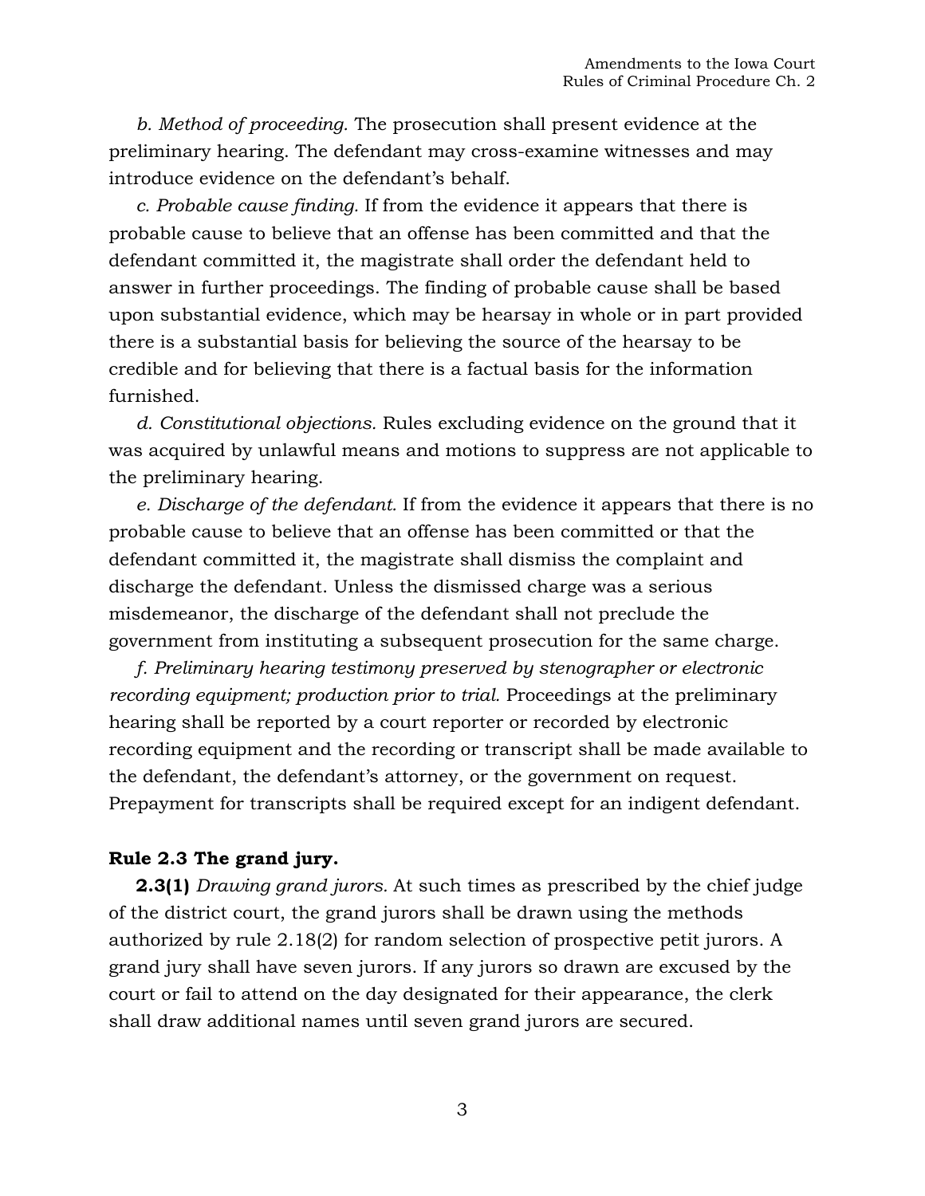*b. Method of proceeding.* The prosecution shall present evidence at the preliminary hearing. The defendant may cross-examine witnesses and may introduce evidence on the defendant's behalf.

*c. Probable cause finding.* If from the evidence it appears that there is probable cause to believe that an offense has been committed and that the defendant committed it, the magistrate shall order the defendant held to answer in further proceedings. The finding of probable cause shall be based upon substantial evidence, which may be hearsay in whole or in part provided there is a substantial basis for believing the source of the hearsay to be credible and for believing that there is a factual basis for the information furnished.

*d. Constitutional objections.* Rules excluding evidence on the ground that it was acquired by unlawful means and motions to suppress are not applicable to the preliminary hearing.

*e. Discharge of the defendant.* If from the evidence it appears that there is no probable cause to believe that an offense has been committed or that the defendant committed it, the magistrate shall dismiss the complaint and discharge the defendant. Unless the dismissed charge was a serious misdemeanor, the discharge of the defendant shall not preclude the government from instituting a subsequent prosecution for the same charge.

*f. Preliminary hearing testimony preserved by stenographer or electronic recording equipment; production prior to trial.* Proceedings at the preliminary hearing shall be reported by a court reporter or recorded by electronic recording equipment and the recording or transcript shall be made available to the defendant, the defendant's attorney, or the government on request. Prepayment for transcripts shall be required except for an indigent defendant.

**Rule 2.3 The grand jury.**

**2.3(1)** *Drawing grand jurors.* At such times as prescribed by the chief judge of the district court, the grand jurors shall be drawn using the methods authorized by rule 2.18(2) for random selection of prospective petit jurors. A grand jury shall have seven jurors. If any jurors so drawn are excused by the court or fail to attend on the day designated for their appearance, the clerk shall draw additional names until seven grand jurors are secured.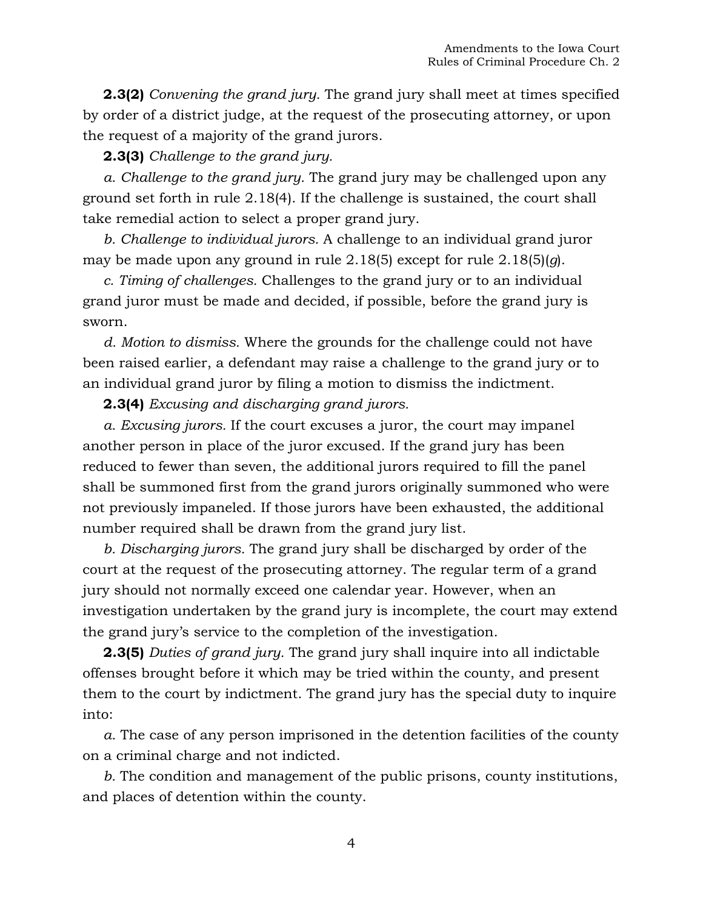**2.3(2)** *Convening the grand jury.* The grand jury shall meet at times specified by order of a district judge, at the request of the prosecuting attorney, or upon the request of a majority of the grand jurors.

**2.3(3)** *Challenge to the grand jury.*

*a. Challenge to the grand jury.* The grand jury may be challenged upon any ground set forth in rule 2.18(4). If the challenge is sustained, the court shall take remedial action to select a proper grand jury.

*b. Challenge to individual jurors.* A challenge to an individual grand juror may be made upon any ground in rule 2.18(5) except for rule 2.18(5)(*g*).

*c. Timing of challenges.* Challenges to the grand jury or to an individual grand juror must be made and decided, if possible, before the grand jury is sworn.

*d. Motion to dismiss.* Where the grounds for the challenge could not have been raised earlier, a defendant may raise a challenge to the grand jury or to an individual grand juror by filing a motion to dismiss the indictment.

**2.3(4)** *Excusing and discharging grand jurors.*

*a. Excusing jurors.* If the court excuses a juror, the court may impanel another person in place of the juror excused. If the grand jury has been reduced to fewer than seven, the additional jurors required to fill the panel shall be summoned first from the grand jurors originally summoned who were not previously impaneled. If those jurors have been exhausted, the additional number required shall be drawn from the grand jury list.

*b. Discharging jurors.* The grand jury shall be discharged by order of the court at the request of the prosecuting attorney. The regular term of a grand jury should not normally exceed one calendar year. However, when an investigation undertaken by the grand jury is incomplete, the court may extend the grand jury's service to the completion of the investigation.

**2.3(5)** *Duties of grand jury.* The grand jury shall inquire into all indictable offenses brought before it which may be tried within the county, and present them to the court by indictment. The grand jury has the special duty to inquire into:

*a.* The case of any person imprisoned in the detention facilities of the county on a criminal charge and not indicted.

*b.* The condition and management of the public prisons, county institutions, and places of detention within the county.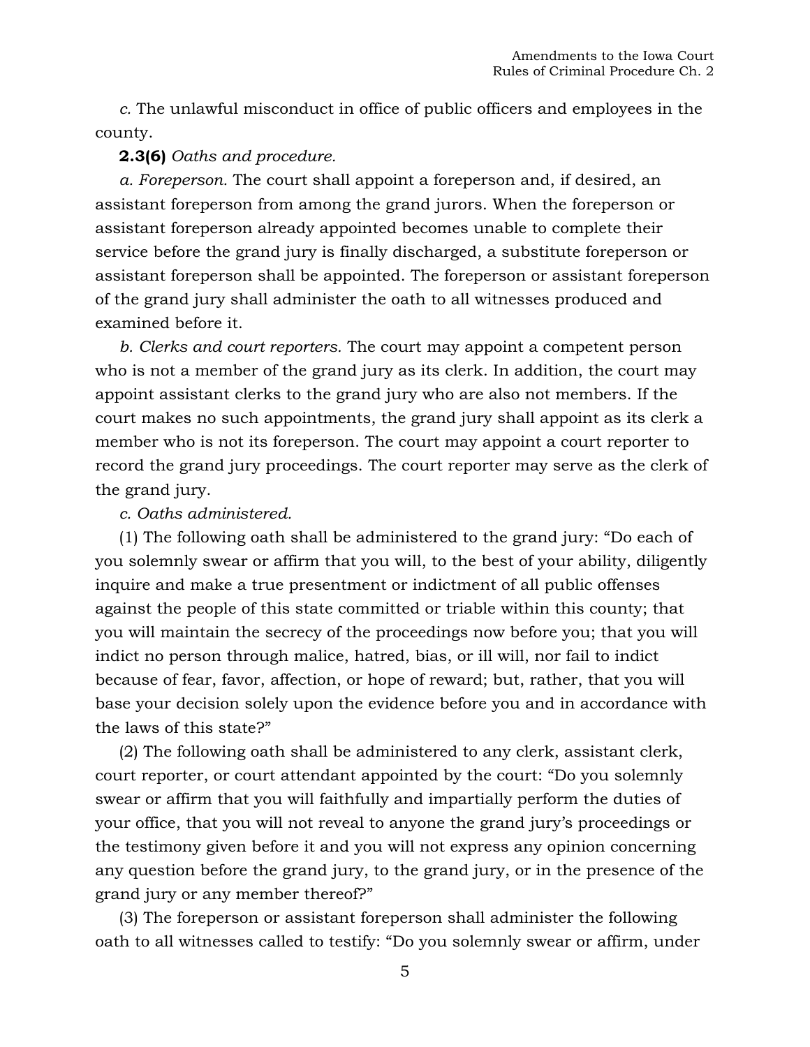*c.* The unlawful misconduct in office of public officers and employees in the county.

**2.3(6)** *Oaths and procedure.*

*a. Foreperson.* The court shall appoint a foreperson and, if desired, an assistant foreperson from among the grand jurors. When the foreperson or assistant foreperson already appointed becomes unable to complete their service before the grand jury is finally discharged, a substitute foreperson or assistant foreperson shall be appointed. The foreperson or assistant foreperson of the grand jury shall administer the oath to all witnesses produced and examined before it.

*b. Clerks and court reporters.* The court may appoint a competent person who is not a member of the grand jury as its clerk. In addition, the court may appoint assistant clerks to the grand jury who are also not members. If the court makes no such appointments, the grand jury shall appoint as its clerk a member who is not its foreperson. The court may appoint a court reporter to record the grand jury proceedings. The court reporter may serve as the clerk of the grand jury.

*c. Oaths administered.*

(1) The following oath shall be administered to the grand jury: "Do each of you solemnly swear or affirm that you will, to the best of your ability, diligently inquire and make a true presentment or indictment of all public offenses against the people of this state committed or triable within this county; that you will maintain the secrecy of the proceedings now before you; that you will indict no person through malice, hatred, bias, or ill will, nor fail to indict because of fear, favor, affection, or hope of reward; but, rather, that you will base your decision solely upon the evidence before you and in accordance with the laws of this state?"

(2) The following oath shall be administered to any clerk, assistant clerk, court reporter, or court attendant appointed by the court: "Do you solemnly swear or affirm that you will faithfully and impartially perform the duties of your office, that you will not reveal to anyone the grand jury's proceedings or the testimony given before it and you will not express any opinion concerning any question before the grand jury, to the grand jury, or in the presence of the grand jury or any member thereof?"

(3) The foreperson or assistant foreperson shall administer the following oath to all witnesses called to testify: "Do you solemnly swear or affirm, under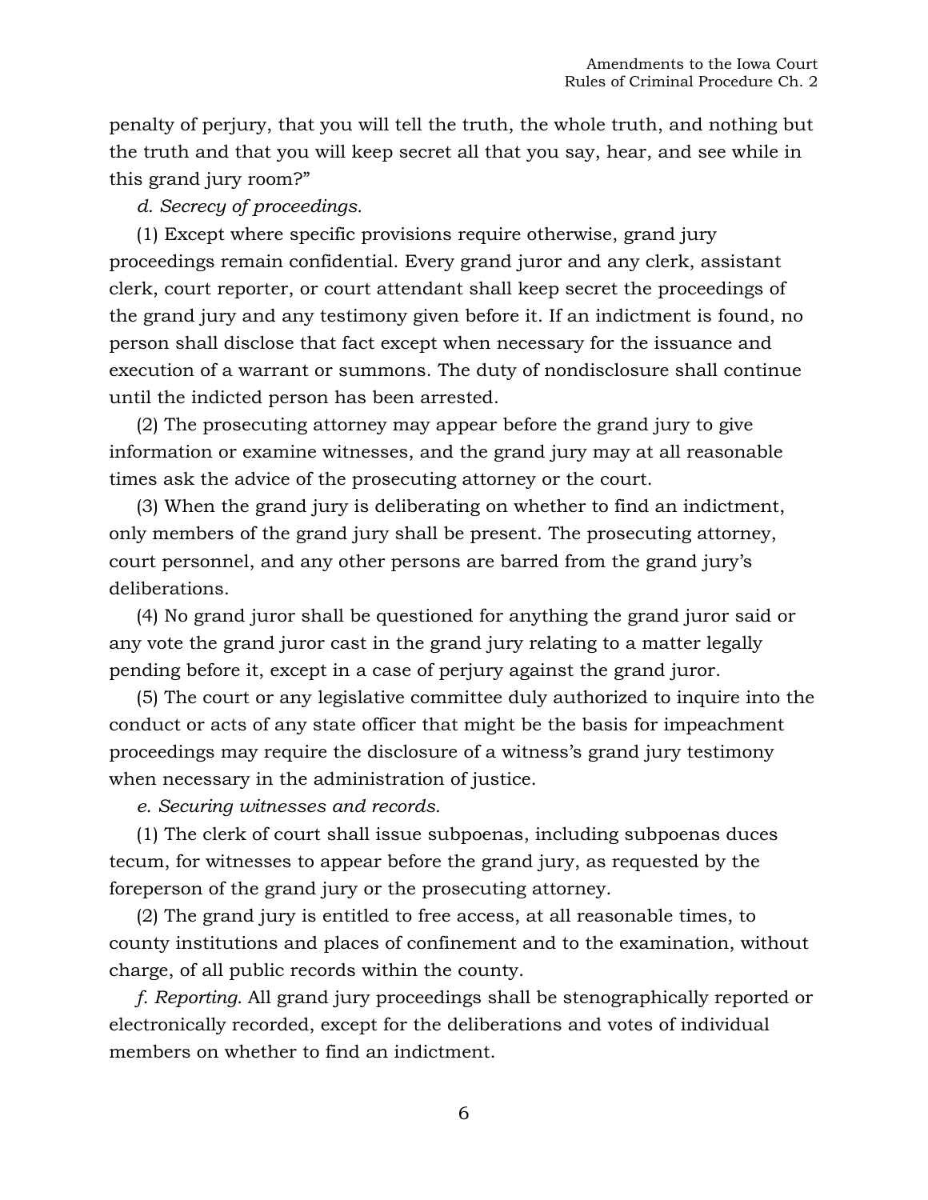penalty of perjury, that you will tell the truth, the whole truth, and nothing but the truth and that you will keep secret all that you say, hear, and see while in this grand jury room?"

*d. Secrecy of proceedings.*

(1) Except where specific provisions require otherwise, grand jury proceedings remain confidential. Every grand juror and any clerk, assistant clerk, court reporter, or court attendant shall keep secret the proceedings of the grand jury and any testimony given before it. If an indictment is found, no person shall disclose that fact except when necessary for the issuance and execution of a warrant or summons. The duty of nondisclosure shall continue until the indicted person has been arrested.

(2) The prosecuting attorney may appear before the grand jury to give information or examine witnesses, and the grand jury may at all reasonable times ask the advice of the prosecuting attorney or the court.

(3) When the grand jury is deliberating on whether to find an indictment, only members of the grand jury shall be present. The prosecuting attorney, court personnel, and any other persons are barred from the grand jury's deliberations.

(4) No grand juror shall be questioned for anything the grand juror said or any vote the grand juror cast in the grand jury relating to a matter legally pending before it, except in a case of perjury against the grand juror.

(5) The court or any legislative committee duly authorized to inquire into the conduct or acts of any state officer that might be the basis for impeachment proceedings may require the disclosure of a witness's grand jury testimony when necessary in the administration of justice.

*e. Securing witnesses and records.*

(1) The clerk of court shall issue subpoenas, including subpoenas duces tecum, for witnesses to appear before the grand jury, as requested by the foreperson of the grand jury or the prosecuting attorney.

(2) The grand jury is entitled to free access, at all reasonable times, to county institutions and places of confinement and to the examination, without charge, of all public records within the county.

*f. Reporting.* All grand jury proceedings shall be stenographically reported or electronically recorded, except for the deliberations and votes of individual members on whether to find an indictment.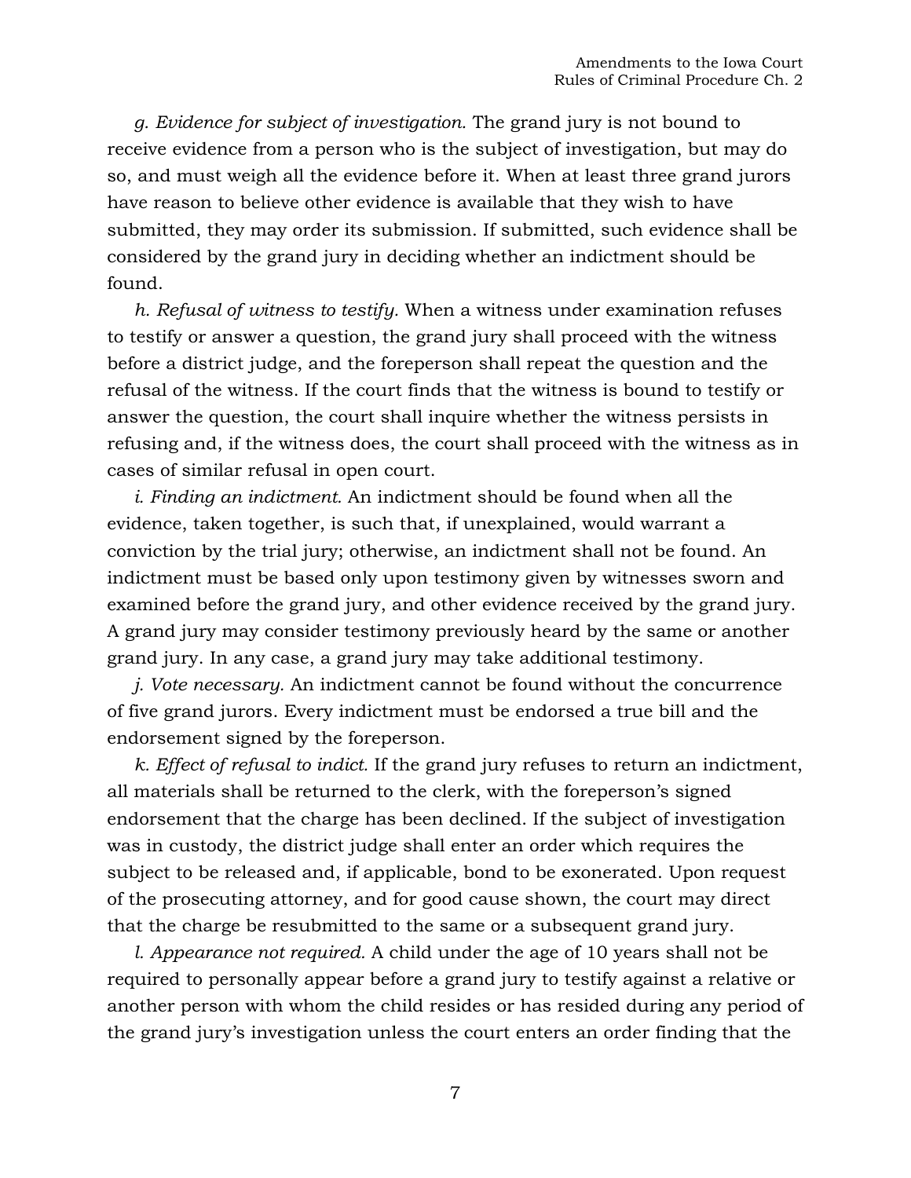*g. Evidence for subject of investigation.* The grand jury is not bound to receive evidence from a person who is the subject of investigation, but may do so, and must weigh all the evidence before it. When at least three grand jurors have reason to believe other evidence is available that they wish to have submitted, they may order its submission. If submitted, such evidence shall be considered by the grand jury in deciding whether an indictment should be found.

*h. Refusal of witness to testify.* When a witness under examination refuses to testify or answer a question, the grand jury shall proceed with the witness before a district judge, and the foreperson shall repeat the question and the refusal of the witness. If the court finds that the witness is bound to testify or answer the question, the court shall inquire whether the witness persists in refusing and, if the witness does, the court shall proceed with the witness as in cases of similar refusal in open court.

*i. Finding an indictment.* An indictment should be found when all the evidence, taken together, is such that, if unexplained, would warrant a conviction by the trial jury; otherwise, an indictment shall not be found. An indictment must be based only upon testimony given by witnesses sworn and examined before the grand jury, and other evidence received by the grand jury. A grand jury may consider testimony previously heard by the same or another grand jury. In any case, a grand jury may take additional testimony.

*j. Vote necessary.* An indictment cannot be found without the concurrence of five grand jurors. Every indictment must be endorsed a true bill and the endorsement signed by the foreperson.

*k. Effect of refusal to indict.* If the grand jury refuses to return an indictment, all materials shall be returned to the clerk, with the foreperson's signed endorsement that the charge has been declined. If the subject of investigation was in custody, the district judge shall enter an order which requires the subject to be released and, if applicable, bond to be exonerated. Upon request of the prosecuting attorney, and for good cause shown, the court may direct that the charge be resubmitted to the same or a subsequent grand jury.

*l. Appearance not required.* A child under the age of 10 years shall not be required to personally appear before a grand jury to testify against a relative or another person with whom the child resides or has resided during any period of the grand jury's investigation unless the court enters an order finding that the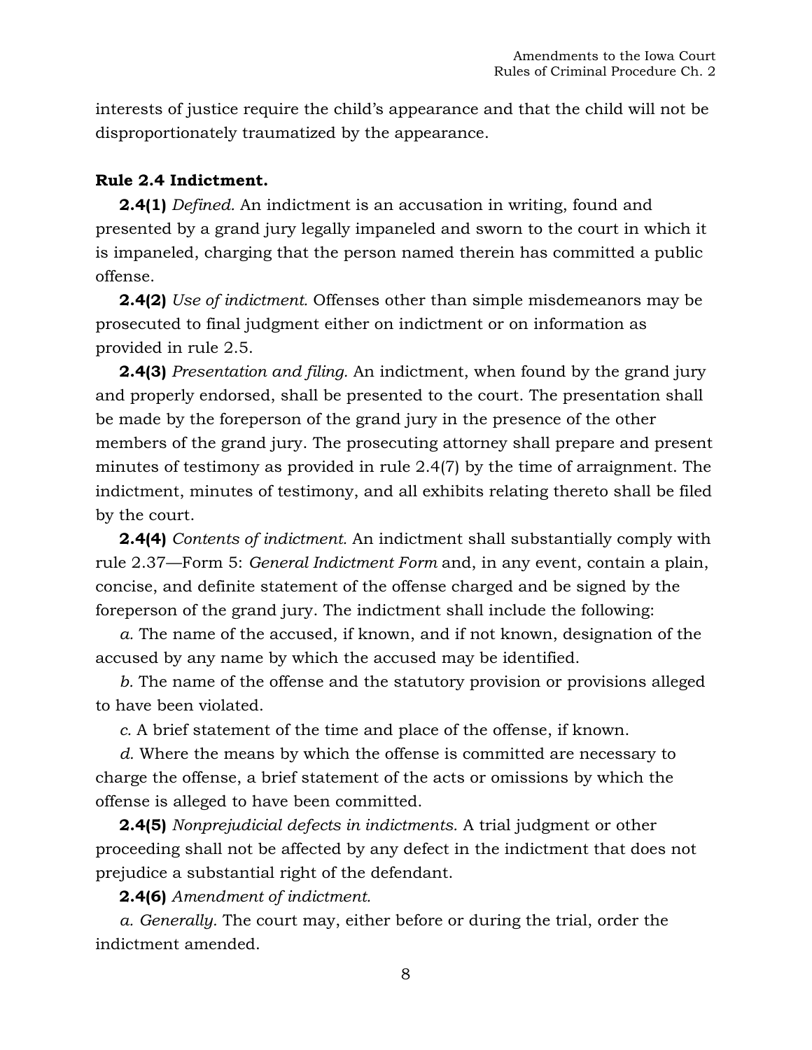interests of justice require the child's appearance and that the child will not be disproportionately traumatized by the appearance.

**Rule 2.4 Indictment.**

**2.4(1)** *Defined.* An indictment is an accusation in writing, found and presented by a grand jury legally impaneled and sworn to the court in which it is impaneled, charging that the person named therein has committed a public offense.

**2.4(2)** *Use of indictment.* Offenses other than simple misdemeanors may be prosecuted to final judgment either on indictment or on information as provided in rule 2.5.

**2.4(3)** *Presentation and filing.* An indictment, when found by the grand jury and properly endorsed, shall be presented to the court. The presentation shall be made by the foreperson of the grand jury in the presence of the other members of the grand jury. The prosecuting attorney shall prepare and present minutes of testimony as provided in rule 2.4(7) by the time of arraignment. The indictment, minutes of testimony, and all exhibits relating thereto shall be filed by the court.

**2.4(4)** *Contents of indictment.* An indictment shall substantially comply with rule 2.37—Form 5: *General Indictment Form* and, in any event, contain a plain, concise, and definite statement of the offense charged and be signed by the foreperson of the grand jury. The indictment shall include the following:

*a.* The name of the accused, if known, and if not known, designation of the accused by any name by which the accused may be identified.

*b.* The name of the offense and the statutory provision or provisions alleged to have been violated.

*c.* A brief statement of the time and place of the offense, if known.

*d.* Where the means by which the offense is committed are necessary to charge the offense, a brief statement of the acts or omissions by which the offense is alleged to have been committed.

**2.4(5)** *Nonprejudicial defects in indictments.* A trial judgment or other proceeding shall not be affected by any defect in the indictment that does not prejudice a substantial right of the defendant.

**2.4(6)** *Amendment of indictment.*

*a. Generally.* The court may, either before or during the trial, order the indictment amended.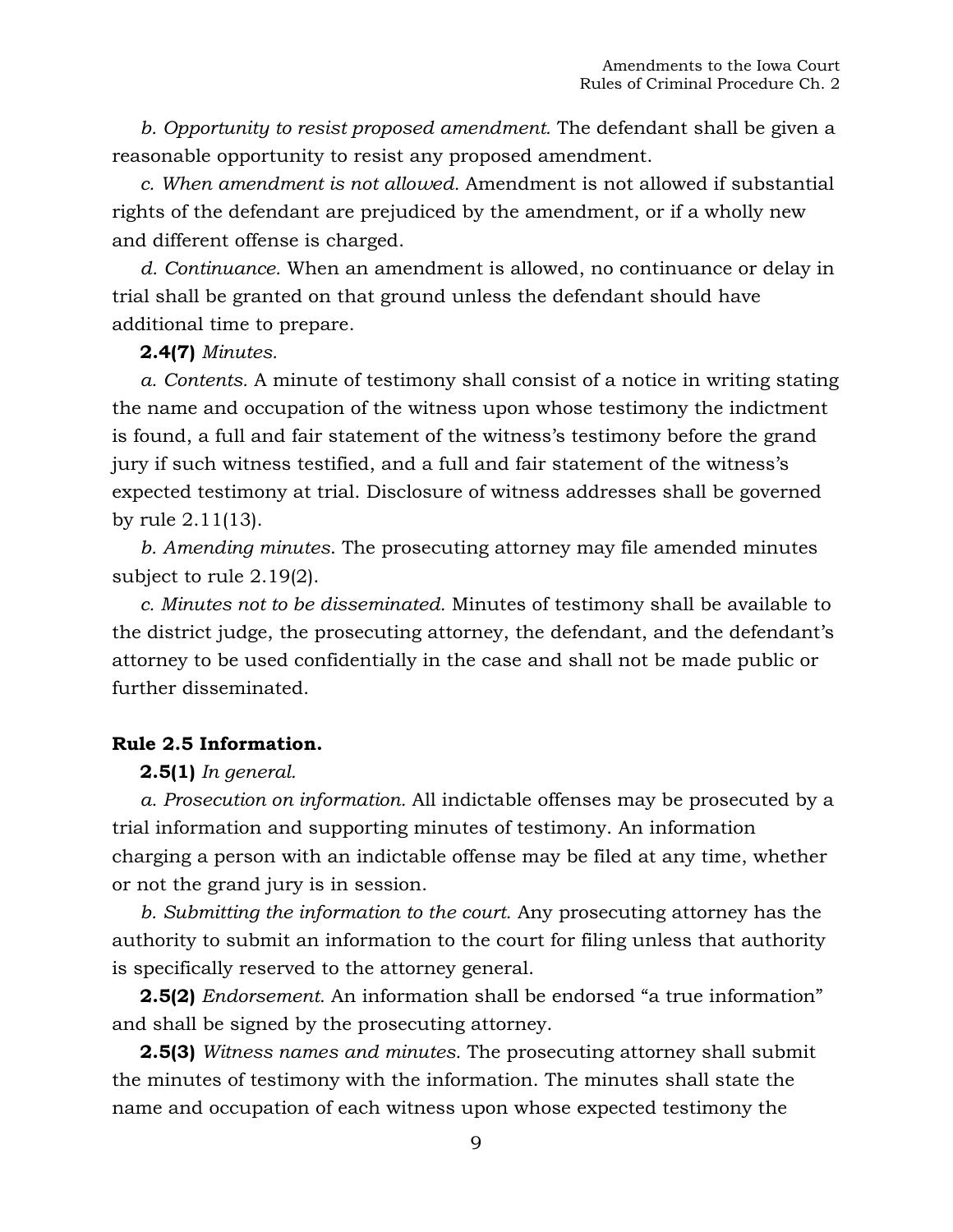*b. Opportunity to resist proposed amendment.* The defendant shall be given a reasonable opportunity to resist any proposed amendment.

*c. When amendment is not allowed.* Amendment is not allowed if substantial rights of the defendant are prejudiced by the amendment, or if a wholly new and different offense is charged.

*d. Continuance.* When an amendment is allowed, no continuance or delay in trial shall be granted on that ground unless the defendant should have additional time to prepare.

**2.4(7)** *Minutes.*

*a. Contents.* A minute of testimony shall consist of a notice in writing stating the name and occupation of the witness upon whose testimony the indictment is found, a full and fair statement of the witness's testimony before the grand jury if such witness testified, and a full and fair statement of the witness's expected testimony at trial. Disclosure of witness addresses shall be governed by rule 2.11(13).

*b. Amending minutes*. The prosecuting attorney may file amended minutes subject to rule 2.19(2).

*c. Minutes not to be disseminated.* Minutes of testimony shall be available to the district judge, the prosecuting attorney, the defendant, and the defendant's attorney to be used confidentially in the case and shall not be made public or further disseminated.

**Rule 2.5 Information.**

**2.5(1)** *In general.*

*a. Prosecution on information.* All indictable offenses may be prosecuted by a trial information and supporting minutes of testimony. An information charging a person with an indictable offense may be filed at any time, whether or not the grand jury is in session.

*b. Submitting the information to the court.* Any prosecuting attorney has the authority to submit an information to the court for filing unless that authority is specifically reserved to the attorney general.

**2.5(2)** *Endorsement.* An information shall be endorsed "a true information" and shall be signed by the prosecuting attorney.

**2.5(3)** *Witness names and minutes.* The prosecuting attorney shall submit the minutes of testimony with the information. The minutes shall state the name and occupation of each witness upon whose expected testimony the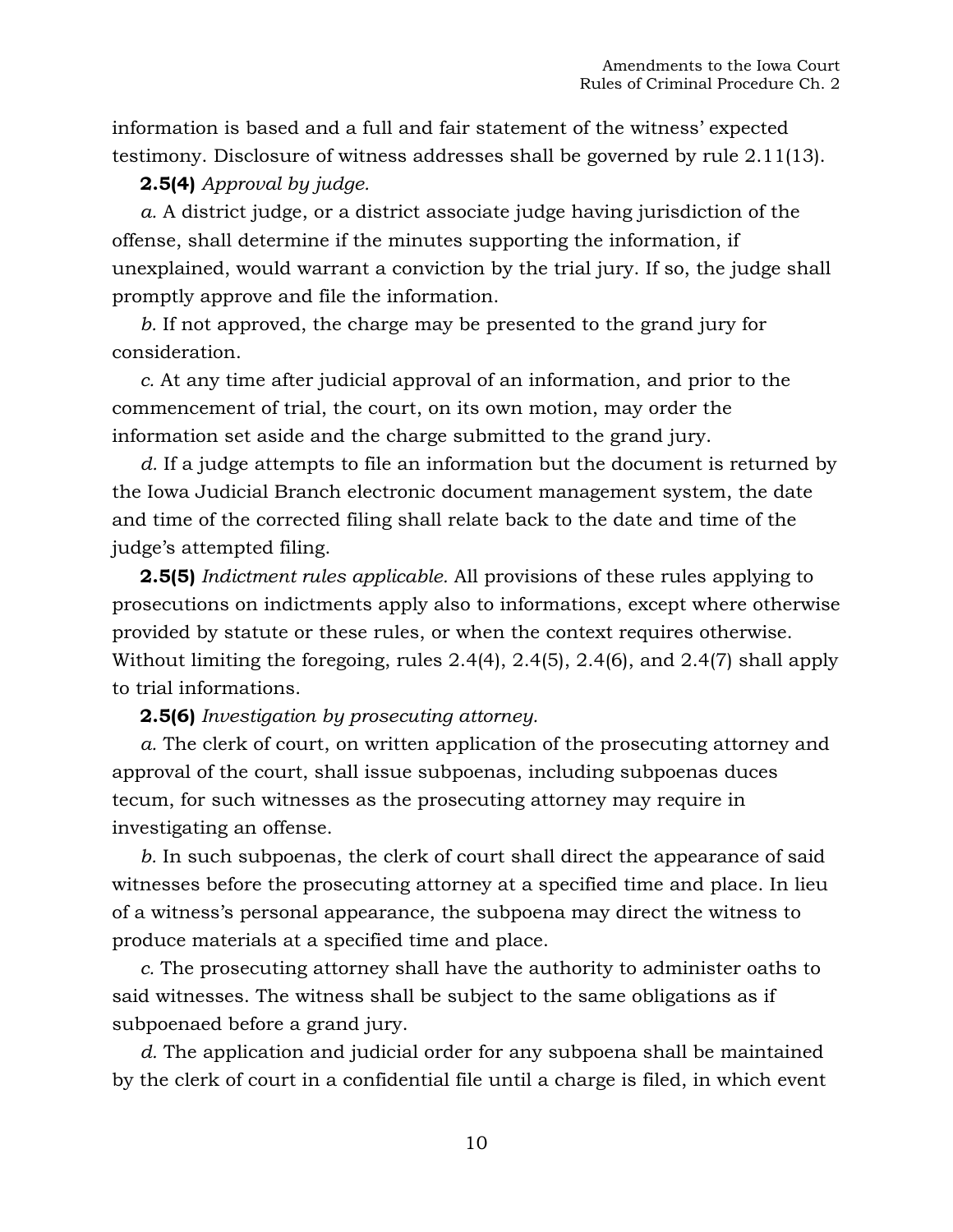information is based and a full and fair statement of the witness' expected testimony. Disclosure of witness addresses shall be governed by rule 2.11(13).

**2.5(4)** *Approval by judge.*

*a.* A district judge, or a district associate judge having jurisdiction of the offense, shall determine if the minutes supporting the information, if unexplained, would warrant a conviction by the trial jury. If so, the judge shall promptly approve and file the information.

*b.* If not approved, the charge may be presented to the grand jury for consideration.

*c.* At any time after judicial approval of an information, and prior to the commencement of trial, the court, on its own motion, may order the information set aside and the charge submitted to the grand jury.

*d.* If a judge attempts to file an information but the document is returned by the Iowa Judicial Branch electronic document management system, the date and time of the corrected filing shall relate back to the date and time of the judge's attempted filing.

**2.5(5)** *Indictment rules applicable.* All provisions of these rules applying to prosecutions on indictments apply also to informations, except where otherwise provided by statute or these rules, or when the context requires otherwise. Without limiting the foregoing, rules 2.4(4), 2.4(5), 2.4(6), and 2.4(7) shall apply to trial informations.

**2.5(6)** *Investigation by prosecuting attorney.*

*a.* The clerk of court, on written application of the prosecuting attorney and approval of the court, shall issue subpoenas, including subpoenas duces tecum, for such witnesses as the prosecuting attorney may require in investigating an offense.

*b.* In such subpoenas, the clerk of court shall direct the appearance of said witnesses before the prosecuting attorney at a specified time and place. In lieu of a witness's personal appearance, the subpoena may direct the witness to produce materials at a specified time and place.

*c.* The prosecuting attorney shall have the authority to administer oaths to said witnesses. The witness shall be subject to the same obligations as if subpoenaed before a grand jury.

*d.* The application and judicial order for any subpoena shall be maintained by the clerk of court in a confidential file until a charge is filed, in which event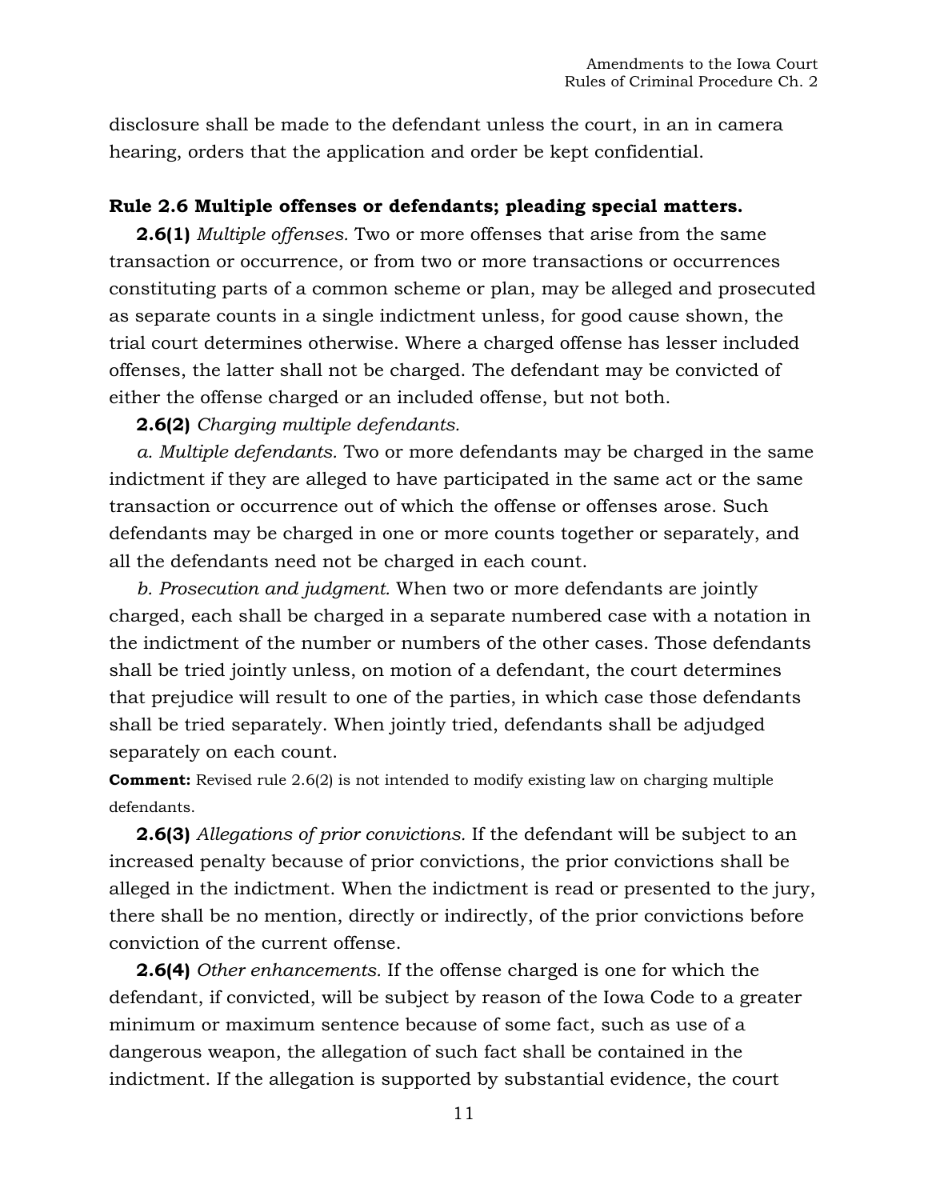disclosure shall be made to the defendant unless the court, in an in camera hearing, orders that the application and order be kept confidential.

**Rule 2.6 Multiple offenses or defendants; pleading special matters.**

**2.6(1)** *Multiple offenses.* Two or more offenses that arise from the same transaction or occurrence, or from two or more transactions or occurrences constituting parts of a common scheme or plan, may be alleged and prosecuted as separate counts in a single indictment unless, for good cause shown, the trial court determines otherwise. Where a charged offense has lesser included offenses, the latter shall not be charged. The defendant may be convicted of either the offense charged or an included offense, but not both.

**2.6(2)** *Charging multiple defendants.*

*a. Multiple defendants.* Two or more defendants may be charged in the same indictment if they are alleged to have participated in the same act or the same transaction or occurrence out of which the offense or offenses arose. Such defendants may be charged in one or more counts together or separately, and all the defendants need not be charged in each count.

*b. Prosecution and judgment.* When two or more defendants are jointly charged, each shall be charged in a separate numbered case with a notation in the indictment of the number or numbers of the other cases. Those defendants shall be tried jointly unless, on motion of a defendant, the court determines that prejudice will result to one of the parties, in which case those defendants shall be tried separately. When jointly tried, defendants shall be adjudged separately on each count.

**Comment:** Revised rule 2.6(2) is not intended to modify existing law on charging multiple defendants.

**2.6(3)** *Allegations of prior convictions.* If the defendant will be subject to an increased penalty because of prior convictions, the prior convictions shall be alleged in the indictment. When the indictment is read or presented to the jury, there shall be no mention, directly or indirectly, of the prior convictions before conviction of the current offense.

**2.6(4)** *Other enhancements.* If the offense charged is one for which the defendant, if convicted, will be subject by reason of the Iowa Code to a greater minimum or maximum sentence because of some fact, such as use of a dangerous weapon, the allegation of such fact shall be contained in the indictment. If the allegation is supported by substantial evidence, the court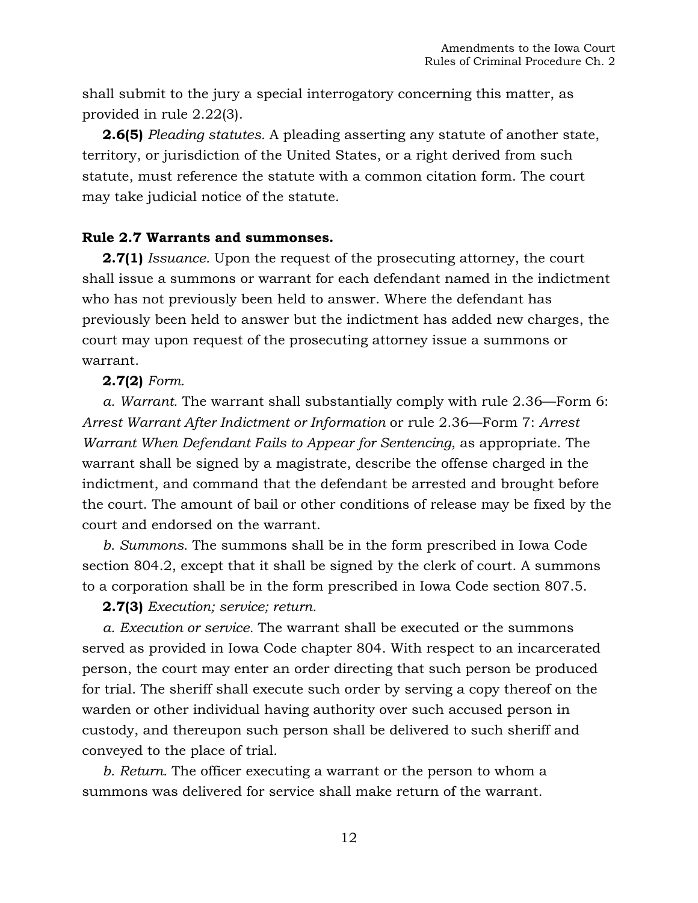shall submit to the jury a special interrogatory concerning this matter, as provided in rule 2.22(3).

**2.6(5)** *Pleading statutes.* A pleading asserting any statute of another state, territory, or jurisdiction of the United States, or a right derived from such statute, must reference the statute with a common citation form. The court may take judicial notice of the statute.

**Rule 2.7 Warrants and summonses.**

**2.7(1)** *Issuance.* Upon the request of the prosecuting attorney, the court shall issue a summons or warrant for each defendant named in the indictment who has not previously been held to answer. Where the defendant has previously been held to answer but the indictment has added new charges, the court may upon request of the prosecuting attorney issue a summons or warrant.

**2.7(2)** *Form.*

*a. Warrant.* The warrant shall substantially comply with rule 2.36—Form 6: *Arrest Warrant After Indictment or Information* or rule 2.36—Form 7: *Arrest Warrant When Defendant Fails to Appear for Sentencing*, as appropriate. The warrant shall be signed by a magistrate, describe the offense charged in the indictment, and command that the defendant be arrested and brought before the court. The amount of bail or other conditions of release may be fixed by the court and endorsed on the warrant.

*b. Summons.* The summons shall be in the form prescribed in Iowa Code section 804.2, except that it shall be signed by the clerk of court. A summons to a corporation shall be in the form prescribed in Iowa Code section 807.5.

**2.7(3)** *Execution; service; return.*

*a. Execution or service.* The warrant shall be executed or the summons served as provided in Iowa Code chapter 804. With respect to an incarcerated person, the court may enter an order directing that such person be produced for trial. The sheriff shall execute such order by serving a copy thereof on the warden or other individual having authority over such accused person in custody, and thereupon such person shall be delivered to such sheriff and conveyed to the place of trial.

*b. Return.* The officer executing a warrant or the person to whom a summons was delivered for service shall make return of the warrant.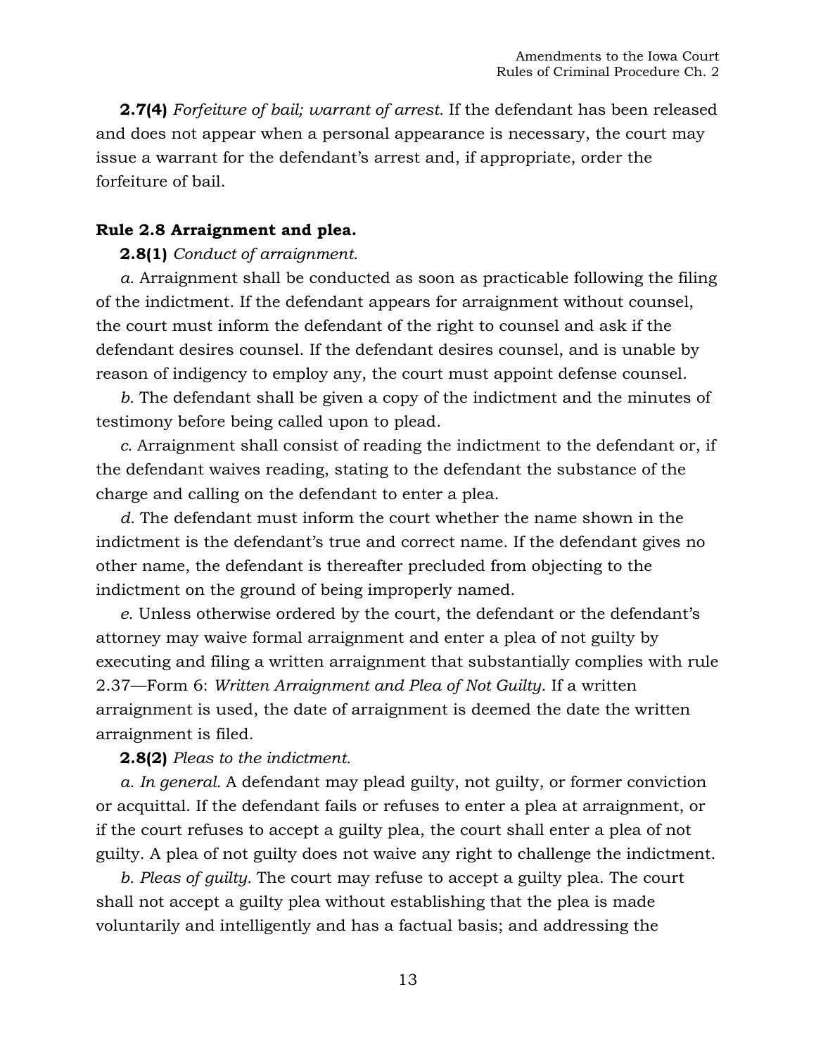**2.7(4)** *Forfeiture of bail; warrant of arrest.* If the defendant has been released and does not appear when a personal appearance is necessary, the court may issue a warrant for the defendant's arrest and, if appropriate, order the forfeiture of bail.

**Rule 2.8 Arraignment and plea.**

**2.8(1)** *Conduct of arraignment.*

*a.* Arraignment shall be conducted as soon as practicable following the filing of the indictment. If the defendant appears for arraignment without counsel, the court must inform the defendant of the right to counsel and ask if the defendant desires counsel. If the defendant desires counsel, and is unable by reason of indigency to employ any, the court must appoint defense counsel.

*b.* The defendant shall be given a copy of the indictment and the minutes of testimony before being called upon to plead.

*c.* Arraignment shall consist of reading the indictment to the defendant or, if the defendant waives reading, stating to the defendant the substance of the charge and calling on the defendant to enter a plea.

*d.* The defendant must inform the court whether the name shown in the indictment is the defendant's true and correct name. If the defendant gives no other name, the defendant is thereafter precluded from objecting to the indictment on the ground of being improperly named.

*e.* Unless otherwise ordered by the court, the defendant or the defendant's attorney may waive formal arraignment and enter a plea of not guilty by executing and filing a written arraignment that substantially complies with rule 2.37—Form 6: *Written Arraignment and Plea of Not Guilty*. If a written arraignment is used, the date of arraignment is deemed the date the written arraignment is filed.

**2.8(2)** *Pleas to the indictment.*

*a. In general.* A defendant may plead guilty, not guilty, or former conviction or acquittal. If the defendant fails or refuses to enter a plea at arraignment, or if the court refuses to accept a guilty plea, the court shall enter a plea of not guilty. A plea of not guilty does not waive any right to challenge the indictment.

*b. Pleas of guilty.* The court may refuse to accept a guilty plea. The court shall not accept a guilty plea without establishing that the plea is made voluntarily and intelligently and has a factual basis; and addressing the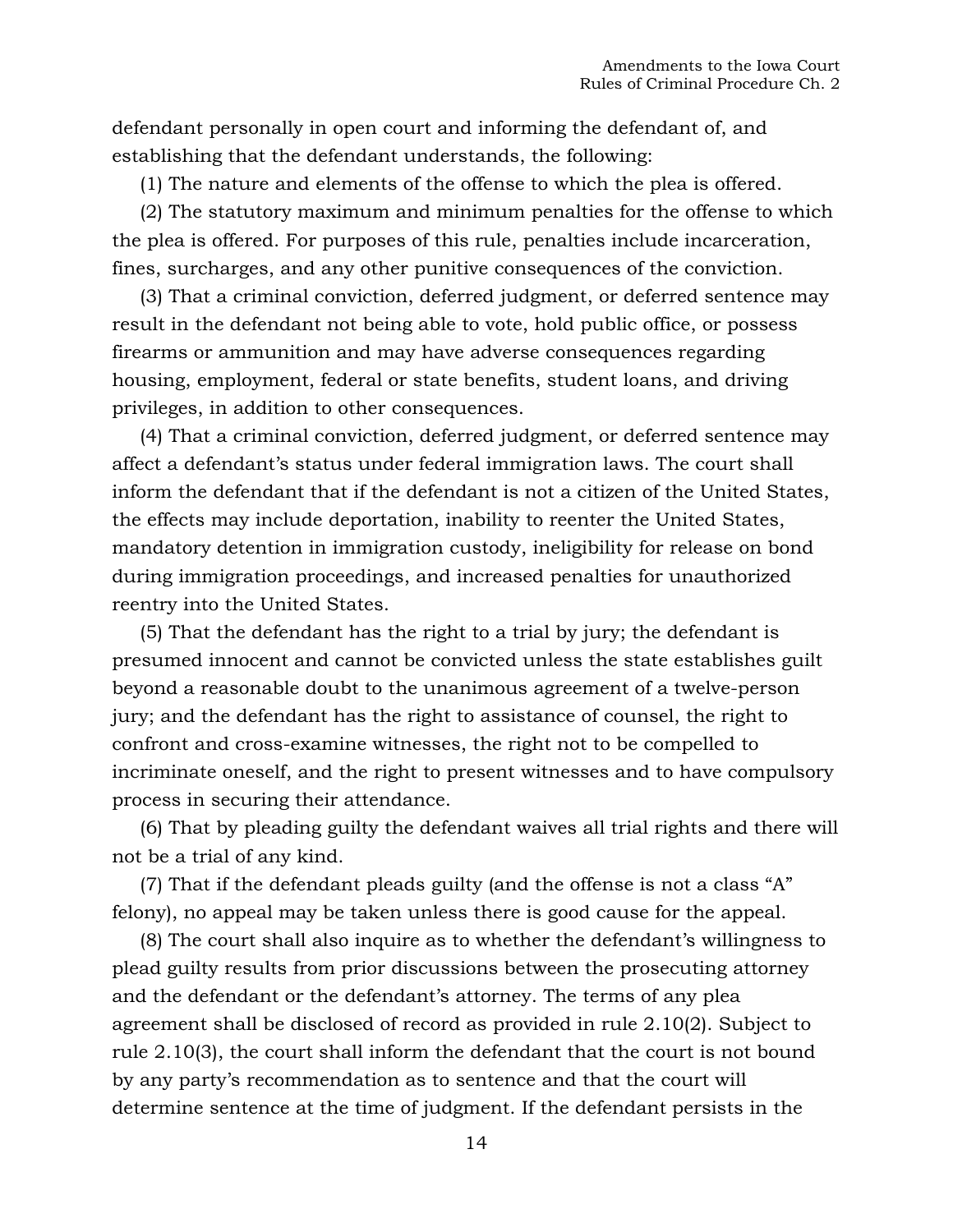defendant personally in open court and informing the defendant of, and establishing that the defendant understands, the following:

(1) The nature and elements of the offense to which the plea is offered.

(2) The statutory maximum and minimum penalties for the offense to which the plea is offered. For purposes of this rule, penalties include incarceration, fines, surcharges, and any other punitive consequences of the conviction.

(3) That a criminal conviction, deferred judgment, or deferred sentence may result in the defendant not being able to vote, hold public office, or possess firearms or ammunition and may have adverse consequences regarding housing, employment, federal or state benefits, student loans, and driving privileges, in addition to other consequences.

(4) That a criminal conviction, deferred judgment, or deferred sentence may affect a defendant's status under federal immigration laws. The court shall inform the defendant that if the defendant is not a citizen of the United States, the effects may include deportation, inability to reenter the United States, mandatory detention in immigration custody, ineligibility for release on bond during immigration proceedings, and increased penalties for unauthorized reentry into the United States.

(5) That the defendant has the right to a trial by jury; the defendant is presumed innocent and cannot be convicted unless the state establishes guilt beyond a reasonable doubt to the unanimous agreement of a twelve-person jury; and the defendant has the right to assistance of counsel, the right to confront and cross-examine witnesses, the right not to be compelled to incriminate oneself, and the right to present witnesses and to have compulsory process in securing their attendance.

(6) That by pleading guilty the defendant waives all trial rights and there will not be a trial of any kind.

(7) That if the defendant pleads guilty (and the offense is not a class "A" felony), no appeal may be taken unless there is good cause for the appeal.

(8) The court shall also inquire as to whether the defendant's willingness to plead guilty results from prior discussions between the prosecuting attorney and the defendant or the defendant's attorney. The terms of any plea agreement shall be disclosed of record as provided in rule 2.10(2). Subject to rule 2.10(3), the court shall inform the defendant that the court is not bound by any party's recommendation as to sentence and that the court will determine sentence at the time of judgment. If the defendant persists in the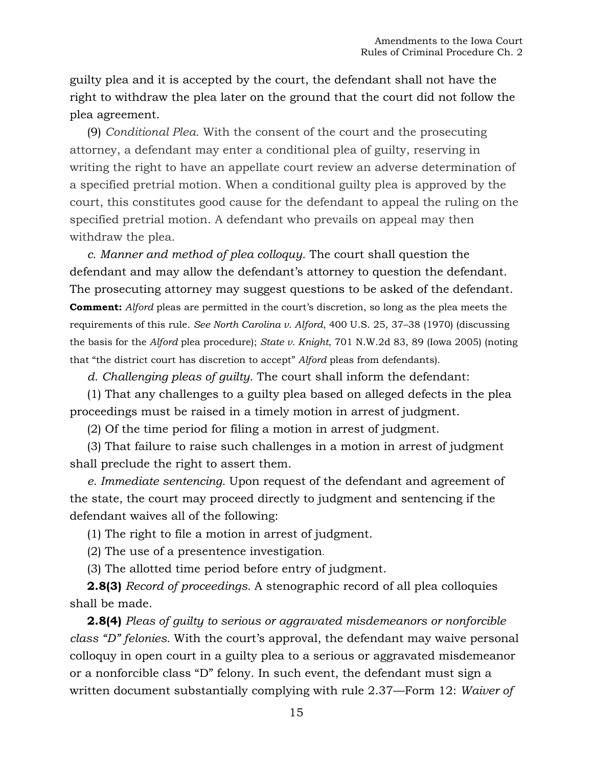guilty plea and it is accepted by the court, the defendant shall not have the right to withdraw the plea later on the ground that the court did not follow the plea agreement.

(9) *Conditional Plea.* With the consent of the court and the prosecuting attorney, a defendant may enter a conditional plea of guilty, reserving in writing the right to have an appellate court review an adverse determination of a specified pretrial motion. When a conditional guilty plea is approved by the court, this constitutes good cause for the defendant to appeal the ruling on the specified pretrial motion. A defendant who prevails on appeal may then withdraw the plea.

*c. Manner and method of plea colloquy.* The court shall question the defendant and may allow the defendant's attorney to question the defendant. The prosecuting attorney may suggest questions to be asked of the defendant.

**Comment:** *Alford* pleas are permitted in the court's discretion, so long as the plea meets the requirements of this rule. *See North Carolina v. Alford*, 400 U.S. 25, 37–38 (1970) (discussing the basis for the *Alford* plea procedure); *State v. Knight*, 701 N.W.2d 83, 89 (Iowa 2005) (noting that "the district court has discretion to accept" *Alford* pleas from defendants).

*d. Challenging pleas of guilty.* The court shall inform the defendant:

(1) That any challenges to a guilty plea based on alleged defects in the plea proceedings must be raised in a timely motion in arrest of judgment.

(2) Of the time period for filing a motion in arrest of judgment.

(3) That failure to raise such challenges in a motion in arrest of judgment shall preclude the right to assert them.

*e. Immediate sentencing.* Upon request of the defendant and agreement of the state, the court may proceed directly to judgment and sentencing if the defendant waives all of the following:

(1) The right to file a motion in arrest of judgment.

(2) The use of a presentence investigation.

(3) The allotted time period before entry of judgment.

**2.8(3)** *Record of proceedings.* A stenographic record of all plea colloquies shall be made.

**2.8(4)** *Pleas of guilty to serious or aggravated misdemeanors or nonforcible class "D" felonies.* With the court's approval, the defendant may waive personal colloquy in open court in a guilty plea to a serious or aggravated misdemeanor or a nonforcible class "D" felony. In such event, the defendant must sign a written document substantially complying with rule 2.37—Form 12: *Waiver of*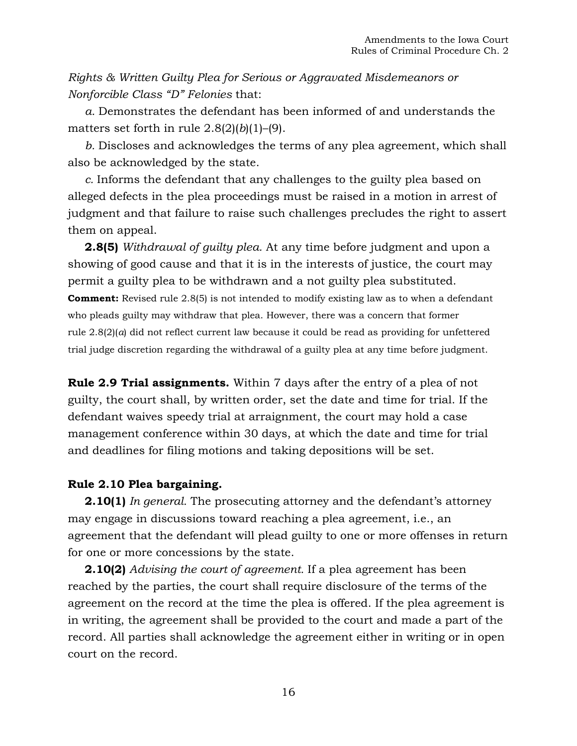*Rights & Written Guilty Plea for Serious or Aggravated Misdemeanors or Nonforcible Class "D" Felonies* that:

*a.* Demonstrates the defendant has been informed of and understands the matters set forth in rule 2.8(2)(*b*)(1)–(9).

*b.* Discloses and acknowledges the terms of any plea agreement, which shall also be acknowledged by the state.

*c.* Informs the defendant that any challenges to the guilty plea based on alleged defects in the plea proceedings must be raised in a motion in arrest of judgment and that failure to raise such challenges precludes the right to assert them on appeal.

**2.8(5)** *Withdrawal of guilty plea.* At any time before judgment and upon a showing of good cause and that it is in the interests of justice, the court may permit a guilty plea to be withdrawn and a not guilty plea substituted.

**Comment:** Revised rule 2.8(5) is not intended to modify existing law as to when a defendant who pleads guilty may withdraw that plea. However, there was a concern that former rule 2.8(2)(*a*) did not reflect current law because it could be read as providing for unfettered trial judge discretion regarding the withdrawal of a guilty plea at any time before judgment.

**Rule 2.9 Trial assignments.** Within 7 days after the entry of a plea of not guilty, the court shall, by written order, set the date and time for trial. If the defendant waives speedy trial at arraignment, the court may hold a case management conference within 30 days, at which the date and time for trial and deadlines for filing motions and taking depositions will be set.

**Rule 2.10 Plea bargaining.**

**2.10(1)** *In general.* The prosecuting attorney and the defendant's attorney may engage in discussions toward reaching a plea agreement, i.e., an agreement that the defendant will plead guilty to one or more offenses in return for one or more concessions by the state.

**2.10(2)** *Advising the court of agreement.* If a plea agreement has been reached by the parties, the court shall require disclosure of the terms of the agreement on the record at the time the plea is offered. If the plea agreement is in writing, the agreement shall be provided to the court and made a part of the record. All parties shall acknowledge the agreement either in writing or in open court on the record.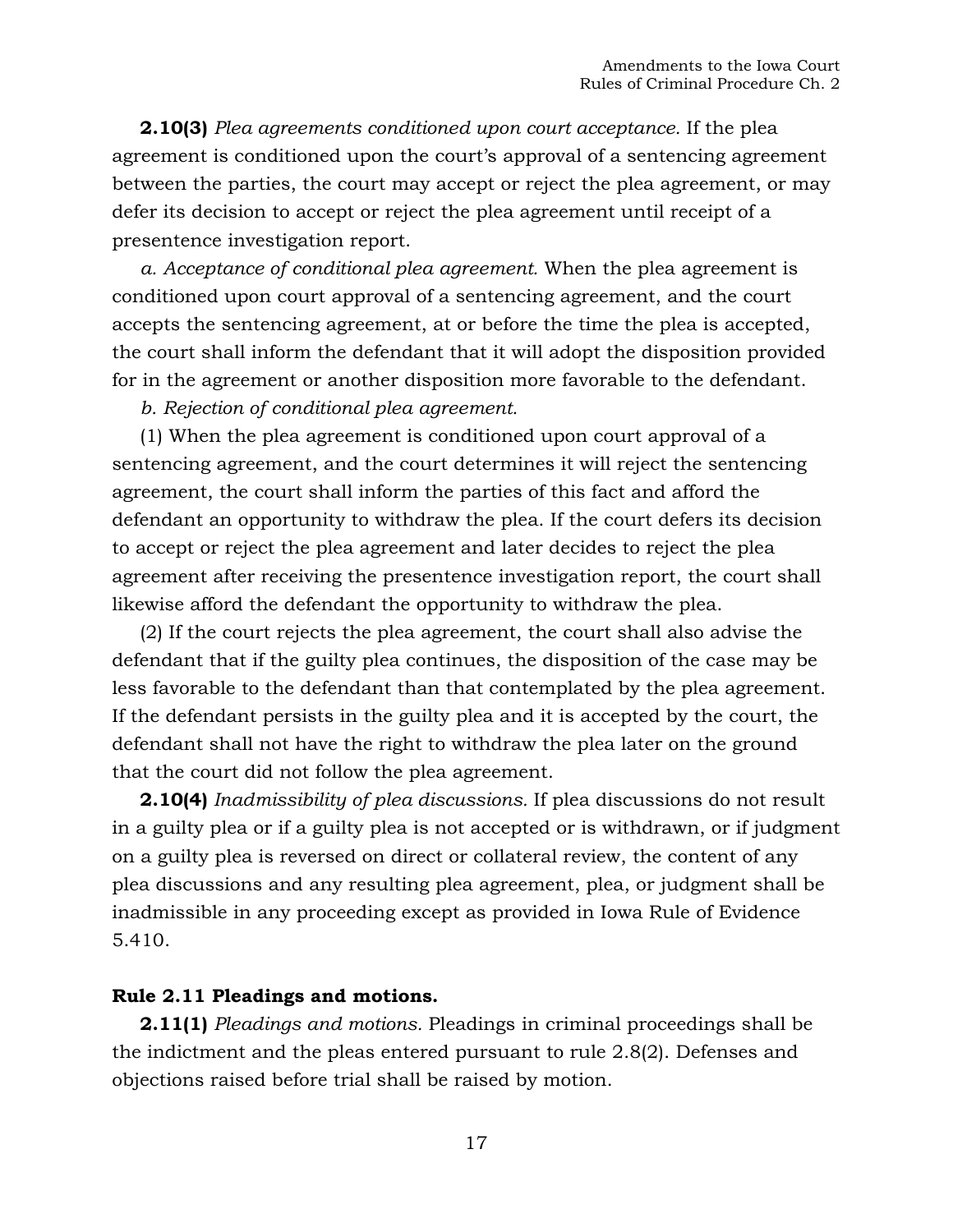**2.10(3)** *Plea agreements conditioned upon court acceptance.* If the plea agreement is conditioned upon the court's approval of a sentencing agreement between the parties, the court may accept or reject the plea agreement, or may defer its decision to accept or reject the plea agreement until receipt of a presentence investigation report.

*a. Acceptance of conditional plea agreement.* When the plea agreement is conditioned upon court approval of a sentencing agreement, and the court accepts the sentencing agreement, at or before the time the plea is accepted, the court shall inform the defendant that it will adopt the disposition provided for in the agreement or another disposition more favorable to the defendant.

*b. Rejection of conditional plea agreement.*

(1) When the plea agreement is conditioned upon court approval of a sentencing agreement, and the court determines it will reject the sentencing agreement, the court shall inform the parties of this fact and afford the defendant an opportunity to withdraw the plea. If the court defers its decision to accept or reject the plea agreement and later decides to reject the plea agreement after receiving the presentence investigation report, the court shall likewise afford the defendant the opportunity to withdraw the plea.

(2) If the court rejects the plea agreement, the court shall also advise the defendant that if the guilty plea continues, the disposition of the case may be less favorable to the defendant than that contemplated by the plea agreement. If the defendant persists in the guilty plea and it is accepted by the court, the defendant shall not have the right to withdraw the plea later on the ground that the court did not follow the plea agreement.

**2.10(4)** *Inadmissibility of plea discussions.* If plea discussions do not result in a guilty plea or if a guilty plea is not accepted or is withdrawn, or if judgment on a guilty plea is reversed on direct or collateral review, the content of any plea discussions and any resulting plea agreement, plea, or judgment shall be inadmissible in any proceeding except as provided in Iowa Rule of Evidence 5.410.

### Rule 2.11 Pleadings and motions.

**2.11(1)** *Pleadings and motions.* Pleadings in criminal proceedings shall be the indictment and the pleas entered pursuant to rule 2.8(2). Defenses and objections raised before trial shall be raised by motion.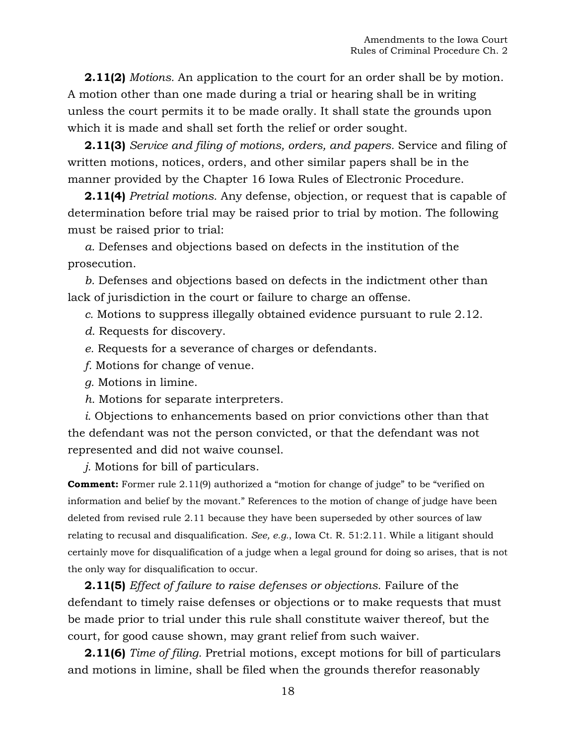**2.11(2)** *Motions.* An application to the court for an order shall be by motion. A motion other than one made during a trial or hearing shall be in writing unless the court permits it to be made orally. It shall state the grounds upon which it is made and shall set forth the relief or order sought.

**2.11(3)** *Service and filing of motions, orders, and papers.* Service and filing of written motions, notices, orders, and other similar papers shall be in the manner provided by the Chapter 16 Iowa Rules of Electronic Procedure.

**2.11(4)** *Pretrial motions.* Any defense, objection, or request that is capable of determination before trial may be raised prior to trial by motion. The following must be raised prior to trial:

*a.* Defenses and objections based on defects in the institution of the prosecution.

*b.* Defenses and objections based on defects in the indictment other than lack of jurisdiction in the court or failure to charge an offense.

*c.* Motions to suppress illegally obtained evidence pursuant to rule 2.12.

*d.* Requests for discovery.

*e.* Requests for a severance of charges or defendants.

*f.* Motions for change of venue.

*g.* Motions in limine.

*h.* Motions for separate interpreters.

*i.* Objections to enhancements based on prior convictions other than that the defendant was not the person convicted, or that the defendant was not represented and did not waive counsel.

*j.* Motions for bill of particulars.

**Comment:** Former rule 2.11(9) authorized a "motion for change of judge" to be "verified on information and belief by the movant." References to the motion of change of judge have been deleted from revised rule 2.11 because they have been superseded by other sources of law relating to recusal and disqualification. *See, e.g.*, Iowa Ct. R. 51:2.11. While a litigant should certainly move for disqualification of a judge when a legal ground for doing so arises, that is not the only way for disqualification to occur.

**2.11(5)** *Effect of failure to raise defenses or objections.* Failure of the defendant to timely raise defenses or objections or to make requests that must be made prior to trial under this rule shall constitute waiver thereof, but the court, for good cause shown, may grant relief from such waiver.

**2.11(6)** *Time of filing.* Pretrial motions, except motions for bill of particulars and motions in limine, shall be filed when the grounds therefor reasonably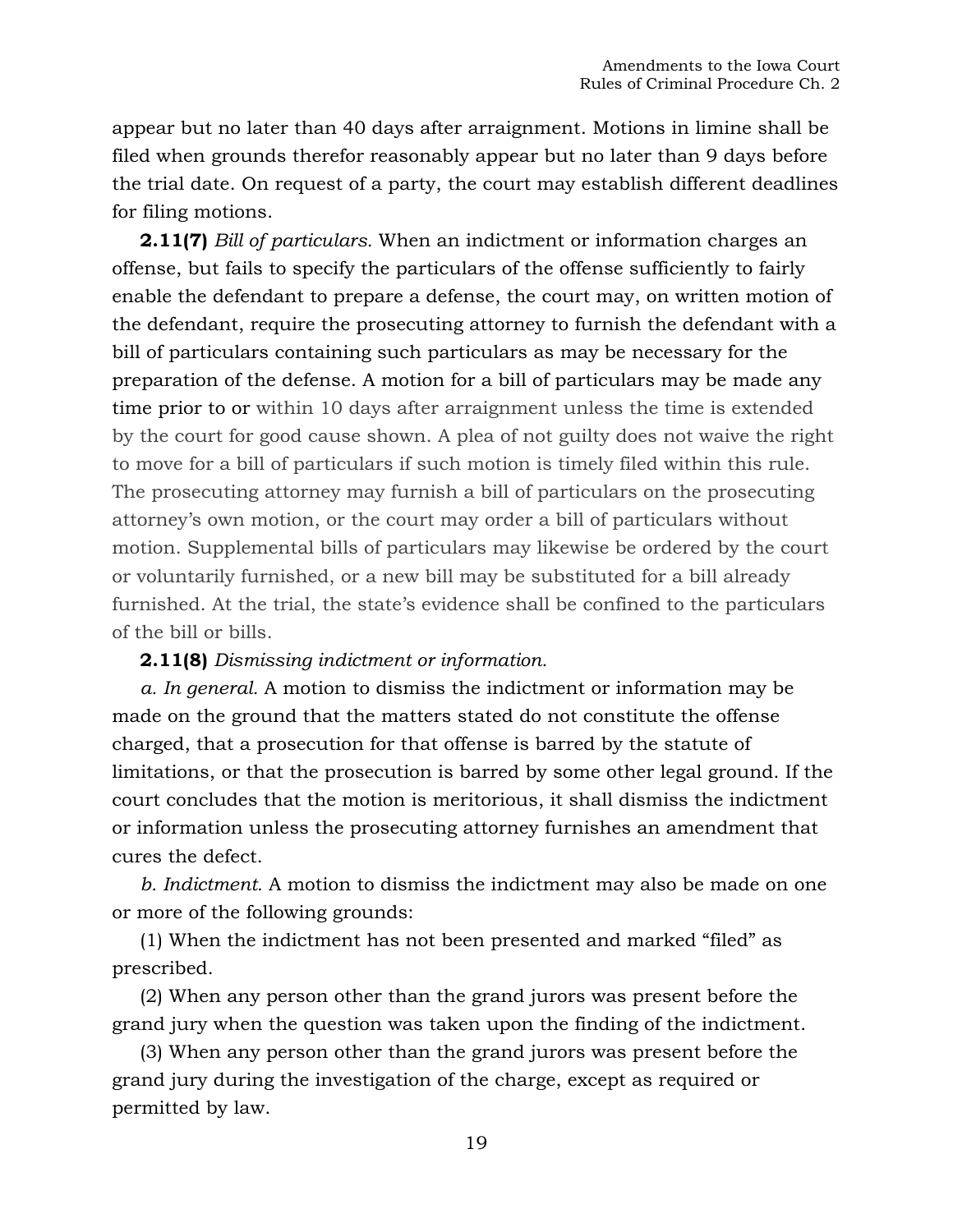appear but no later than 40 days after arraignment. Motions in limine shall be filed when grounds therefor reasonably appear but no later than 9 days before the trial date. On request of a party, the court may establish different deadlines for filing motions.

**2.11(7)** *Bill of particulars.* When an indictment or information charges an offense, but fails to specify the particulars of the offense sufficiently to fairly enable the defendant to prepare a defense, the court may, on written motion of the defendant, require the prosecuting attorney to furnish the defendant with a bill of particulars containing such particulars as may be necessary for the preparation of the defense. A motion for a bill of particulars may be made any time prior to or within 10 days after arraignment unless the time is extended by the court for good cause shown. A plea of not guilty does not waive the right to move for a bill of particulars if such motion is timely filed within this rule. The prosecuting attorney may furnish a bill of particulars on the prosecuting attorney's own motion, or the court may order a bill of particulars without motion. Supplemental bills of particulars may likewise be ordered by the court or voluntarily furnished, or a new bill may be substituted for a bill already furnished. At the trial, the state's evidence shall be confined to the particulars of the bill or bills.

**2.11(8)** *Dismissing indictment or information.*

*a. In general.* A motion to dismiss the indictment or information may be made on the ground that the matters stated do not constitute the offense charged, that a prosecution for that offense is barred by the statute of limitations, or that the prosecution is barred by some other legal ground. If the court concludes that the motion is meritorious, it shall dismiss the indictment or information unless the prosecuting attorney furnishes an amendment that cures the defect.

*b. Indictment.* A motion to dismiss the indictment may also be made on one or more of the following grounds:

(1) When the indictment has not been presented and marked "filed" as prescribed.

(2) When any person other than the grand jurors was present before the grand jury when the question was taken upon the finding of the indictment.

(3) When any person other than the grand jurors was present before the grand jury during the investigation of the charge, except as required or permitted by law.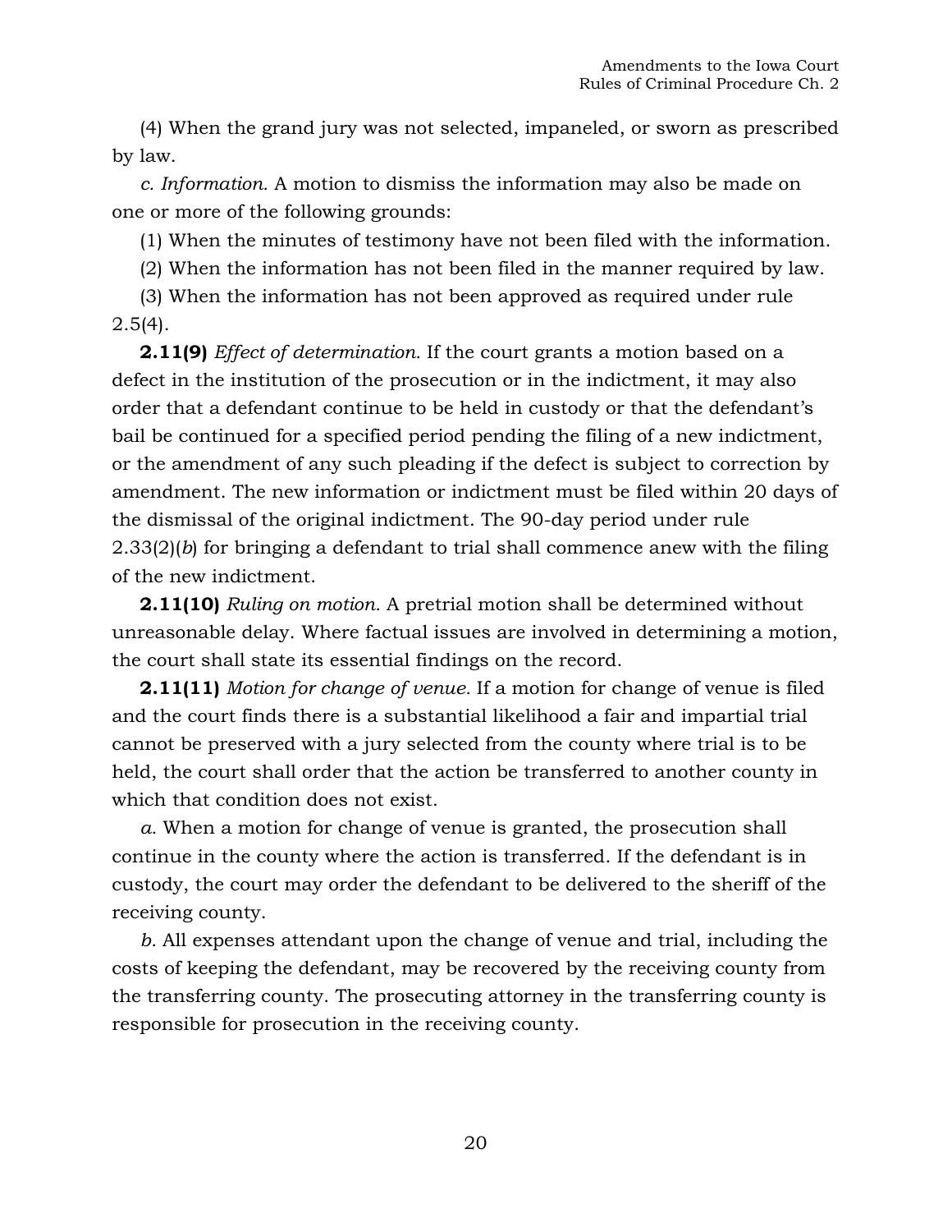(4) When the grand jury was not selected, impaneled, or sworn as prescribed by law.

*c. Information.* A motion to dismiss the information may also be made on one or more of the following grounds:

(1) When the minutes of testimony have not been filed with the information.

(2) When the information has not been filed in the manner required by law.

(3) When the information has not been approved as required under rule 2.5(4).

**2.11(9)** *Effect of determination.* If the court grants a motion based on a defect in the institution of the prosecution or in the indictment, it may also order that a defendant continue to be held in custody or that the defendant's bail be continued for a specified period pending the filing of a new indictment, or the amendment of any such pleading if the defect is subject to correction by amendment. The new information or indictment must be filed within 20 days of the dismissal of the original indictment. The 90-day period under rule 2.33(2)(*b*) for bringing a defendant to trial shall commence anew with the filing of the new indictment.

**2.11(10)** *Ruling on motion.* A pretrial motion shall be determined without unreasonable delay. Where factual issues are involved in determining a motion, the court shall state its essential findings on the record.

**2.11(11)** *Motion for change of venue.* If a motion for change of venue is filed and the court finds there is a substantial likelihood a fair and impartial trial cannot be preserved with a jury selected from the county where trial is to be held, the court shall order that the action be transferred to another county in which that condition does not exist.

*a.* When a motion for change of venue is granted, the prosecution shall continue in the county where the action is transferred. If the defendant is in custody, the court may order the defendant to be delivered to the sheriff of the receiving county.

*b.* All expenses attendant upon the change of venue and trial, including the costs of keeping the defendant, may be recovered by the receiving county from the transferring county. The prosecuting attorney in the transferring county is responsible for prosecution in the receiving county.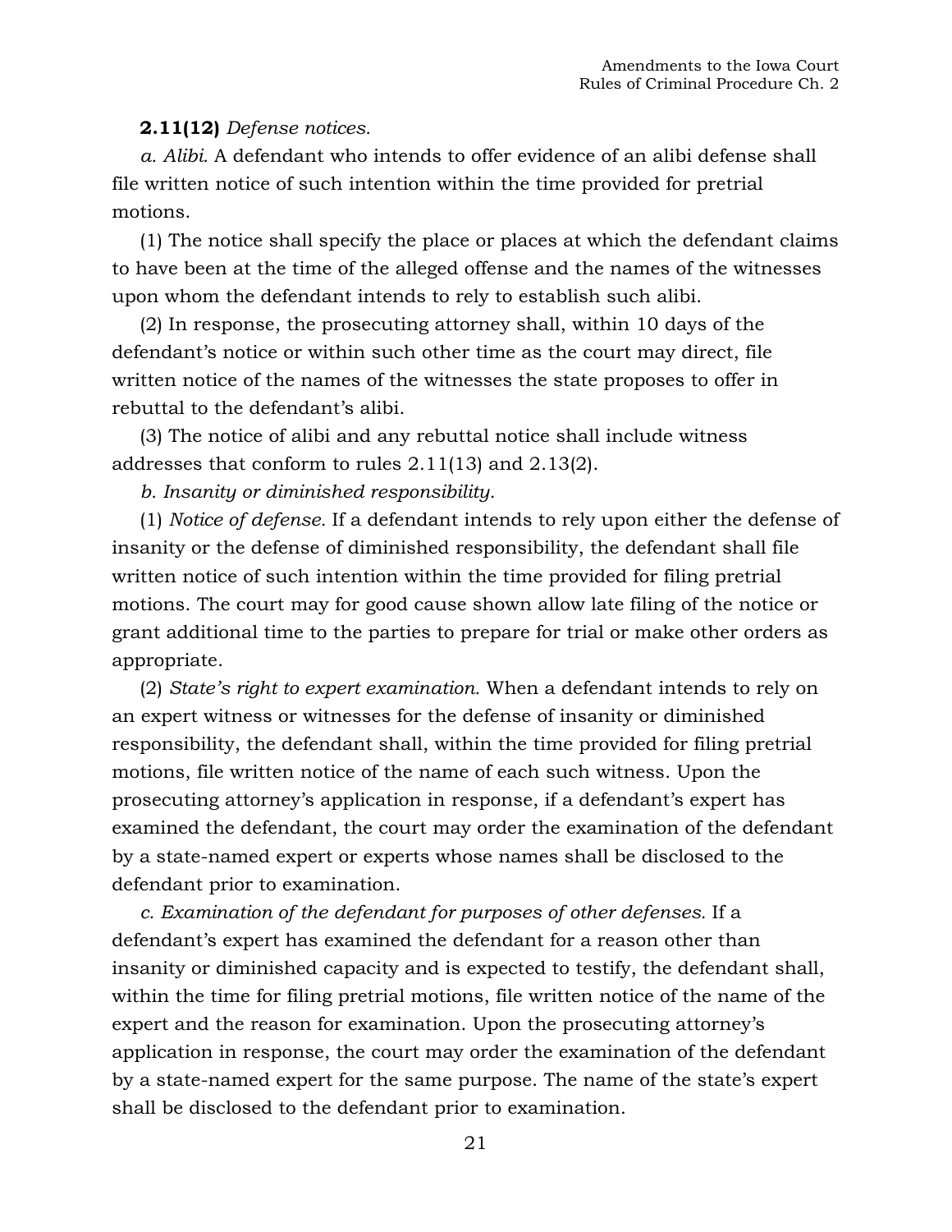**2.11(12)** *Defense notices.*

*a. Alibi.* A defendant who intends to offer evidence of an alibi defense shall file written notice of such intention within the time provided for pretrial motions.

(1) The notice shall specify the place or places at which the defendant claims to have been at the time of the alleged offense and the names of the witnesses upon whom the defendant intends to rely to establish such alibi.

(2) In response, the prosecuting attorney shall, within 10 days of the defendant's notice or within such other time as the court may direct, file written notice of the names of the witnesses the state proposes to offer in rebuttal to the defendant's alibi.

(3) The notice of alibi and any rebuttal notice shall include witness addresses that conform to rules 2.11(13) and 2.13(2).

*b. Insanity or diminished responsibility.*

(1) *Notice of defense.* If a defendant intends to rely upon either the defense of insanity or the defense of diminished responsibility, the defendant shall file written notice of such intention within the time provided for filing pretrial motions. The court may for good cause shown allow late filing of the notice or grant additional time to the parties to prepare for trial or make other orders as appropriate.

(2) *State's right to expert examination.* When a defendant intends to rely on an expert witness or witnesses for the defense of insanity or diminished responsibility, the defendant shall, within the time provided for filing pretrial motions, file written notice of the name of each such witness. Upon the prosecuting attorney's application in response, if a defendant's expert has examined the defendant, the court may order the examination of the defendant by a state-named expert or experts whose names shall be disclosed to the defendant prior to examination.

*c. Examination of the defendant for purposes of other defenses.* If a defendant's expert has examined the defendant for a reason other than insanity or diminished capacity and is expected to testify, the defendant shall, within the time for filing pretrial motions, file written notice of the name of the expert and the reason for examination. Upon the prosecuting attorney's application in response, the court may order the examination of the defendant by a state-named expert for the same purpose. The name of the state's expert shall be disclosed to the defendant prior to examination.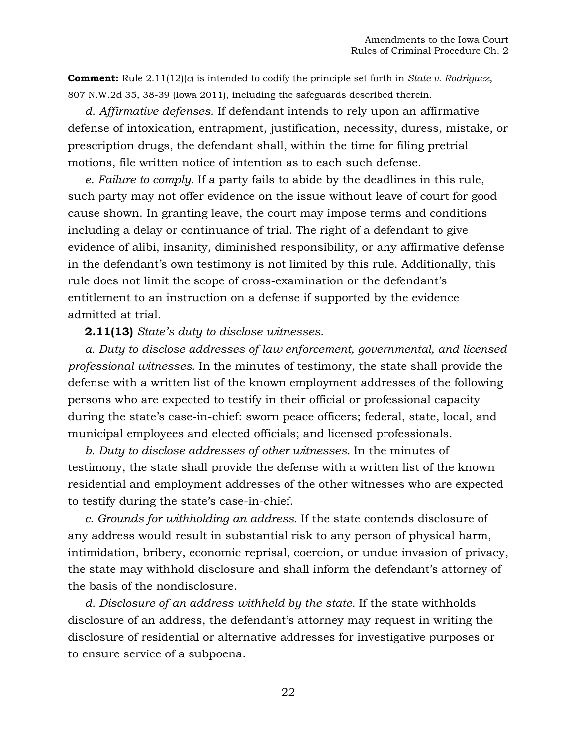**Comment:** Rule 2.11(12)(*c*) is intended to codify the principle set forth in *State v. Rodriguez*, 807 N.W.2d 35, 38-39 (Iowa 2011), including the safeguards described therein.

*d. Affirmative defenses.* If defendant intends to rely upon an affirmative defense of intoxication, entrapment, justification, necessity, duress, mistake, or prescription drugs, the defendant shall, within the time for filing pretrial motions, file written notice of intention as to each such defense.

*e. Failure to comply.* If a party fails to abide by the deadlines in this rule, such party may not offer evidence on the issue without leave of court for good cause shown. In granting leave, the court may impose terms and conditions including a delay or continuance of trial. The right of a defendant to give evidence of alibi, insanity, diminished responsibility, or any affirmative defense in the defendant's own testimony is not limited by this rule. Additionally, this rule does not limit the scope of cross-examination or the defendant's entitlement to an instruction on a defense if supported by the evidence admitted at trial.

**2.11(13)** *State's duty to disclose witnesses.*

*a. Duty to disclose addresses of law enforcement, governmental, and licensed professional witnesses.* In the minutes of testimony, the state shall provide the defense with a written list of the known employment addresses of the following persons who are expected to testify in their official or professional capacity during the state's case-in-chief: sworn peace officers; federal, state, local, and municipal employees and elected officials; and licensed professionals.

*b. Duty to disclose addresses of other witnesses.* In the minutes of testimony, the state shall provide the defense with a written list of the known residential and employment addresses of the other witnesses who are expected to testify during the state's case-in-chief.

*c. Grounds for withholding an address.* If the state contends disclosure of any address would result in substantial risk to any person of physical harm, intimidation, bribery, economic reprisal, coercion, or undue invasion of privacy, the state may withhold disclosure and shall inform the defendant's attorney of the basis of the nondisclosure.

*d. Disclosure of an address withheld by the state.* If the state withholds disclosure of an address, the defendant's attorney may request in writing the disclosure of residential or alternative addresses for investigative purposes or to ensure service of a subpoena.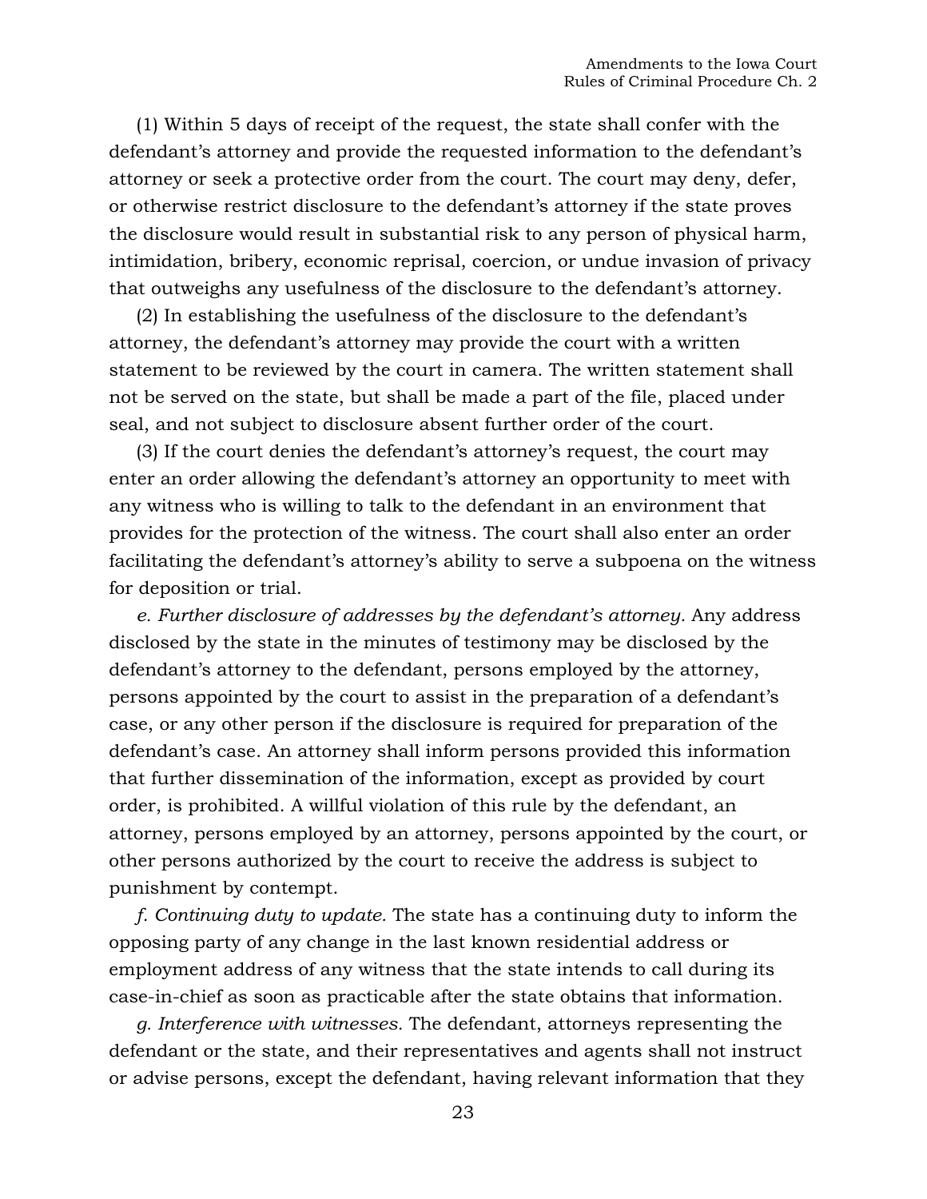(1) Within 5 days of receipt of the request, the state shall confer with the defendant's attorney and provide the requested information to the defendant's attorney or seek a protective order from the court. The court may deny, defer, or otherwise restrict disclosure to the defendant's attorney if the state proves the disclosure would result in substantial risk to any person of physical harm, intimidation, bribery, economic reprisal, coercion, or undue invasion of privacy that outweighs any usefulness of the disclosure to the defendant's attorney.

(2) In establishing the usefulness of the disclosure to the defendant's attorney, the defendant's attorney may provide the court with a written statement to be reviewed by the court in camera. The written statement shall not be served on the state, but shall be made a part of the file, placed under seal, and not subject to disclosure absent further order of the court.

(3) If the court denies the defendant's attorney's request, the court may enter an order allowing the defendant's attorney an opportunity to meet with any witness who is willing to talk to the defendant in an environment that provides for the protection of the witness. The court shall also enter an order facilitating the defendant's attorney's ability to serve a subpoena on the witness for deposition or trial.

*e. Further disclosure of addresses by the defendant's attorney.* Any address disclosed by the state in the minutes of testimony may be disclosed by the defendant's attorney to the defendant, persons employed by the attorney, persons appointed by the court to assist in the preparation of a defendant's case, or any other person if the disclosure is required for preparation of the defendant's case. An attorney shall inform persons provided this information that further dissemination of the information, except as provided by court order, is prohibited. A willful violation of this rule by the defendant, an attorney, persons employed by an attorney, persons appointed by the court, or other persons authorized by the court to receive the address is subject to punishment by contempt.

*f. Continuing duty to update.* The state has a continuing duty to inform the opposing party of any change in the last known residential address or employment address of any witness that the state intends to call during its case-in-chief as soon as practicable after the state obtains that information.

*g. Interference with witnesses.* The defendant, attorneys representing the defendant or the state, and their representatives and agents shall not instruct or advise persons, except the defendant, having relevant information that they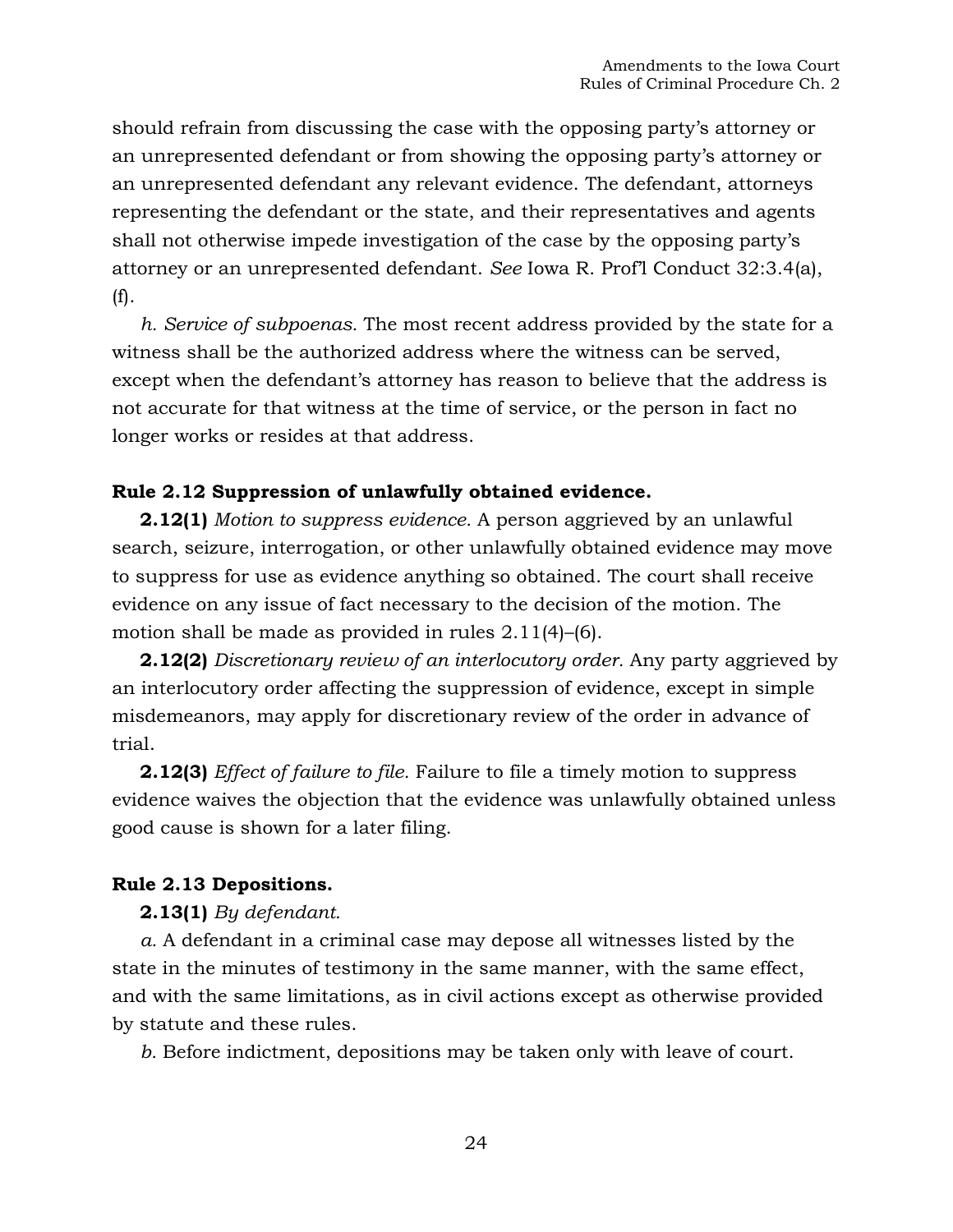should refrain from discussing the case with the opposing party's attorney or an unrepresented defendant or from showing the opposing party's attorney or an unrepresented defendant any relevant evidence. The defendant, attorneys representing the defendant or the state, and their representatives and agents shall not otherwise impede investigation of the case by the opposing party's attorney or an unrepresented defendant. *See* Iowa R. Prof'l Conduct 32:3.4(a), (f).

*h. Service of subpoenas.* The most recent address provided by the state for a witness shall be the authorized address where the witness can be served, except when the defendant's attorney has reason to believe that the address is not accurate for that witness at the time of service, or the person in fact no longer works or resides at that address.

**Rule 2.12 Suppression of unlawfully obtained evidence.**

**2.12(1)** *Motion to suppress evidence.* A person aggrieved by an unlawful search, seizure, interrogation, or other unlawfully obtained evidence may move to suppress for use as evidence anything so obtained. The court shall receive evidence on any issue of fact necessary to the decision of the motion. The motion shall be made as provided in rules 2.11(4)–(6).

**2.12(2)** *Discretionary review of an interlocutory order.* Any party aggrieved by an interlocutory order affecting the suppression of evidence, except in simple misdemeanors, may apply for discretionary review of the order in advance of trial.

**2.12(3)** *Effect of failure to file.* Failure to file a timely motion to suppress evidence waives the objection that the evidence was unlawfully obtained unless good cause is shown for a later filing.

**Rule 2.13 Depositions.**

**2.13(1)** *By defendant.*

*a.* A defendant in a criminal case may depose all witnesses listed by the state in the minutes of testimony in the same manner, with the same effect, and with the same limitations, as in civil actions except as otherwise provided by statute and these rules.

*b.* Before indictment, depositions may be taken only with leave of court.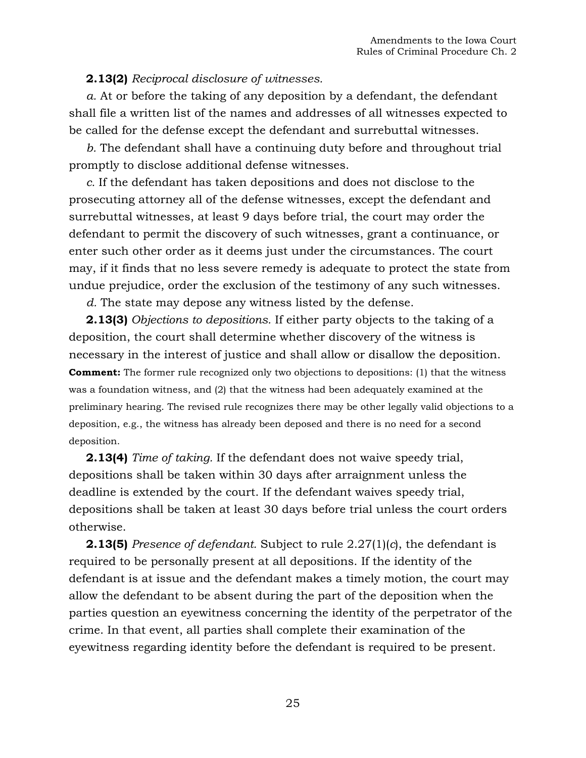**2.13(2)** *Reciprocal disclosure of witnesses.*

*a.* At or before the taking of any deposition by a defendant, the defendant shall file a written list of the names and addresses of all witnesses expected to be called for the defense except the defendant and surrebuttal witnesses.

*b.* The defendant shall have a continuing duty before and throughout trial promptly to disclose additional defense witnesses.

*c.* If the defendant has taken depositions and does not disclose to the prosecuting attorney all of the defense witnesses, except the defendant and surrebuttal witnesses, at least 9 days before trial, the court may order the defendant to permit the discovery of such witnesses, grant a continuance, or enter such other order as it deems just under the circumstances. The court may, if it finds that no less severe remedy is adequate to protect the state from undue prejudice, order the exclusion of the testimony of any such witnesses.

*d.* The state may depose any witness listed by the defense.

**2.13(3)** *Objections to depositions.* If either party objects to the taking of a deposition, the court shall determine whether discovery of the witness is necessary in the interest of justice and shall allow or disallow the deposition.

**Comment:** The former rule recognized only two objections to depositions: (1) that the witness was a foundation witness, and (2) that the witness had been adequately examined at the preliminary hearing. The revised rule recognizes there may be other legally valid objections to a deposition, e.g., the witness has already been deposed and there is no need for a second deposition.

**2.13(4)** *Time of taking.* If the defendant does not waive speedy trial, depositions shall be taken within 30 days after arraignment unless the deadline is extended by the court. If the defendant waives speedy trial, depositions shall be taken at least 30 days before trial unless the court orders otherwise.

**2.13(5)** *Presence of defendant.* Subject to rule 2.27(1)(*c*), the defendant is required to be personally present at all depositions. If the identity of the defendant is at issue and the defendant makes a timely motion, the court may allow the defendant to be absent during the part of the deposition when the parties question an eyewitness concerning the identity of the perpetrator of the crime. In that event, all parties shall complete their examination of the eyewitness regarding identity before the defendant is required to be present.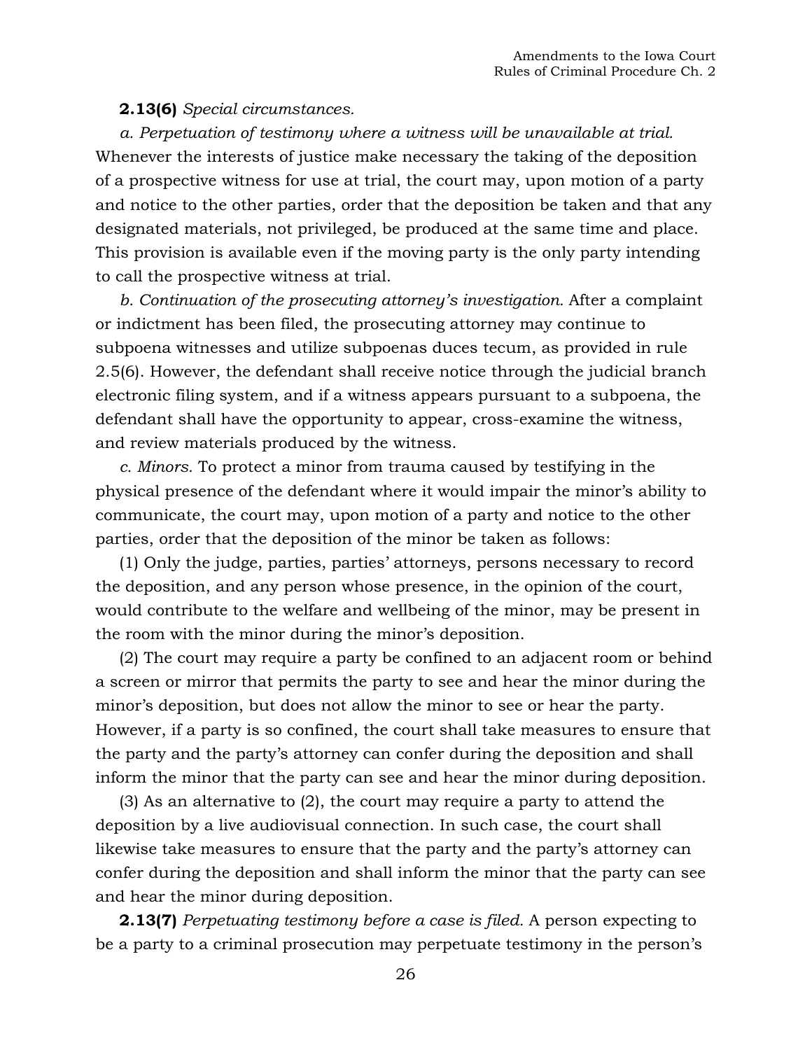**2.13(6)** *Special circumstances.*

*a. Perpetuation of testimony where a witness will be unavailable at trial.* Whenever the interests of justice make necessary the taking of the deposition of a prospective witness for use at trial, the court may, upon motion of a party and notice to the other parties, order that the deposition be taken and that any designated materials, not privileged, be produced at the same time and place. This provision is available even if the moving party is the only party intending to call the prospective witness at trial.

*b. Continuation of the prosecuting attorney's investigation.* After a complaint or indictment has been filed, the prosecuting attorney may continue to subpoena witnesses and utilize subpoenas duces tecum, as provided in rule 2.5(6). However, the defendant shall receive notice through the judicial branch electronic filing system, and if a witness appears pursuant to a subpoena, the defendant shall have the opportunity to appear, cross-examine the witness, and review materials produced by the witness.

*c. Minors.* To protect a minor from trauma caused by testifying in the physical presence of the defendant where it would impair the minor's ability to communicate, the court may, upon motion of a party and notice to the other parties, order that the deposition of the minor be taken as follows:

(1) Only the judge, parties, parties' attorneys, persons necessary to record the deposition, and any person whose presence, in the opinion of the court, would contribute to the welfare and wellbeing of the minor, may be present in the room with the minor during the minor's deposition.

(2) The court may require a party be confined to an adjacent room or behind a screen or mirror that permits the party to see and hear the minor during the minor's deposition, but does not allow the minor to see or hear the party. However, if a party is so confined, the court shall take measures to ensure that the party and the party's attorney can confer during the deposition and shall inform the minor that the party can see and hear the minor during deposition.

(3) As an alternative to (2), the court may require a party to attend the deposition by a live audiovisual connection. In such case, the court shall likewise take measures to ensure that the party and the party's attorney can confer during the deposition and shall inform the minor that the party can see and hear the minor during deposition.

**2.13(7)** *Perpetuating testimony before a case is filed.* A person expecting to be a party to a criminal prosecution may perpetuate testimony in the person's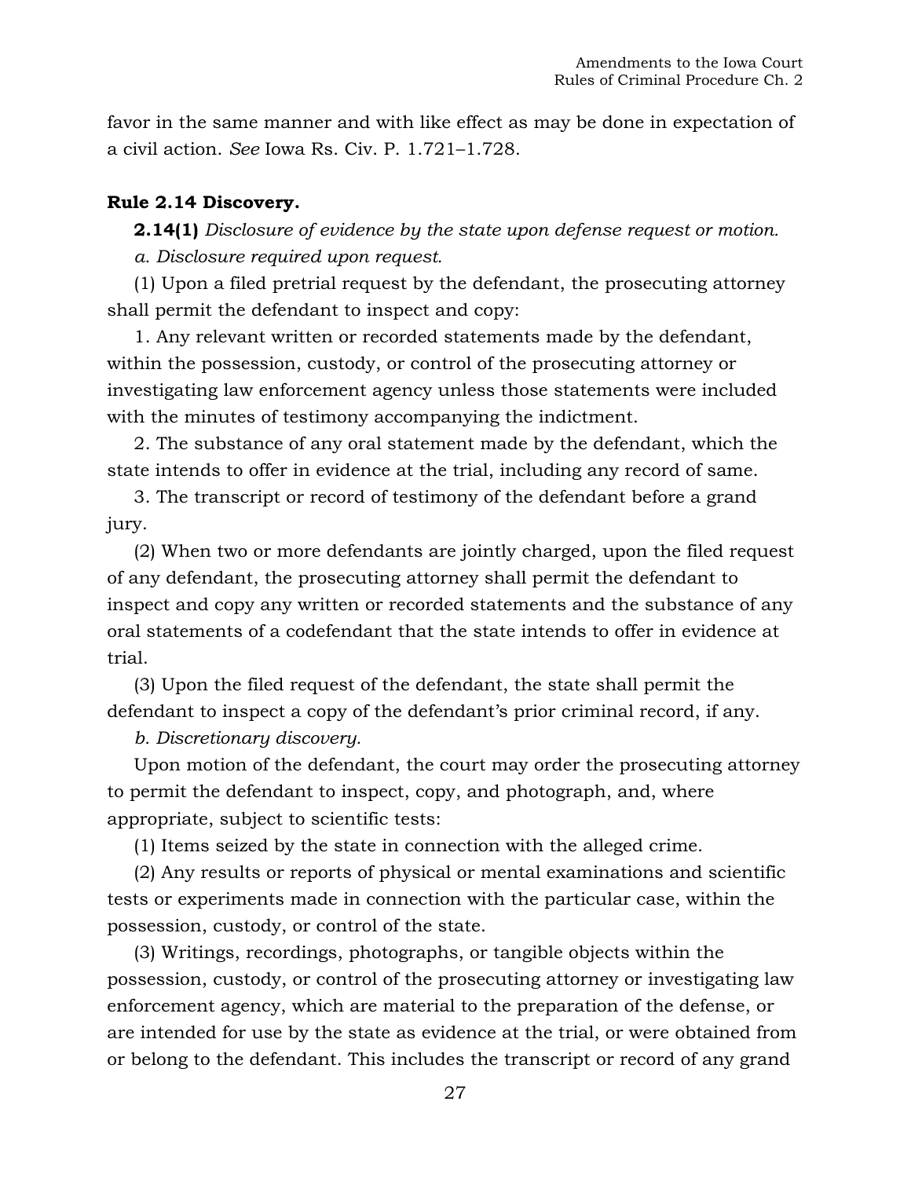favor in the same manner and with like effect as may be done in expectation of a civil action. *See* Iowa Rs. Civ. P. 1.721–1.728.

**Rule 2.14 Discovery.**

**2.14(1)** *Disclosure of evidence by the state upon defense request or motion.*

*a. Disclosure required upon request.*

(1) Upon a filed pretrial request by the defendant, the prosecuting attorney shall permit the defendant to inspect and copy:

1. Any relevant written or recorded statements made by the defendant, within the possession, custody, or control of the prosecuting attorney or investigating law enforcement agency unless those statements were included with the minutes of testimony accompanying the indictment.

2. The substance of any oral statement made by the defendant, which the state intends to offer in evidence at the trial, including any record of same.

3. The transcript or record of testimony of the defendant before a grand jury.

(2) When two or more defendants are jointly charged, upon the filed request of any defendant, the prosecuting attorney shall permit the defendant to inspect and copy any written or recorded statements and the substance of any oral statements of a codefendant that the state intends to offer in evidence at trial.

(3) Upon the filed request of the defendant, the state shall permit the defendant to inspect a copy of the defendant's prior criminal record, if any.

*b. Discretionary discovery.*

Upon motion of the defendant, the court may order the prosecuting attorney to permit the defendant to inspect, copy, and photograph, and, where appropriate, subject to scientific tests:

(1) Items seized by the state in connection with the alleged crime.

(2) Any results or reports of physical or mental examinations and scientific tests or experiments made in connection with the particular case, within the possession, custody, or control of the state.

(3) Writings, recordings, photographs, or tangible objects within the possession, custody, or control of the prosecuting attorney or investigating law enforcement agency, which are material to the preparation of the defense, or are intended for use by the state as evidence at the trial, or were obtained from or belong to the defendant. This includes the transcript or record of any grand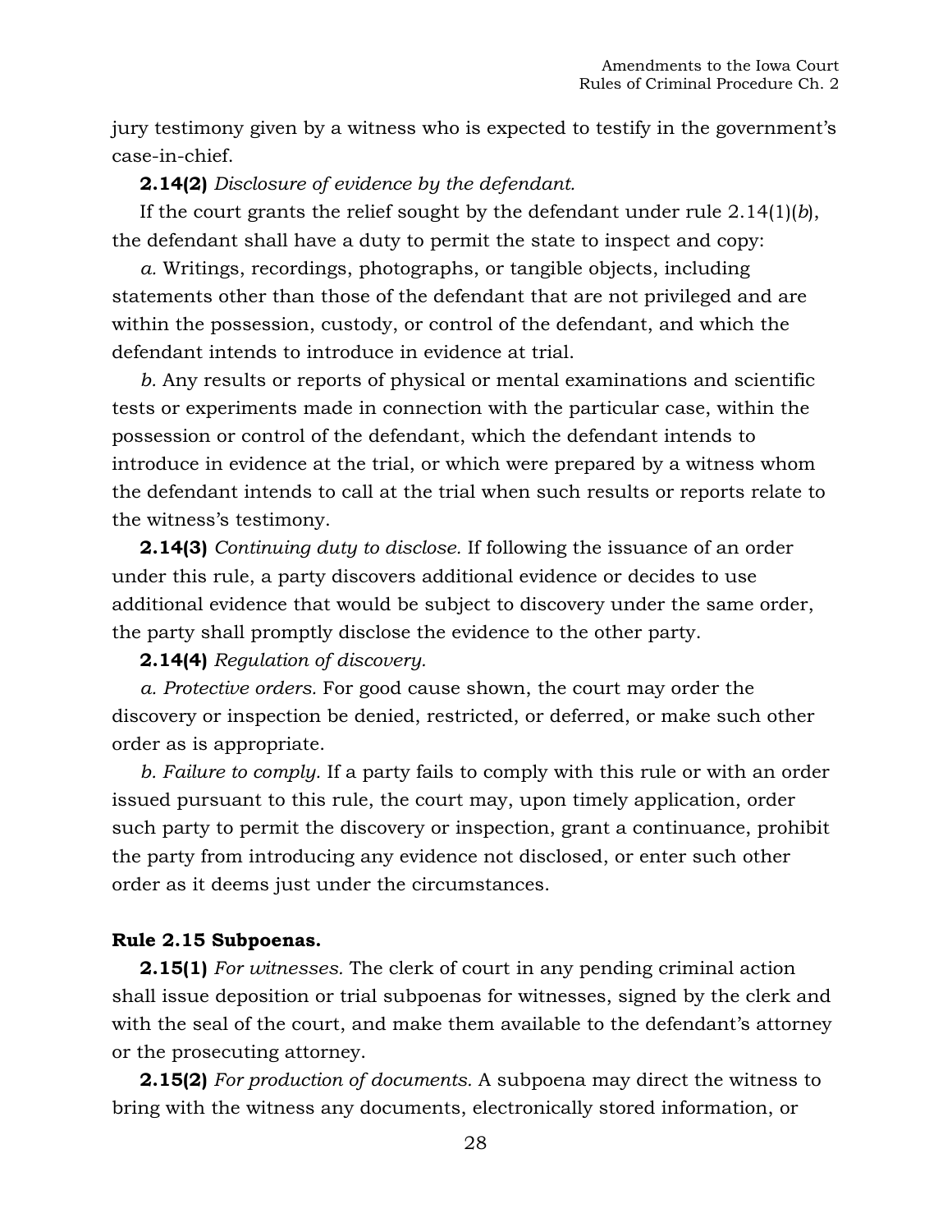jury testimony given by a witness who is expected to testify in the government's case-in-chief.

**2.14(2)** *Disclosure of evidence by the defendant.*

If the court grants the relief sought by the defendant under rule 2.14(1)(*b*), the defendant shall have a duty to permit the state to inspect and copy:

*a.* Writings, recordings, photographs, or tangible objects, including statements other than those of the defendant that are not privileged and are within the possession, custody, or control of the defendant, and which the defendant intends to introduce in evidence at trial.

*b.* Any results or reports of physical or mental examinations and scientific tests or experiments made in connection with the particular case, within the possession or control of the defendant, which the defendant intends to introduce in evidence at the trial, or which were prepared by a witness whom the defendant intends to call at the trial when such results or reports relate to the witness's testimony.

**2.14(3)** *Continuing duty to disclose.* If following the issuance of an order under this rule, a party discovers additional evidence or decides to use additional evidence that would be subject to discovery under the same order, the party shall promptly disclose the evidence to the other party.

**2.14(4)** *Regulation of discovery.*

*a. Protective orders.* For good cause shown, the court may order the discovery or inspection be denied, restricted, or deferred, or make such other order as is appropriate.

*b. Failure to comply.* If a party fails to comply with this rule or with an order issued pursuant to this rule, the court may, upon timely application, order such party to permit the discovery or inspection, grant a continuance, prohibit the party from introducing any evidence not disclosed, or enter such other order as it deems just under the circumstances.

**Rule 2.15 Subpoenas.**

**2.15(1)** *For witnesses.* The clerk of court in any pending criminal action shall issue deposition or trial subpoenas for witnesses, signed by the clerk and with the seal of the court, and make them available to the defendant's attorney or the prosecuting attorney.

**2.15(2)** *For production of documents.* A subpoena may direct the witness to bring with the witness any documents, electronically stored information, or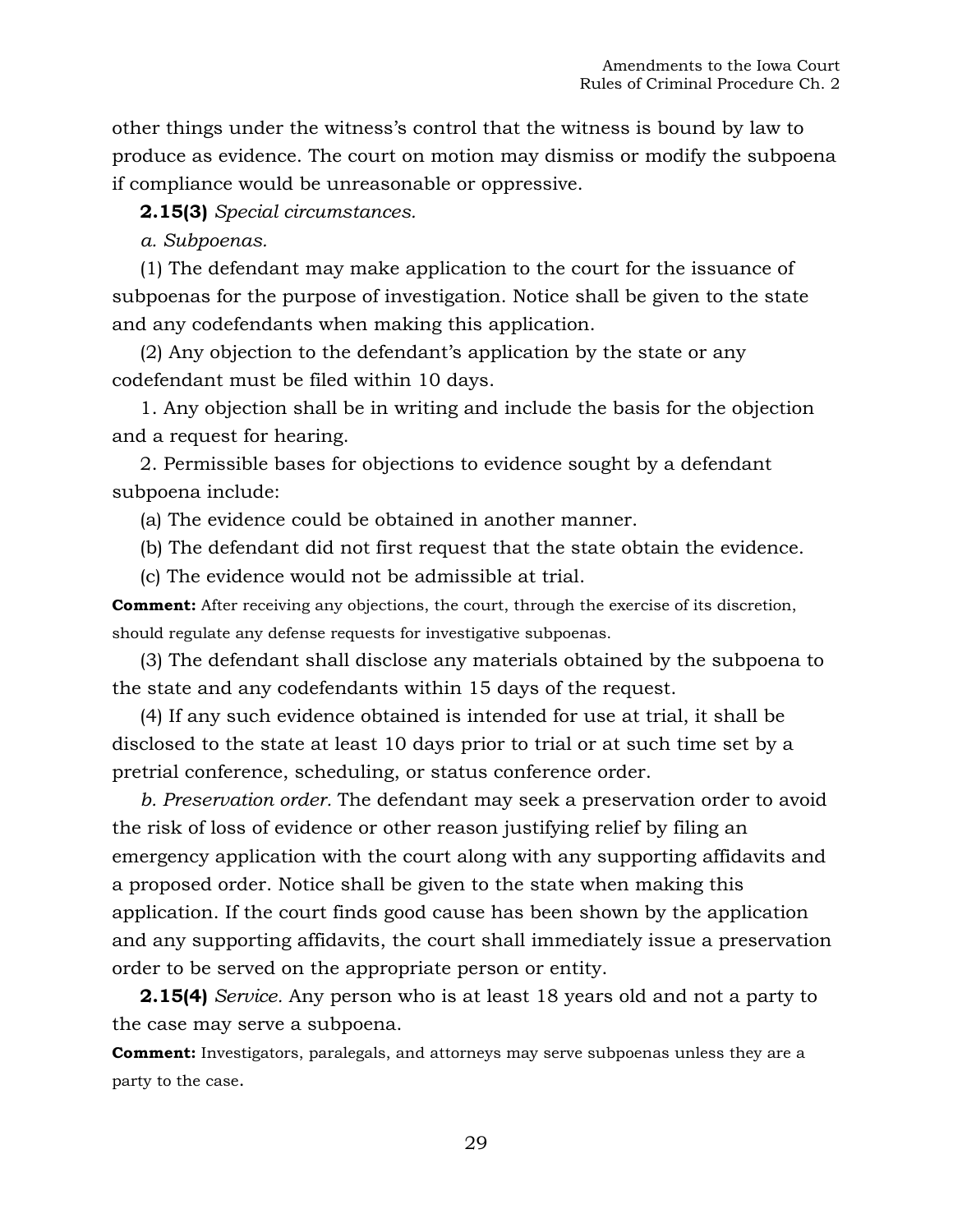other things under the witness's control that the witness is bound by law to produce as evidence. The court on motion may dismiss or modify the subpoena if compliance would be unreasonable or oppressive.

**2.15(3)** *Special circumstances.*

*a. Subpoenas.*

(1) The defendant may make application to the court for the issuance of subpoenas for the purpose of investigation. Notice shall be given to the state and any codefendants when making this application.

(2) Any objection to the defendant's application by the state or any codefendant must be filed within 10 days.

1. Any objection shall be in writing and include the basis for the objection and a request for hearing.

2. Permissible bases for objections to evidence sought by a defendant subpoena include:

(a) The evidence could be obtained in another manner.

(b) The defendant did not first request that the state obtain the evidence.

(c) The evidence would not be admissible at trial.

**Comment:** After receiving any objections, the court, through the exercise of its discretion, should regulate any defense requests for investigative subpoenas.

(3) The defendant shall disclose any materials obtained by the subpoena to the state and any codefendants within 15 days of the request.

(4) If any such evidence obtained is intended for use at trial, it shall be disclosed to the state at least 10 days prior to trial or at such time set by a pretrial conference, scheduling, or status conference order.

*b. Preservation order.* The defendant may seek a preservation order to avoid the risk of loss of evidence or other reason justifying relief by filing an emergency application with the court along with any supporting affidavits and a proposed order. Notice shall be given to the state when making this application. If the court finds good cause has been shown by the application and any supporting affidavits, the court shall immediately issue a preservation order to be served on the appropriate person or entity.

**2.15(4)** *Service.* Any person who is at least 18 years old and not a party to the case may serve a subpoena.

**Comment:** Investigators, paralegals, and attorneys may serve subpoenas unless they are a party to the case.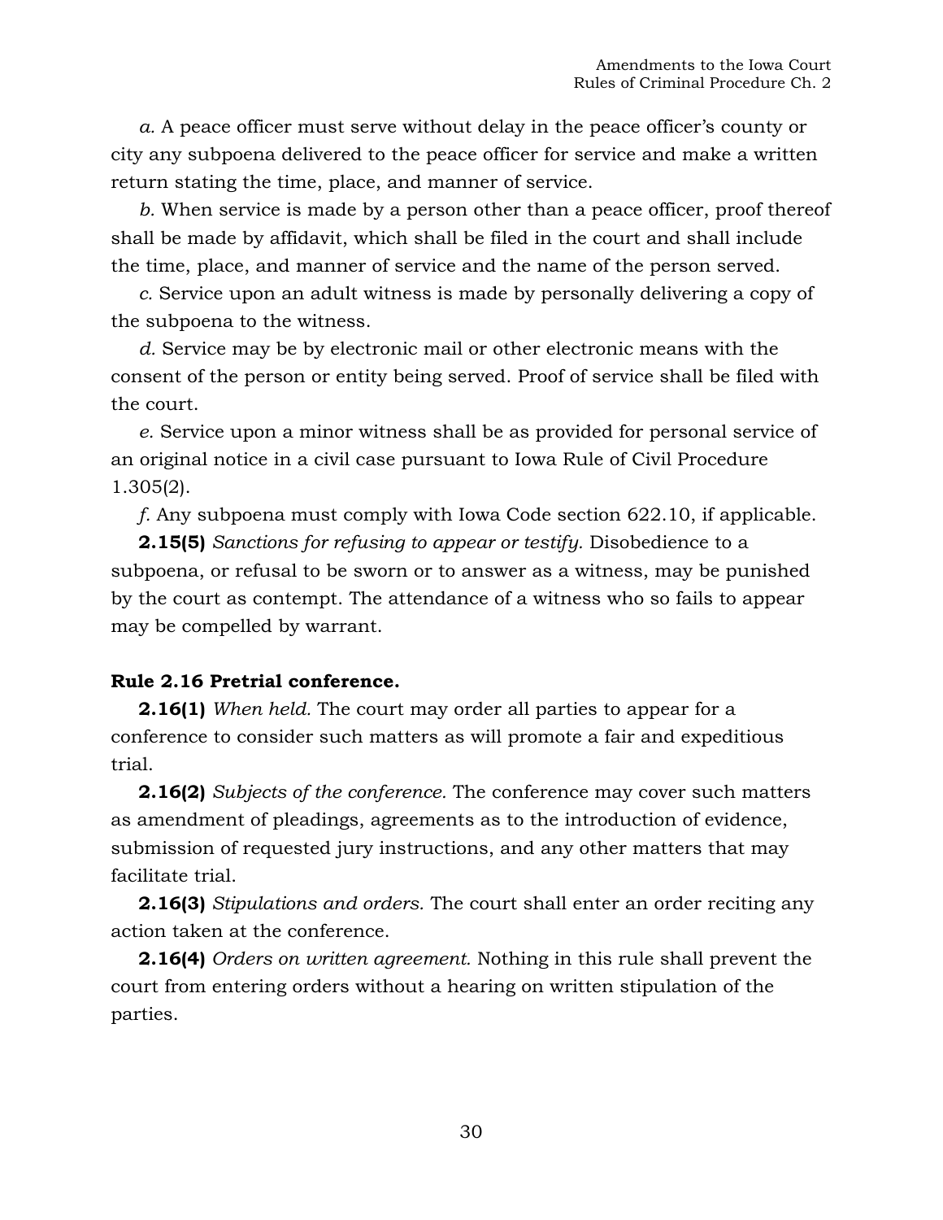*a.* A peace officer must serve without delay in the peace officer's county or city any subpoena delivered to the peace officer for service and make a written return stating the time, place, and manner of service.

*b.* When service is made by a person other than a peace officer, proof thereof shall be made by affidavit, which shall be filed in the court and shall include the time, place, and manner of service and the name of the person served.

*c.* Service upon an adult witness is made by personally delivering a copy of the subpoena to the witness.

*d.* Service may be by electronic mail or other electronic means with the consent of the person or entity being served. Proof of service shall be filed with the court.

*e.* Service upon a minor witness shall be as provided for personal service of an original notice in a civil case pursuant to Iowa Rule of Civil Procedure 1.305(2).

*f.* Any subpoena must comply with Iowa Code section 622.10, if applicable.

**2.15(5)** *Sanctions for refusing to appear or testify.* Disobedience to a subpoena, or refusal to be sworn or to answer as a witness, may be punished by the court as contempt. The attendance of a witness who so fails to appear may be compelled by warrant.

**Rule 2.16 Pretrial conference.**

**2.16(1)** *When held.* The court may order all parties to appear for a conference to consider such matters as will promote a fair and expeditious trial.

**2.16(2)** *Subjects of the conference.* The conference may cover such matters as amendment of pleadings, agreements as to the introduction of evidence, submission of requested jury instructions, and any other matters that may facilitate trial.

**2.16(3)** *Stipulations and orders.* The court shall enter an order reciting any action taken at the conference.

**2.16(4)** *Orders on written agreement.* Nothing in this rule shall prevent the court from entering orders without a hearing on written stipulation of the parties.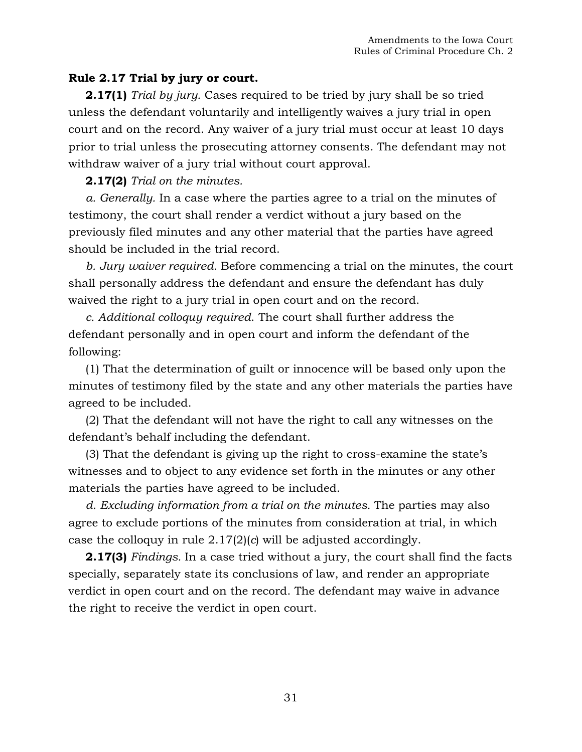**Rule 2.17 Trial by jury or court.**

**2.17(1)** *Trial by jury.* Cases required to be tried by jury shall be so tried unless the defendant voluntarily and intelligently waives a jury trial in open court and on the record. Any waiver of a jury trial must occur at least 10 days prior to trial unless the prosecuting attorney consents. The defendant may not withdraw waiver of a jury trial without court approval.

**2.17(2)** *Trial on the minutes.*

*a. Generally.* In a case where the parties agree to a trial on the minutes of testimony, the court shall render a verdict without a jury based on the previously filed minutes and any other material that the parties have agreed should be included in the trial record.

*b. Jury waiver required.* Before commencing a trial on the minutes, the court shall personally address the defendant and ensure the defendant has duly waived the right to a jury trial in open court and on the record.

*c. Additional colloquy required.* The court shall further address the defendant personally and in open court and inform the defendant of the following:

(1) That the determination of guilt or innocence will be based only upon the minutes of testimony filed by the state and any other materials the parties have agreed to be included.

(2) That the defendant will not have the right to call any witnesses on the defendant's behalf including the defendant.

(3) That the defendant is giving up the right to cross-examine the state's witnesses and to object to any evidence set forth in the minutes or any other materials the parties have agreed to be included.

*d. Excluding information from a trial on the minutes.* The parties may also agree to exclude portions of the minutes from consideration at trial, in which case the colloquy in rule 2.17(2)(*c*) will be adjusted accordingly.

**2.17(3)** *Findings.* In a case tried without a jury, the court shall find the facts specially, separately state its conclusions of law, and render an appropriate verdict in open court and on the record. The defendant may waive in advance the right to receive the verdict in open court.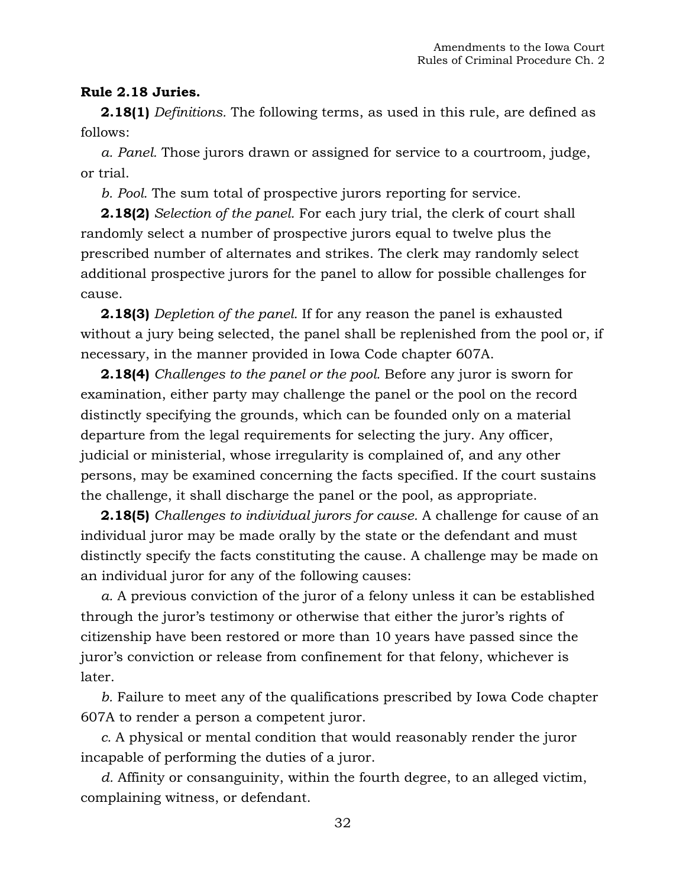**Rule 2.18 Juries.**

**2.18(1)** *Definitions.* The following terms, as used in this rule, are defined as follows:

*a. Panel.* Those jurors drawn or assigned for service to a courtroom, judge, or trial.

*b. Pool.* The sum total of prospective jurors reporting for service.

**2.18(2)** *Selection of the panel.* For each jury trial, the clerk of court shall randomly select a number of prospective jurors equal to twelve plus the prescribed number of alternates and strikes. The clerk may randomly select additional prospective jurors for the panel to allow for possible challenges for cause.

**2.18(3)** *Depletion of the panel.* If for any reason the panel is exhausted without a jury being selected, the panel shall be replenished from the pool or, if necessary, in the manner provided in Iowa Code chapter 607A.

**2.18(4)** *Challenges to the panel or the pool.* Before any juror is sworn for examination, either party may challenge the panel or the pool on the record distinctly specifying the grounds, which can be founded only on a material departure from the legal requirements for selecting the jury. Any officer, judicial or ministerial, whose irregularity is complained of, and any other persons, may be examined concerning the facts specified. If the court sustains the challenge, it shall discharge the panel or the pool, as appropriate.

**2.18(5)** *Challenges to individual jurors for cause.* A challenge for cause of an individual juror may be made orally by the state or the defendant and must distinctly specify the facts constituting the cause. A challenge may be made on an individual juror for any of the following causes:

*a.* A previous conviction of the juror of a felony unless it can be established through the juror's testimony or otherwise that either the juror's rights of citizenship have been restored or more than 10 years have passed since the juror's conviction or release from confinement for that felony, whichever is later.

*b.* Failure to meet any of the qualifications prescribed by Iowa Code chapter 607A to render a person a competent juror.

*c.* A physical or mental condition that would reasonably render the juror incapable of performing the duties of a juror.

*d.* Affinity or consanguinity, within the fourth degree, to an alleged victim, complaining witness, or defendant.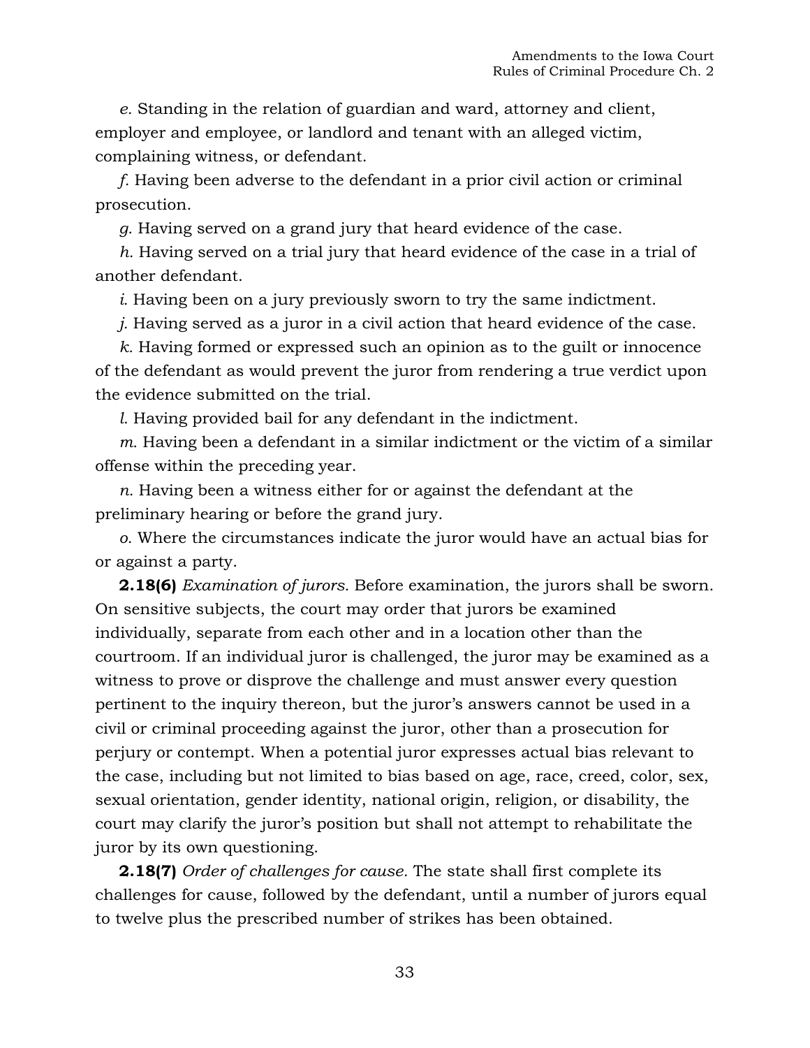*e.* Standing in the relation of guardian and ward, attorney and client, employer and employee, or landlord and tenant with an alleged victim, complaining witness, or defendant.

*f.* Having been adverse to the defendant in a prior civil action or criminal prosecution.

*g.* Having served on a grand jury that heard evidence of the case.

*h.* Having served on a trial jury that heard evidence of the case in a trial of another defendant.

*i.* Having been on a jury previously sworn to try the same indictment.

*j.* Having served as a juror in a civil action that heard evidence of the case.

*k.* Having formed or expressed such an opinion as to the guilt or innocence of the defendant as would prevent the juror from rendering a true verdict upon the evidence submitted on the trial.

*l.* Having provided bail for any defendant in the indictment.

*m.* Having been a defendant in a similar indictment or the victim of a similar offense within the preceding year.

*n.* Having been a witness either for or against the defendant at the preliminary hearing or before the grand jury.

*o.* Where the circumstances indicate the juror would have an actual bias for or against a party.

**2.18(6)** *Examination of jurors.* Before examination, the jurors shall be sworn. On sensitive subjects, the court may order that jurors be examined individually, separate from each other and in a location other than the courtroom. If an individual juror is challenged, the juror may be examined as a witness to prove or disprove the challenge and must answer every question pertinent to the inquiry thereon, but the juror's answers cannot be used in a civil or criminal proceeding against the juror, other than a prosecution for perjury or contempt. When a potential juror expresses actual bias relevant to the case, including but not limited to bias based on age, race, creed, color, sex, sexual orientation, gender identity, national origin, religion, or disability, the court may clarify the juror's position but shall not attempt to rehabilitate the juror by its own questioning.

**2.18(7)** *Order of challenges for cause.* The state shall first complete its challenges for cause, followed by the defendant, until a number of jurors equal to twelve plus the prescribed number of strikes has been obtained.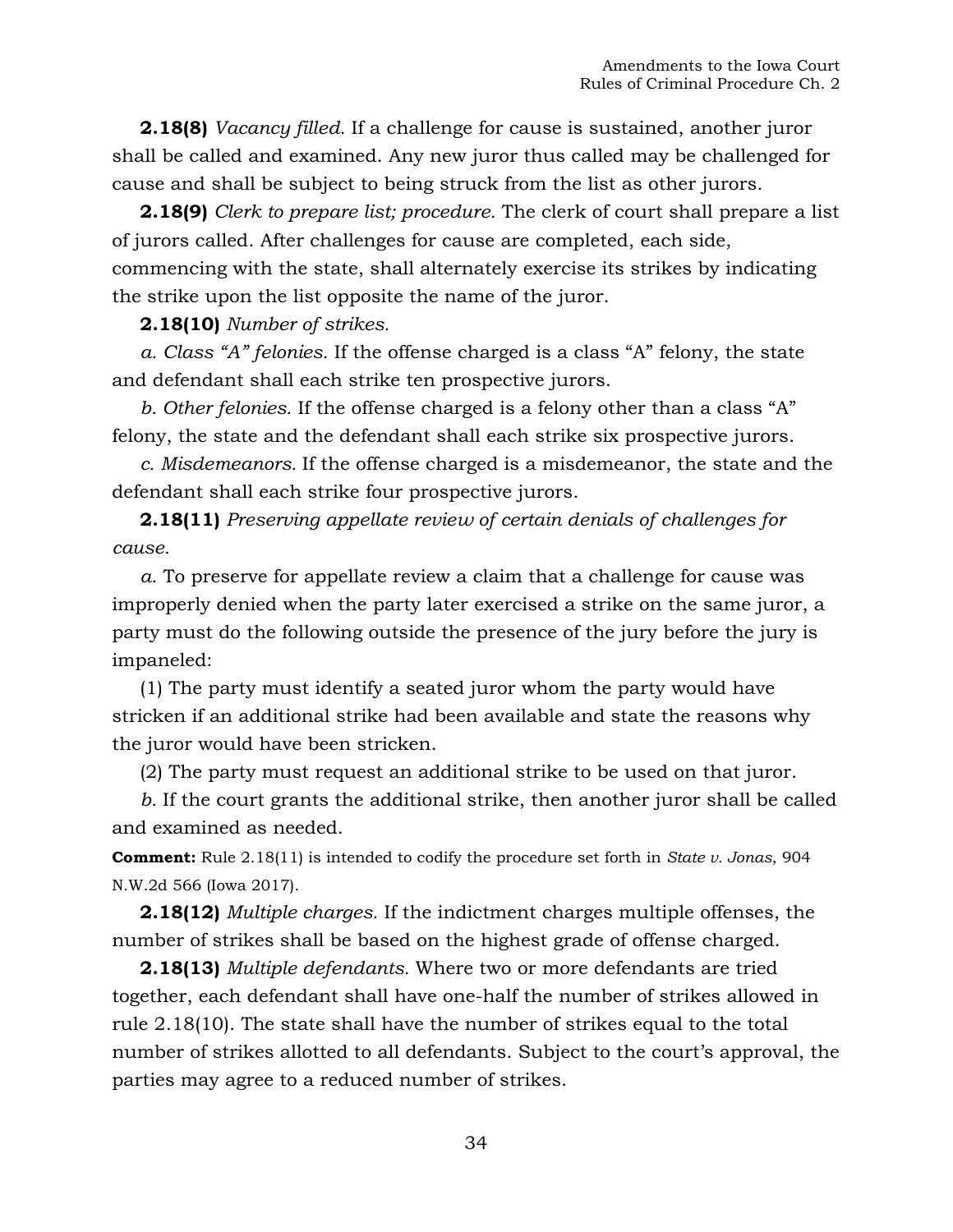**2.18(8)** *Vacancy filled.* If a challenge for cause is sustained, another juror shall be called and examined. Any new juror thus called may be challenged for cause and shall be subject to being struck from the list as other jurors.

**2.18(9)** *Clerk to prepare list; procedure.* The clerk of court shall prepare a list of jurors called. After challenges for cause are completed, each side, commencing with the state, shall alternately exercise its strikes by indicating the strike upon the list opposite the name of the juror.

**2.18(10)** *Number of strikes.*

*a. Class "A" felonies.* If the offense charged is a class "A" felony, the state and defendant shall each strike ten prospective jurors.

*b. Other felonies.* If the offense charged is a felony other than a class "A" felony, the state and the defendant shall each strike six prospective jurors.

*c. Misdemeanors.* If the offense charged is a misdemeanor, the state and the defendant shall each strike four prospective jurors.

**2.18(11)** *Preserving appellate review of certain denials of challenges for cause.*

*a.* To preserve for appellate review a claim that a challenge for cause was improperly denied when the party later exercised a strike on the same juror, a party must do the following outside the presence of the jury before the jury is impaneled:

(1) The party must identify a seated juror whom the party would have stricken if an additional strike had been available and state the reasons why the juror would have been stricken.

(2) The party must request an additional strike to be used on that juror.

*b.* If the court grants the additional strike, then another juror shall be called and examined as needed.

**Comment:** Rule 2.18(11) is intended to codify the procedure set forth in *State v. Jonas*, 904 N.W.2d 566 (Iowa 2017).

**2.18(12)** *Multiple charges.* If the indictment charges multiple offenses, the number of strikes shall be based on the highest grade of offense charged.

**2.18(13)** *Multiple defendants.* Where two or more defendants are tried together, each defendant shall have one-half the number of strikes allowed in rule 2.18(10). The state shall have the number of strikes equal to the total number of strikes allotted to all defendants. Subject to the court's approval, the parties may agree to a reduced number of strikes.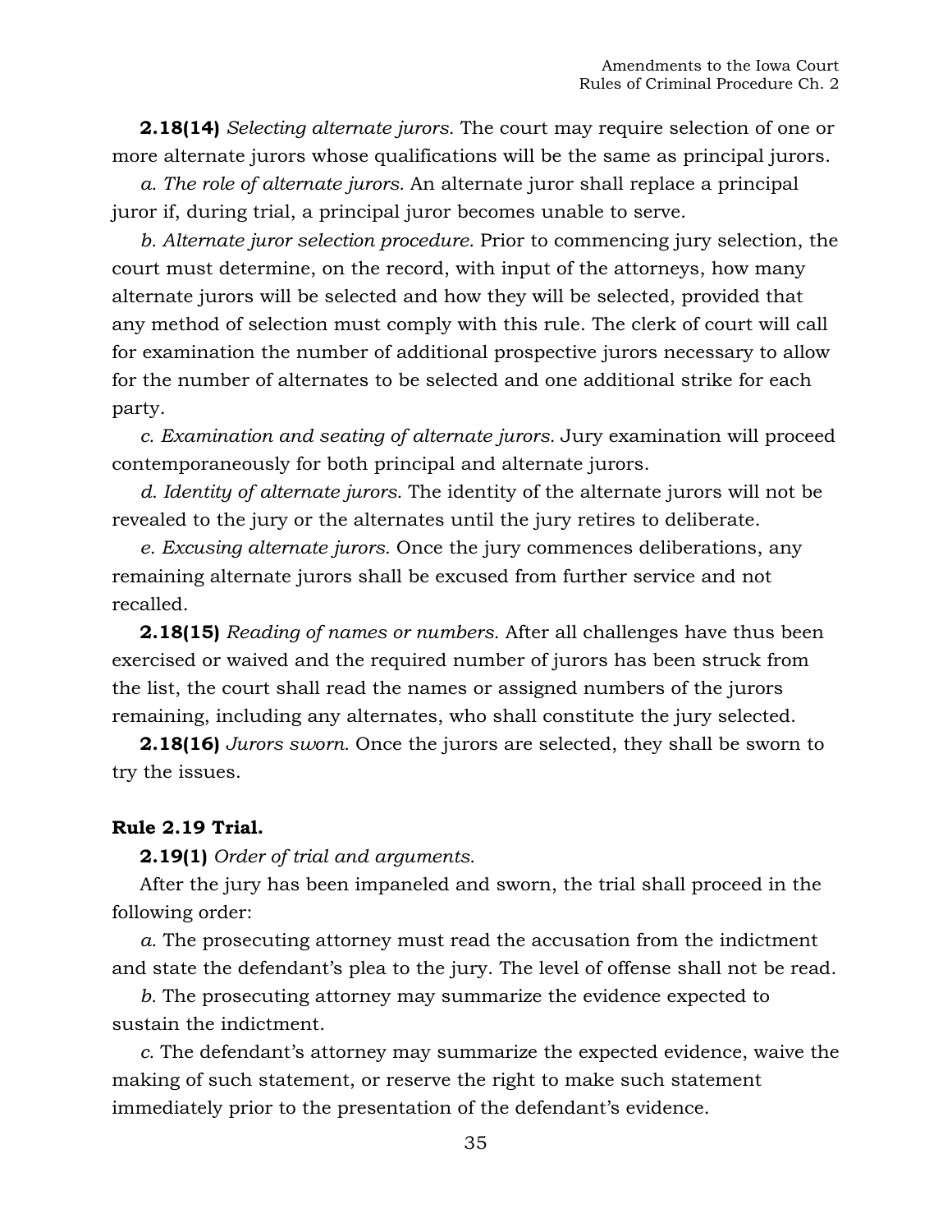**2.18(14)** *Selecting alternate jurors.* The court may require selection of one or more alternate jurors whose qualifications will be the same as principal jurors.

*a. The role of alternate jurors.* An alternate juror shall replace a principal juror if, during trial, a principal juror becomes unable to serve.

*b. Alternate juror selection procedure.* Prior to commencing jury selection, the court must determine, on the record, with input of the attorneys, how many alternate jurors will be selected and how they will be selected, provided that any method of selection must comply with this rule. The clerk of court will call for examination the number of additional prospective jurors necessary to allow for the number of alternates to be selected and one additional strike for each party.

*c. Examination and seating of alternate jurors.* Jury examination will proceed contemporaneously for both principal and alternate jurors.

*d. Identity of alternate jurors.* The identity of the alternate jurors will not be revealed to the jury or the alternates until the jury retires to deliberate.

*e. Excusing alternate jurors.* Once the jury commences deliberations, any remaining alternate jurors shall be excused from further service and not recalled.

**2.18(15)** *Reading of names or numbers.* After all challenges have thus been exercised or waived and the required number of jurors has been struck from the list, the court shall read the names or assigned numbers of the jurors remaining, including any alternates, who shall constitute the jury selected.

**2.18(16)** *Jurors sworn.* Once the jurors are selected, they shall be sworn to try the issues.

**Rule 2.19 Trial.**

**2.19(1)** *Order of trial and arguments.*

After the jury has been impaneled and sworn, the trial shall proceed in the following order:

*a.* The prosecuting attorney must read the accusation from the indictment and state the defendant's plea to the jury. The level of offense shall not be read.

*b.* The prosecuting attorney may summarize the evidence expected to sustain the indictment.

*c.* The defendant's attorney may summarize the expected evidence, waive the making of such statement, or reserve the right to make such statement immediately prior to the presentation of the defendant's evidence.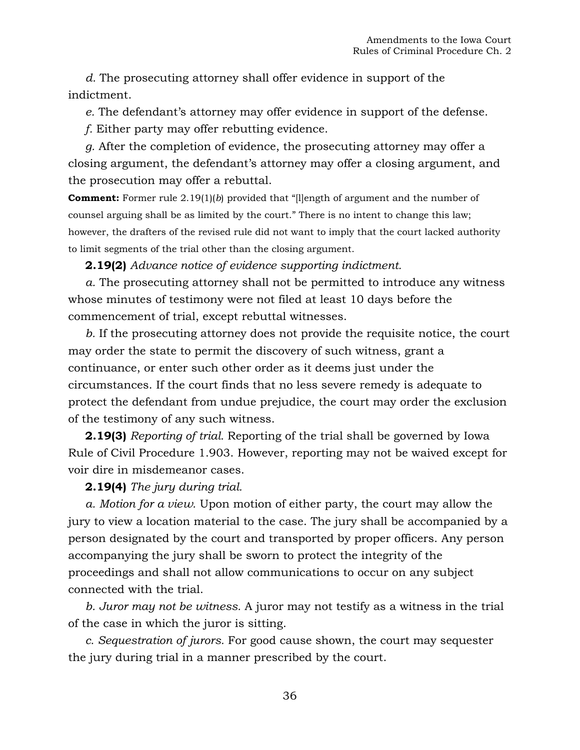*d.* The prosecuting attorney shall offer evidence in support of the indictment.

*e.* The defendant's attorney may offer evidence in support of the defense.

*f.* Either party may offer rebutting evidence.

*g.* After the completion of evidence, the prosecuting attorney may offer a closing argument, the defendant's attorney may offer a closing argument, and the prosecution may offer a rebuttal.

**Comment:** Former rule 2.19(1)(*b*) provided that "[l]ength of argument and the number of counsel arguing shall be as limited by the court." There is no intent to change this law; however, the drafters of the revised rule did not want to imply that the court lacked authority to limit segments of the trial other than the closing argument.

**2.19(2)** *Advance notice of evidence supporting indictment.*

*a.* The prosecuting attorney shall not be permitted to introduce any witness whose minutes of testimony were not filed at least 10 days before the commencement of trial, except rebuttal witnesses.

*b.* If the prosecuting attorney does not provide the requisite notice, the court may order the state to permit the discovery of such witness, grant a continuance, or enter such other order as it deems just under the circumstances. If the court finds that no less severe remedy is adequate to protect the defendant from undue prejudice, the court may order the exclusion of the testimony of any such witness.

**2.19(3)** *Reporting of trial.* Reporting of the trial shall be governed by Iowa Rule of Civil Procedure 1.903. However, reporting may not be waived except for voir dire in misdemeanor cases.

**2.19(4)** *The jury during trial.*

*a. Motion for a view.* Upon motion of either party, the court may allow the jury to view a location material to the case. The jury shall be accompanied by a person designated by the court and transported by proper officers. Any person accompanying the jury shall be sworn to protect the integrity of the proceedings and shall not allow communications to occur on any subject connected with the trial.

*b. Juror may not be witness.* A juror may not testify as a witness in the trial of the case in which the juror is sitting.

*c. Sequestration of jurors.* For good cause shown, the court may sequester the jury during trial in a manner prescribed by the court.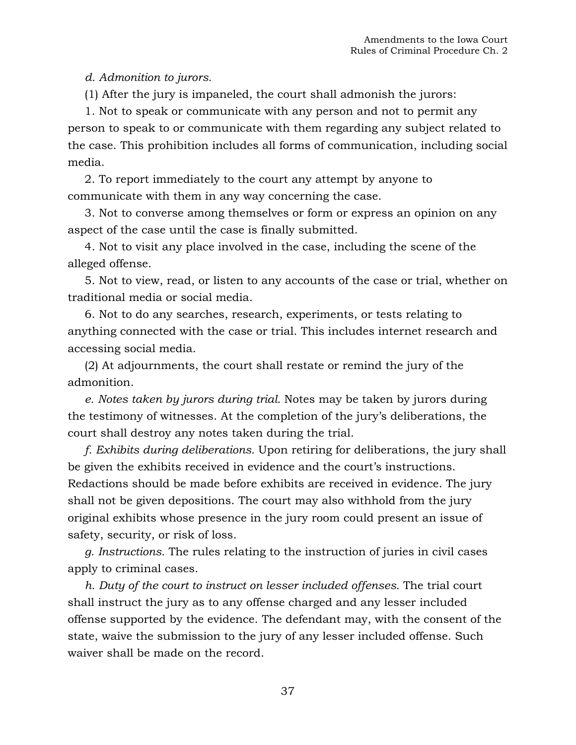*d. Admonition to jurors.*

(1) After the jury is impaneled, the court shall admonish the jurors:

1. Not to speak or communicate with any person and not to permit any person to speak to or communicate with them regarding any subject related to the case. This prohibition includes all forms of communication, including social media.

2. To report immediately to the court any attempt by anyone to communicate with them in any way concerning the case.

3. Not to converse among themselves or form or express an opinion on any aspect of the case until the case is finally submitted.

4. Not to visit any place involved in the case, including the scene of the alleged offense.

5. Not to view, read, or listen to any accounts of the case or trial, whether on traditional media or social media.

6. Not to do any searches, research, experiments, or tests relating to anything connected with the case or trial. This includes internet research and accessing social media.

(2) At adjournments, the court shall restate or remind the jury of the admonition.

*e. Notes taken by jurors during trial.* Notes may be taken by jurors during the testimony of witnesses. At the completion of the jury's deliberations, the court shall destroy any notes taken during the trial.

*f. Exhibits during deliberations.* Upon retiring for deliberations, the jury shall be given the exhibits received in evidence and the court's instructions. Redactions should be made before exhibits are received in evidence. The jury shall not be given depositions. The court may also withhold from the jury original exhibits whose presence in the jury room could present an issue of safety, security, or risk of loss.

*g. Instructions.* The rules relating to the instruction of juries in civil cases apply to criminal cases.

*h. Duty of the court to instruct on lesser included offenses.* The trial court shall instruct the jury as to any offense charged and any lesser included offense supported by the evidence. The defendant may, with the consent of the state, waive the submission to the jury of any lesser included offense. Such waiver shall be made on the record.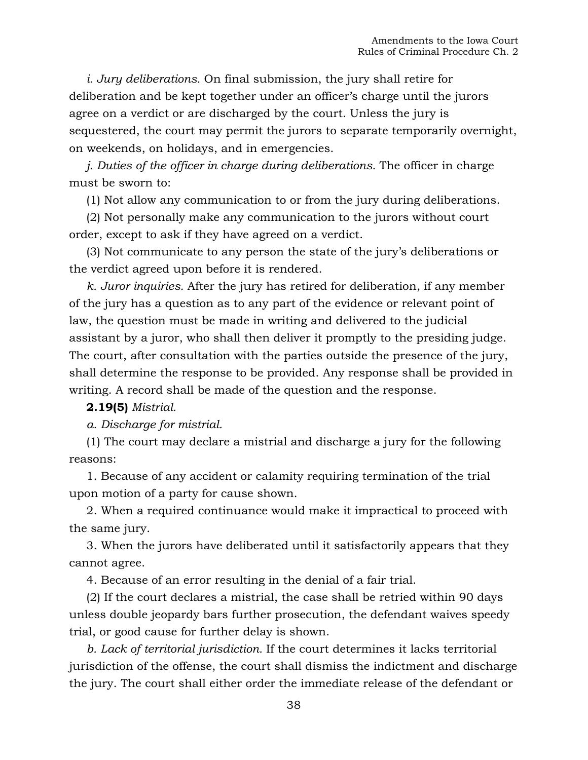*i. Jury deliberations.* On final submission, the jury shall retire for deliberation and be kept together under an officer's charge until the jurors agree on a verdict or are discharged by the court. Unless the jury is sequestered, the court may permit the jurors to separate temporarily overnight, on weekends, on holidays, and in emergencies.

*j. Duties of the officer in charge during deliberations.* The officer in charge must be sworn to:

(1) Not allow any communication to or from the jury during deliberations.

(2) Not personally make any communication to the jurors without court order, except to ask if they have agreed on a verdict.

(3) Not communicate to any person the state of the jury's deliberations or the verdict agreed upon before it is rendered.

*k. Juror inquiries.* After the jury has retired for deliberation, if any member of the jury has a question as to any part of the evidence or relevant point of law, the question must be made in writing and delivered to the judicial assistant by a juror, who shall then deliver it promptly to the presiding judge. The court, after consultation with the parties outside the presence of the jury, shall determine the response to be provided. Any response shall be provided in writing. A record shall be made of the question and the response.

**2.19(5)** *Mistrial.*

*a. Discharge for mistrial.*

(1) The court may declare a mistrial and discharge a jury for the following reasons:

1. Because of any accident or calamity requiring termination of the trial upon motion of a party for cause shown.

2. When a required continuance would make it impractical to proceed with the same jury.

3. When the jurors have deliberated until it satisfactorily appears that they cannot agree.

4. Because of an error resulting in the denial of a fair trial.

(2) If the court declares a mistrial, the case shall be retried within 90 days unless double jeopardy bars further prosecution, the defendant waives speedy trial, or good cause for further delay is shown.

*b. Lack of territorial jurisdiction.* If the court determines it lacks territorial jurisdiction of the offense, the court shall dismiss the indictment and discharge the jury. The court shall either order the immediate release of the defendant or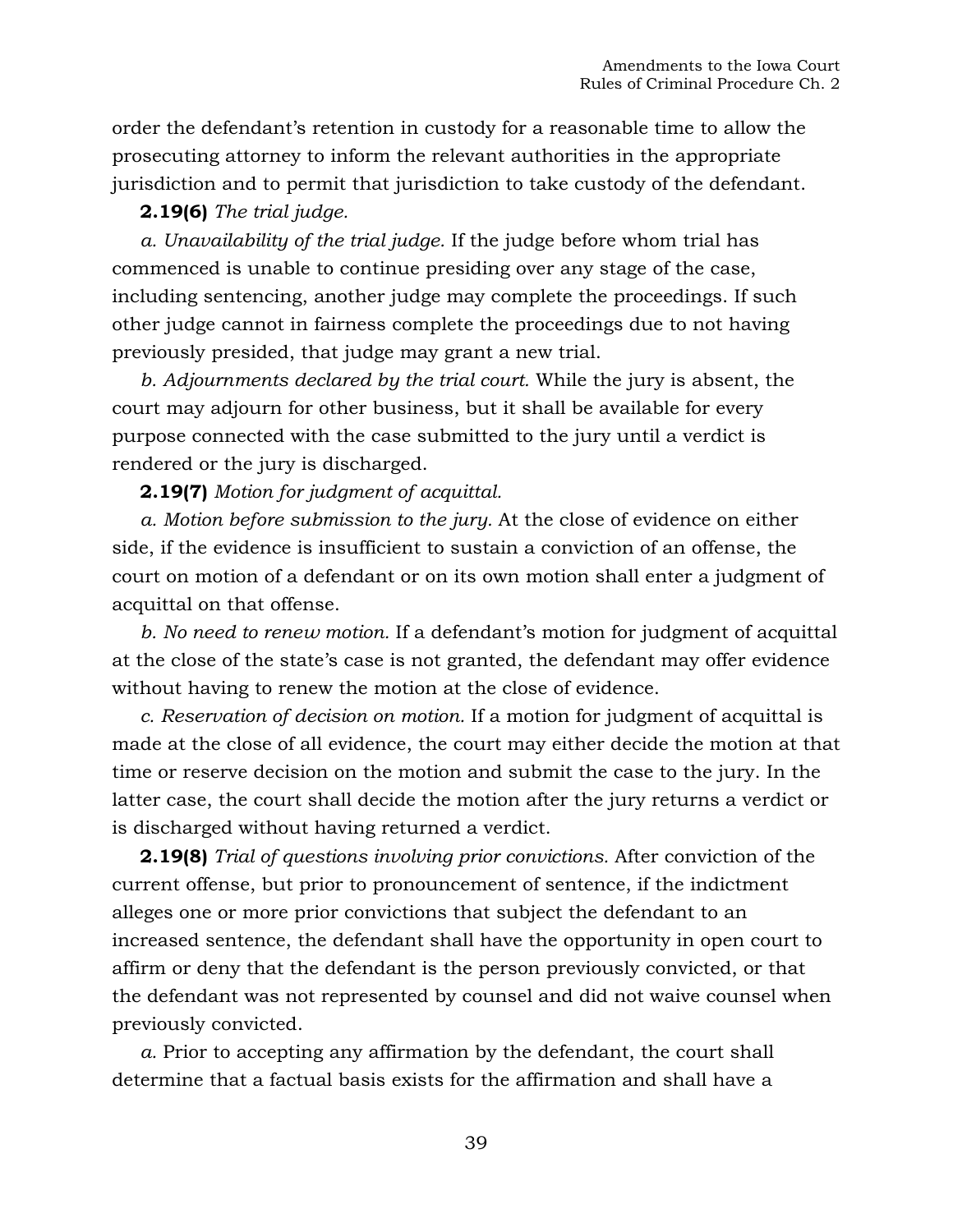order the defendant's retention in custody for a reasonable time to allow the prosecuting attorney to inform the relevant authorities in the appropriate jurisdiction and to permit that jurisdiction to take custody of the defendant.

**2.19(6)** *The trial judge.*

*a. Unavailability of the trial judge.* If the judge before whom trial has commenced is unable to continue presiding over any stage of the case, including sentencing, another judge may complete the proceedings. If such other judge cannot in fairness complete the proceedings due to not having previously presided, that judge may grant a new trial.

*b. Adjournments declared by the trial court.* While the jury is absent, the court may adjourn for other business, but it shall be available for every purpose connected with the case submitted to the jury until a verdict is rendered or the jury is discharged.

**2.19(7)** *Motion for judgment of acquittal.*

*a. Motion before submission to the jury.* At the close of evidence on either side, if the evidence is insufficient to sustain a conviction of an offense, the court on motion of a defendant or on its own motion shall enter a judgment of acquittal on that offense.

*b. No need to renew motion.* If a defendant's motion for judgment of acquittal at the close of the state's case is not granted, the defendant may offer evidence without having to renew the motion at the close of evidence.

*c. Reservation of decision on motion.* If a motion for judgment of acquittal is made at the close of all evidence, the court may either decide the motion at that time or reserve decision on the motion and submit the case to the jury. In the latter case, the court shall decide the motion after the jury returns a verdict or is discharged without having returned a verdict.

**2.19(8)** *Trial of questions involving prior convictions.* After conviction of the current offense, but prior to pronouncement of sentence, if the indictment alleges one or more prior convictions that subject the defendant to an increased sentence, the defendant shall have the opportunity in open court to affirm or deny that the defendant is the person previously convicted, or that the defendant was not represented by counsel and did not waive counsel when previously convicted.

*a.* Prior to accepting any affirmation by the defendant, the court shall determine that a factual basis exists for the affirmation and shall have a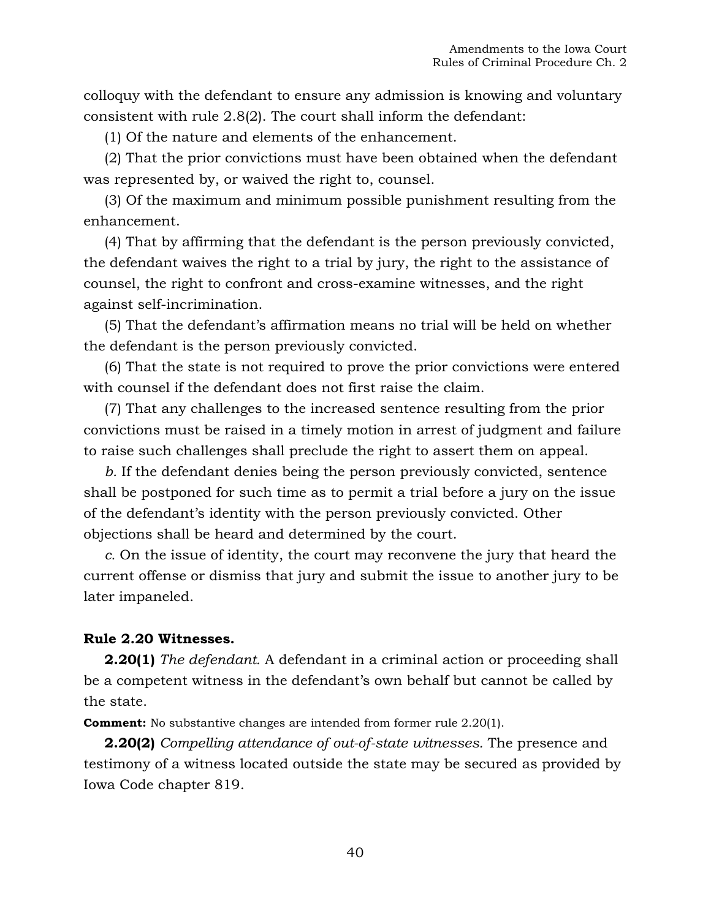colloquy with the defendant to ensure any admission is knowing and voluntary consistent with rule 2.8(2). The court shall inform the defendant:

(1) Of the nature and elements of the enhancement.

(2) That the prior convictions must have been obtained when the defendant was represented by, or waived the right to, counsel.

(3) Of the maximum and minimum possible punishment resulting from the enhancement.

(4) That by affirming that the defendant is the person previously convicted, the defendant waives the right to a trial by jury, the right to the assistance of counsel, the right to confront and cross-examine witnesses, and the right against self-incrimination.

(5) That the defendant's affirmation means no trial will be held on whether the defendant is the person previously convicted.

(6) That the state is not required to prove the prior convictions were entered with counsel if the defendant does not first raise the claim.

(7) That any challenges to the increased sentence resulting from the prior convictions must be raised in a timely motion in arrest of judgment and failure to raise such challenges shall preclude the right to assert them on appeal.

*b.* If the defendant denies being the person previously convicted, sentence shall be postponed for such time as to permit a trial before a jury on the issue of the defendant's identity with the person previously convicted. Other objections shall be heard and determined by the court.

*c.* On the issue of identity, the court may reconvene the jury that heard the current offense or dismiss that jury and submit the issue to another jury to be later impaneled.

**Rule 2.20 Witnesses.**

**2.20(1)** *The defendant.* A defendant in a criminal action or proceeding shall be a competent witness in the defendant's own behalf but cannot be called by the state.

**Comment:** No substantive changes are intended from former rule 2.20(1).

**2.20(2)** *Compelling attendance of out-of-state witnesses.* The presence and testimony of a witness located outside the state may be secured as provided by Iowa Code chapter 819.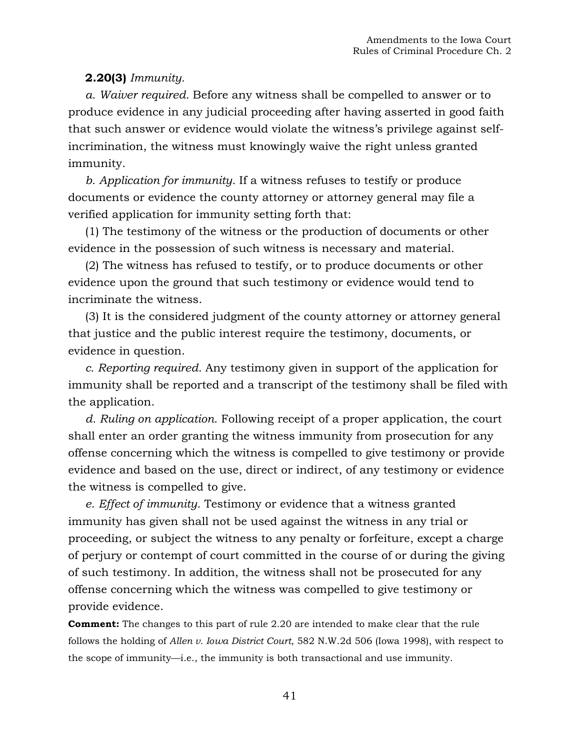**2.20(3)** *Immunity.*

*a. Waiver required.* Before any witness shall be compelled to answer or to produce evidence in any judicial proceeding after having asserted in good faith that such answer or evidence would violate the witness's privilege against self-incrimination, the witness must knowingly waive the right unless granted immunity.

*b. Application for immunity.* If a witness refuses to testify or produce documents or evidence the county attorney or attorney general may file a verified application for immunity setting forth that:

(1) The testimony of the witness or the production of documents or other evidence in the possession of such witness is necessary and material.

(2) The witness has refused to testify, or to produce documents or other evidence upon the ground that such testimony or evidence would tend to incriminate the witness.

(3) It is the considered judgment of the county attorney or attorney general that justice and the public interest require the testimony, documents, or evidence in question.

*c. Reporting required.* Any testimony given in support of the application for immunity shall be reported and a transcript of the testimony shall be filed with the application.

*d. Ruling on application.* Following receipt of a proper application, the court shall enter an order granting the witness immunity from prosecution for any offense concerning which the witness is compelled to give testimony or provide evidence and based on the use, direct or indirect, of any testimony or evidence the witness is compelled to give.

*e. Effect of immunity.* Testimony or evidence that a witness granted immunity has given shall not be used against the witness in any trial or proceeding, or subject the witness to any penalty or forfeiture, except a charge of perjury or contempt of court committed in the course of or during the giving of such testimony. In addition, the witness shall not be prosecuted for any offense concerning which the witness was compelled to give testimony or provide evidence.

**Comment:** The changes to this part of rule 2.20 are intended to make clear that the rule follows the holding of *Allen v. Iowa District Court*, 582 N.W.2d 506 (Iowa 1998), with respect to the scope of immunity—i.e., the immunity is both transactional and use immunity.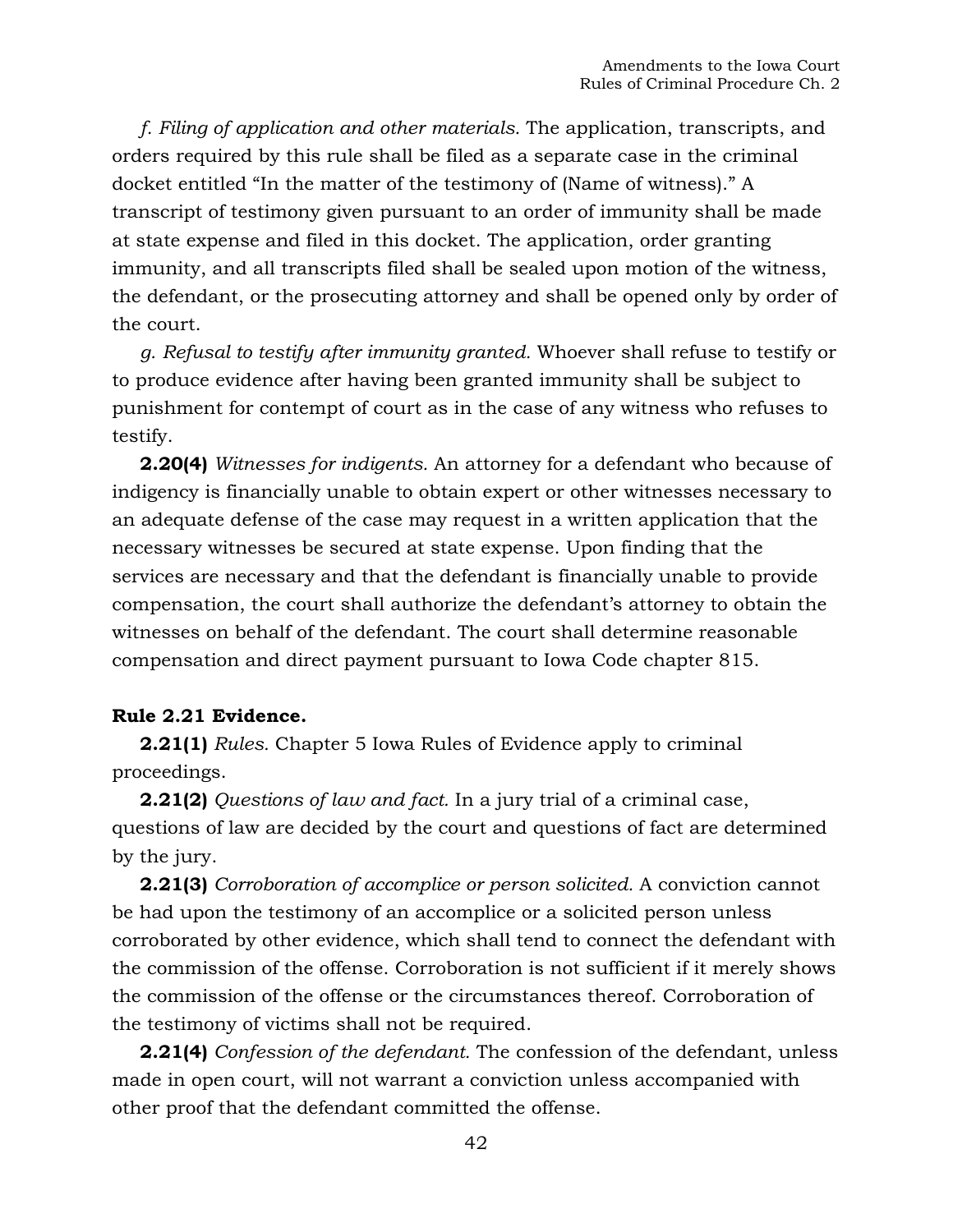*f. Filing of application and other materials.* The application, transcripts, and orders required by this rule shall be filed as a separate case in the criminal docket entitled “In the matter of the testimony of (Name of witness).” A transcript of testimony given pursuant to an order of immunity shall be made at state expense and filed in this docket. The application, order granting immunity, and all transcripts filed shall be sealed upon motion of the witness, the defendant, or the prosecuting attorney and shall be opened only by order of the court.

*g. Refusal to testify after immunity granted.* Whoever shall refuse to testify or to produce evidence after having been granted immunity shall be subject to punishment for contempt of court as in the case of any witness who refuses to testify.

**2.20(4)** *Witnesses for indigents.* An attorney for a defendant who because of indigency is financially unable to obtain expert or other witnesses necessary to an adequate defense of the case may request in a written application that the necessary witnesses be secured at state expense. Upon finding that the services are necessary and that the defendant is financially unable to provide compensation, the court shall authorize the defendant’s attorney to obtain the witnesses on behalf of the defendant. The court shall determine reasonable compensation and direct payment pursuant to Iowa Code chapter 815.

**Rule 2.21 Evidence.**

**2.21(1)** *Rules.* Chapter 5 Iowa Rules of Evidence apply to criminal proceedings.

**2.21(2)** *Questions of law and fact.* In a jury trial of a criminal case, questions of law are decided by the court and questions of fact are determined by the jury.

**2.21(3)** *Corroboration of accomplice or person solicited.* A conviction cannot be had upon the testimony of an accomplice or a solicited person unless corroborated by other evidence, which shall tend to connect the defendant with the commission of the offense. Corroboration is not sufficient if it merely shows the commission of the offense or the circumstances thereof. Corroboration of the testimony of victims shall not be required.

**2.21(4)** *Confession of the defendant.* The confession of the defendant, unless made in open court, will not warrant a conviction unless accompanied with other proof that the defendant committed the offense.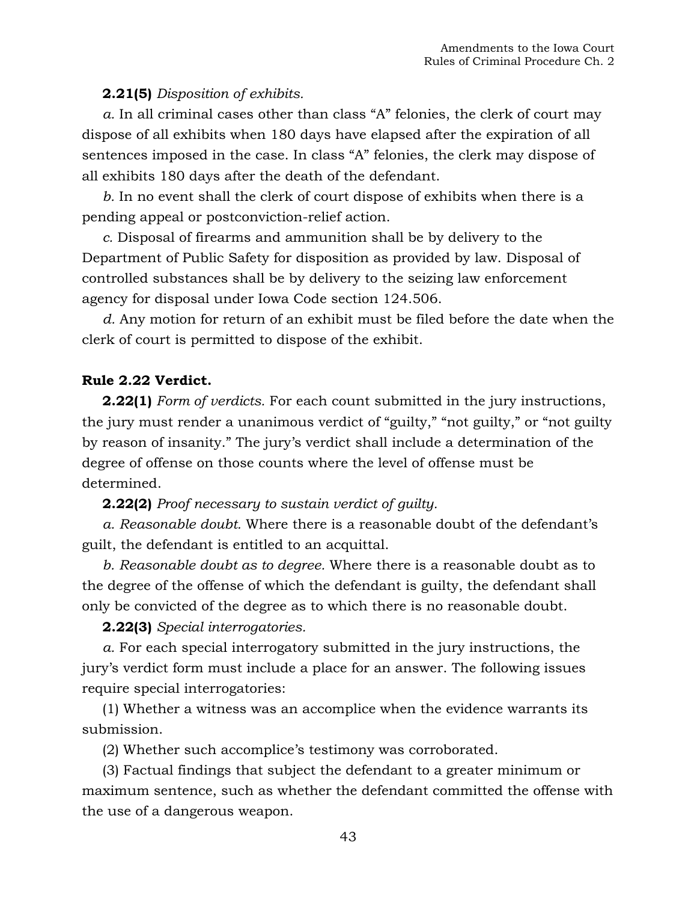**2.21(5)** *Disposition of exhibits.*

*a.* In all criminal cases other than class "A" felonies, the clerk of court may dispose of all exhibits when 180 days have elapsed after the expiration of all sentences imposed in the case. In class "A" felonies, the clerk may dispose of all exhibits 180 days after the death of the defendant.

*b.* In no event shall the clerk of court dispose of exhibits when there is a pending appeal or postconviction-relief action.

*c.* Disposal of firearms and ammunition shall be by delivery to the Department of Public Safety for disposition as provided by law. Disposal of controlled substances shall be by delivery to the seizing law enforcement agency for disposal under Iowa Code section 124.506.

*d.* Any motion for return of an exhibit must be filed before the date when the clerk of court is permitted to dispose of the exhibit.

**Rule 2.22 Verdict.**

**2.22(1)** *Form of verdicts.* For each count submitted in the jury instructions, the jury must render a unanimous verdict of "guilty," "not guilty," or "not guilty by reason of insanity." The jury's verdict shall include a determination of the degree of offense on those counts where the level of offense must be determined.

**2.22(2)** *Proof necessary to sustain verdict of guilty.*

*a. Reasonable doubt.* Where there is a reasonable doubt of the defendant's guilt, the defendant is entitled to an acquittal.

*b. Reasonable doubt as to degree.* Where there is a reasonable doubt as to the degree of the offense of which the defendant is guilty, the defendant shall only be convicted of the degree as to which there is no reasonable doubt.

**2.22(3)** *Special interrogatories.*

*a.* For each special interrogatory submitted in the jury instructions, the jury's verdict form must include a place for an answer. The following issues require special interrogatories:

(1) Whether a witness was an accomplice when the evidence warrants its submission.

(2) Whether such accomplice's testimony was corroborated.

(3) Factual findings that subject the defendant to a greater minimum or maximum sentence, such as whether the defendant committed the offense with the use of a dangerous weapon.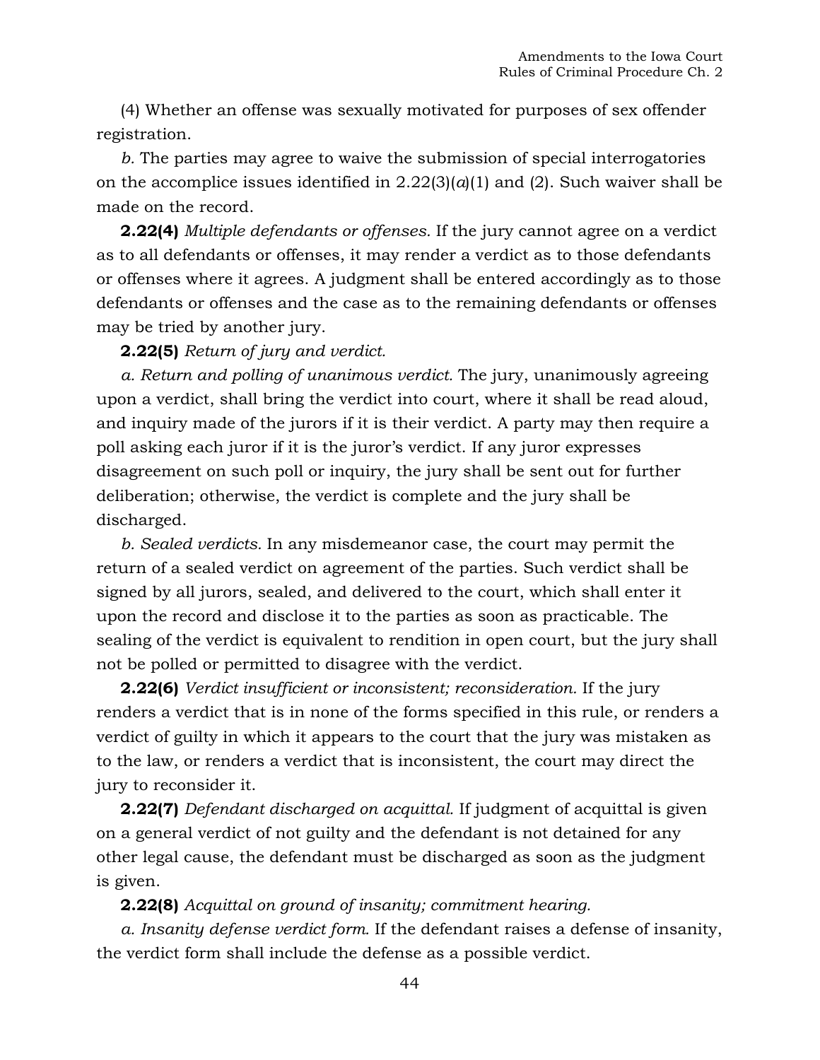(4) Whether an offense was sexually motivated for purposes of sex offender registration.

*b.* The parties may agree to waive the submission of special interrogatories on the accomplice issues identified in 2.22(3)(*a*)(1) and (2). Such waiver shall be made on the record.

**2.22(4)** *Multiple defendants or offenses.* If the jury cannot agree on a verdict as to all defendants or offenses, it may render a verdict as to those defendants or offenses where it agrees. A judgment shall be entered accordingly as to those defendants or offenses and the case as to the remaining defendants or offenses may be tried by another jury.

**2.22(5)** *Return of jury and verdict.*

*a. Return and polling of unanimous verdict.* The jury, unanimously agreeing upon a verdict, shall bring the verdict into court, where it shall be read aloud, and inquiry made of the jurors if it is their verdict. A party may then require a poll asking each juror if it is the juror's verdict. If any juror expresses disagreement on such poll or inquiry, the jury shall be sent out for further deliberation; otherwise, the verdict is complete and the jury shall be discharged.

*b. Sealed verdicts.* In any misdemeanor case, the court may permit the return of a sealed verdict on agreement of the parties. Such verdict shall be signed by all jurors, sealed, and delivered to the court, which shall enter it upon the record and disclose it to the parties as soon as practicable. The sealing of the verdict is equivalent to rendition in open court, but the jury shall not be polled or permitted to disagree with the verdict.

**2.22(6)** *Verdict insufficient or inconsistent; reconsideration.* If the jury renders a verdict that is in none of the forms specified in this rule, or renders a verdict of guilty in which it appears to the court that the jury was mistaken as to the law, or renders a verdict that is inconsistent, the court may direct the jury to reconsider it.

**2.22(7)** *Defendant discharged on acquittal.* If judgment of acquittal is given on a general verdict of not guilty and the defendant is not detained for any other legal cause, the defendant must be discharged as soon as the judgment is given.

**2.22(8)** *Acquittal on ground of insanity; commitment hearing.*

*a. Insanity defense verdict form.* If the defendant raises a defense of insanity, the verdict form shall include the defense as a possible verdict.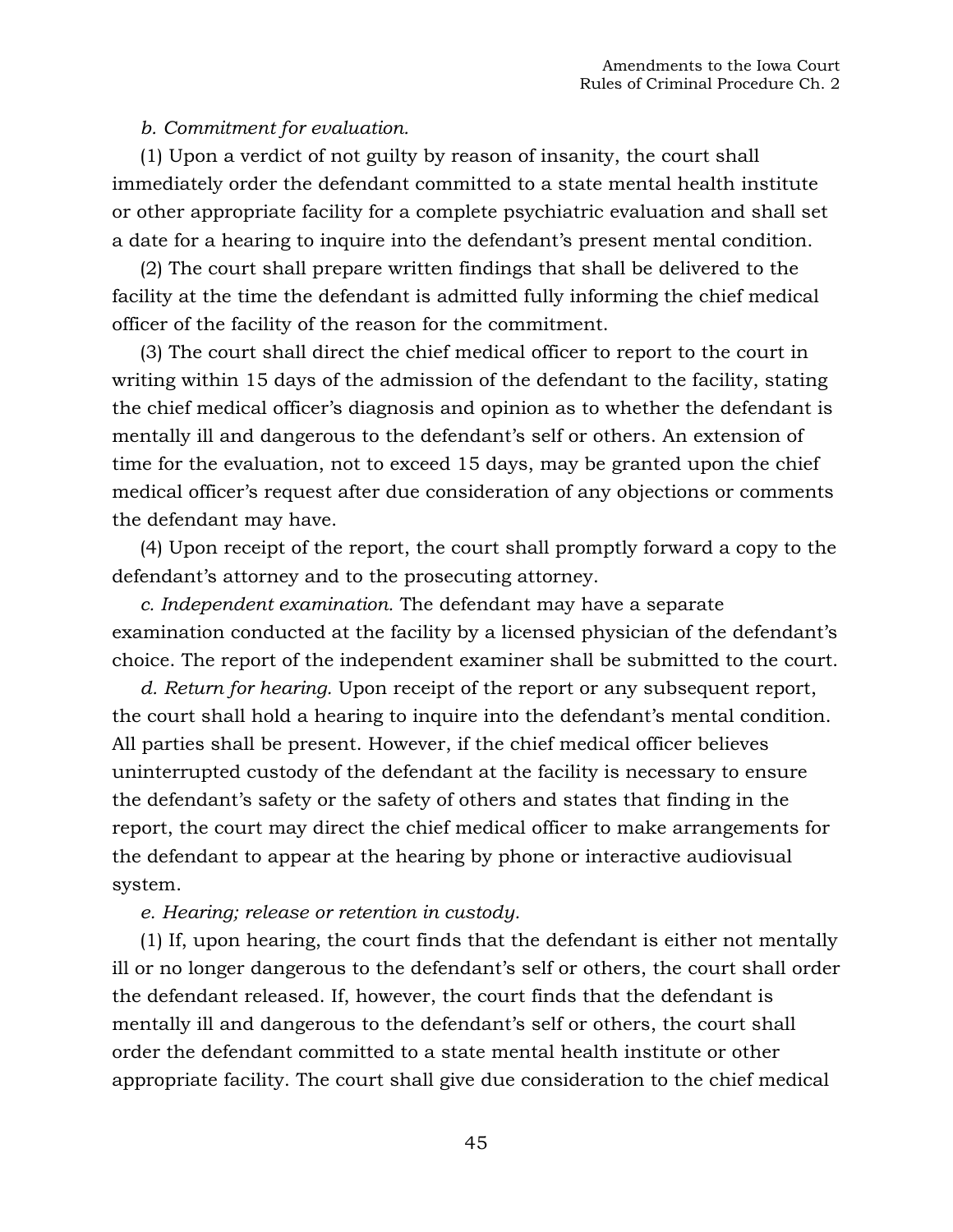*b. Commitment for evaluation.*

(1) Upon a verdict of not guilty by reason of insanity, the court shall immediately order the defendant committed to a state mental health institute or other appropriate facility for a complete psychiatric evaluation and shall set a date for a hearing to inquire into the defendant's present mental condition.

(2) The court shall prepare written findings that shall be delivered to the facility at the time the defendant is admitted fully informing the chief medical officer of the facility of the reason for the commitment.

(3) The court shall direct the chief medical officer to report to the court in writing within 15 days of the admission of the defendant to the facility, stating the chief medical officer's diagnosis and opinion as to whether the defendant is mentally ill and dangerous to the defendant's self or others. An extension of time for the evaluation, not to exceed 15 days, may be granted upon the chief medical officer's request after due consideration of any objections or comments the defendant may have.

(4) Upon receipt of the report, the court shall promptly forward a copy to the defendant's attorney and to the prosecuting attorney.

*c. Independent examination.* The defendant may have a separate examination conducted at the facility by a licensed physician of the defendant's choice. The report of the independent examiner shall be submitted to the court.

*d. Return for hearing.* Upon receipt of the report or any subsequent report, the court shall hold a hearing to inquire into the defendant's mental condition. All parties shall be present. However, if the chief medical officer believes uninterrupted custody of the defendant at the facility is necessary to ensure the defendant's safety or the safety of others and states that finding in the report, the court may direct the chief medical officer to make arrangements for the defendant to appear at the hearing by phone or interactive audiovisual system.

*e. Hearing; release or retention in custody.*

(1) If, upon hearing, the court finds that the defendant is either not mentally ill or no longer dangerous to the defendant's self or others, the court shall order the defendant released. If, however, the court finds that the defendant is mentally ill and dangerous to the defendant's self or others, the court shall order the defendant committed to a state mental health institute or other appropriate facility. The court shall give due consideration to the chief medical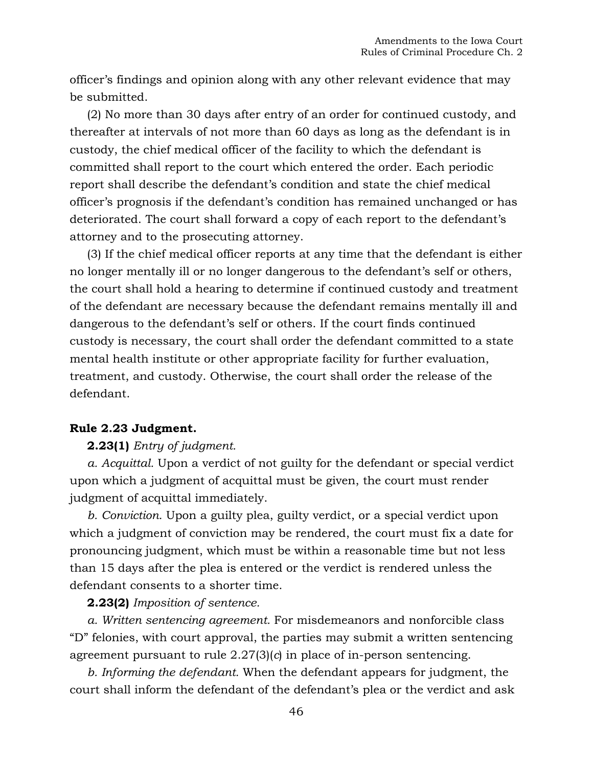officer's findings and opinion along with any other relevant evidence that may be submitted.

(2) No more than 30 days after entry of an order for continued custody, and thereafter at intervals of not more than 60 days as long as the defendant is in custody, the chief medical officer of the facility to which the defendant is committed shall report to the court which entered the order. Each periodic report shall describe the defendant's condition and state the chief medical officer's prognosis if the defendant's condition has remained unchanged or has deteriorated. The court shall forward a copy of each report to the defendant's attorney and to the prosecuting attorney.

(3) If the chief medical officer reports at any time that the defendant is either no longer mentally ill or no longer dangerous to the defendant's self or others, the court shall hold a hearing to determine if continued custody and treatment of the defendant are necessary because the defendant remains mentally ill and dangerous to the defendant's self or others. If the court finds continued custody is necessary, the court shall order the defendant committed to a state mental health institute or other appropriate facility for further evaluation, treatment, and custody. Otherwise, the court shall order the release of the defendant.

**Rule 2.23 Judgment.**

**2.23(1)** *Entry of judgment.*

*a. Acquittal.* Upon a verdict of not guilty for the defendant or special verdict upon which a judgment of acquittal must be given, the court must render judgment of acquittal immediately.

*b. Conviction.* Upon a guilty plea, guilty verdict, or a special verdict upon which a judgment of conviction may be rendered, the court must fix a date for pronouncing judgment, which must be within a reasonable time but not less than 15 days after the plea is entered or the verdict is rendered unless the defendant consents to a shorter time.

**2.23(2)** *Imposition of sentence.*

*a. Written sentencing agreement.* For misdemeanors and nonforcible class "D" felonies, with court approval, the parties may submit a written sentencing agreement pursuant to rule 2.27(3)(*c*) in place of in-person sentencing.

*b. Informing the defendant.* When the defendant appears for judgment, the court shall inform the defendant of the defendant's plea or the verdict and ask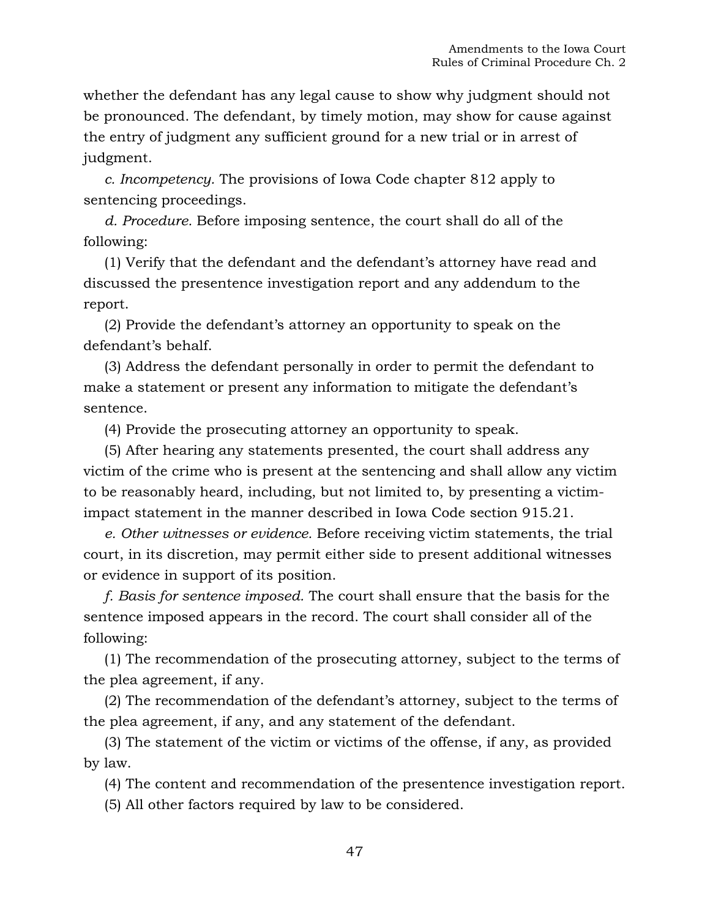whether the defendant has any legal cause to show why judgment should not be pronounced. The defendant, by timely motion, may show for cause against the entry of judgment any sufficient ground for a new trial or in arrest of judgment.

*c. Incompetency.* The provisions of Iowa Code chapter 812 apply to sentencing proceedings.

*d. Procedure.* Before imposing sentence, the court shall do all of the following:

(1) Verify that the defendant and the defendant's attorney have read and discussed the presentence investigation report and any addendum to the report.

(2) Provide the defendant's attorney an opportunity to speak on the defendant's behalf.

(3) Address the defendant personally in order to permit the defendant to make a statement or present any information to mitigate the defendant's sentence.

(4) Provide the prosecuting attorney an opportunity to speak.

(5) After hearing any statements presented, the court shall address any victim of the crime who is present at the sentencing and shall allow any victim to be reasonably heard, including, but not limited to, by presenting a victim-impact statement in the manner described in Iowa Code section 915.21.

*e. Other witnesses or evidence.* Before receiving victim statements, the trial court, in its discretion, may permit either side to present additional witnesses or evidence in support of its position.

*f. Basis for sentence imposed.* The court shall ensure that the basis for the sentence imposed appears in the record. The court shall consider all of the following:

(1) The recommendation of the prosecuting attorney, subject to the terms of the plea agreement, if any.

(2) The recommendation of the defendant's attorney, subject to the terms of the plea agreement, if any, and any statement of the defendant.

(3) The statement of the victim or victims of the offense, if any, as provided by law.

(4) The content and recommendation of the presentence investigation report.

(5) All other factors required by law to be considered.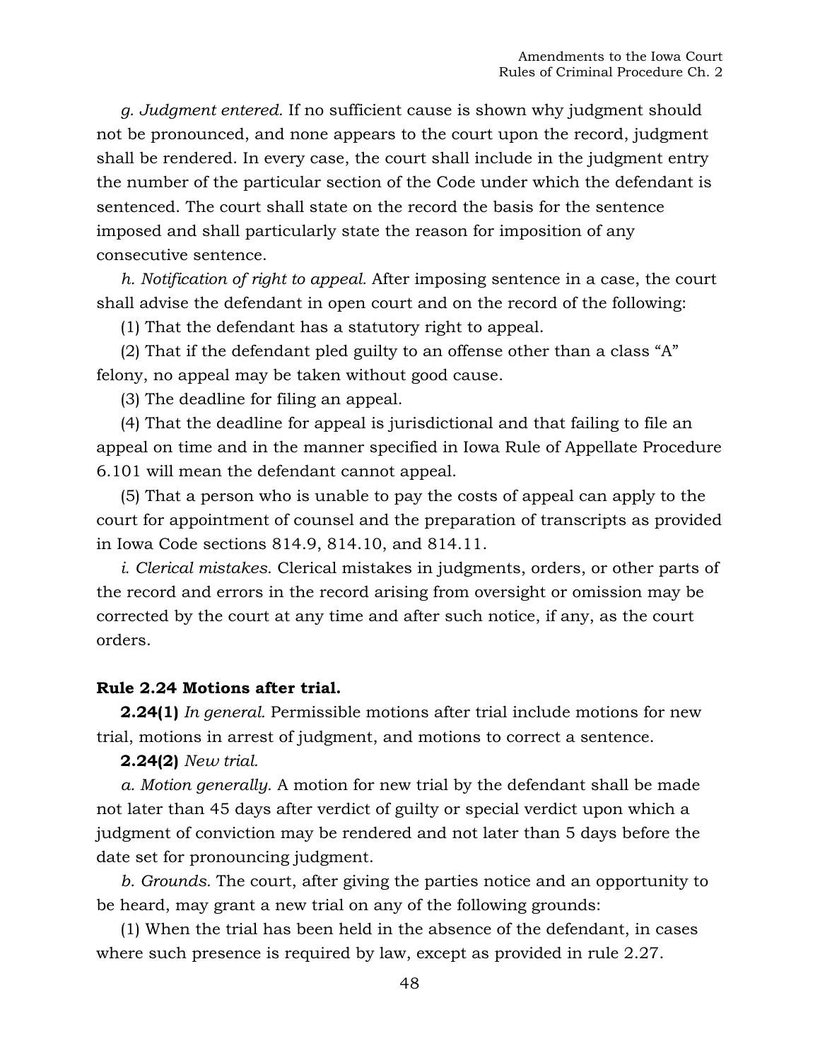*g. Judgment entered.* If no sufficient cause is shown why judgment should not be pronounced, and none appears to the court upon the record, judgment shall be rendered. In every case, the court shall include in the judgment entry the number of the particular section of the Code under which the defendant is sentenced. The court shall state on the record the basis for the sentence imposed and shall particularly state the reason for imposition of any consecutive sentence.

*h. Notification of right to appeal.* After imposing sentence in a case, the court shall advise the defendant in open court and on the record of the following:

(1) That the defendant has a statutory right to appeal.

(2) That if the defendant pled guilty to an offense other than a class "A" felony, no appeal may be taken without good cause.

(3) The deadline for filing an appeal.

(4) That the deadline for appeal is jurisdictional and that failing to file an appeal on time and in the manner specified in Iowa Rule of Appellate Procedure 6.101 will mean the defendant cannot appeal.

(5) That a person who is unable to pay the costs of appeal can apply to the court for appointment of counsel and the preparation of transcripts as provided in Iowa Code sections 814.9, 814.10, and 814.11.

*i. Clerical mistakes.* Clerical mistakes in judgments, orders, or other parts of the record and errors in the record arising from oversight or omission may be corrected by the court at any time and after such notice, if any, as the court orders.

**Rule 2.24 Motions after trial.**

**2.24(1)** *In general.* Permissible motions after trial include motions for new trial, motions in arrest of judgment, and motions to correct a sentence.

**2.24(2)** *New trial.*

*a. Motion generally.* A motion for new trial by the defendant shall be made not later than 45 days after verdict of guilty or special verdict upon which a judgment of conviction may be rendered and not later than 5 days before the date set for pronouncing judgment.

*b. Grounds.* The court, after giving the parties notice and an opportunity to be heard, may grant a new trial on any of the following grounds:

(1) When the trial has been held in the absence of the defendant, in cases where such presence is required by law, except as provided in rule 2.27.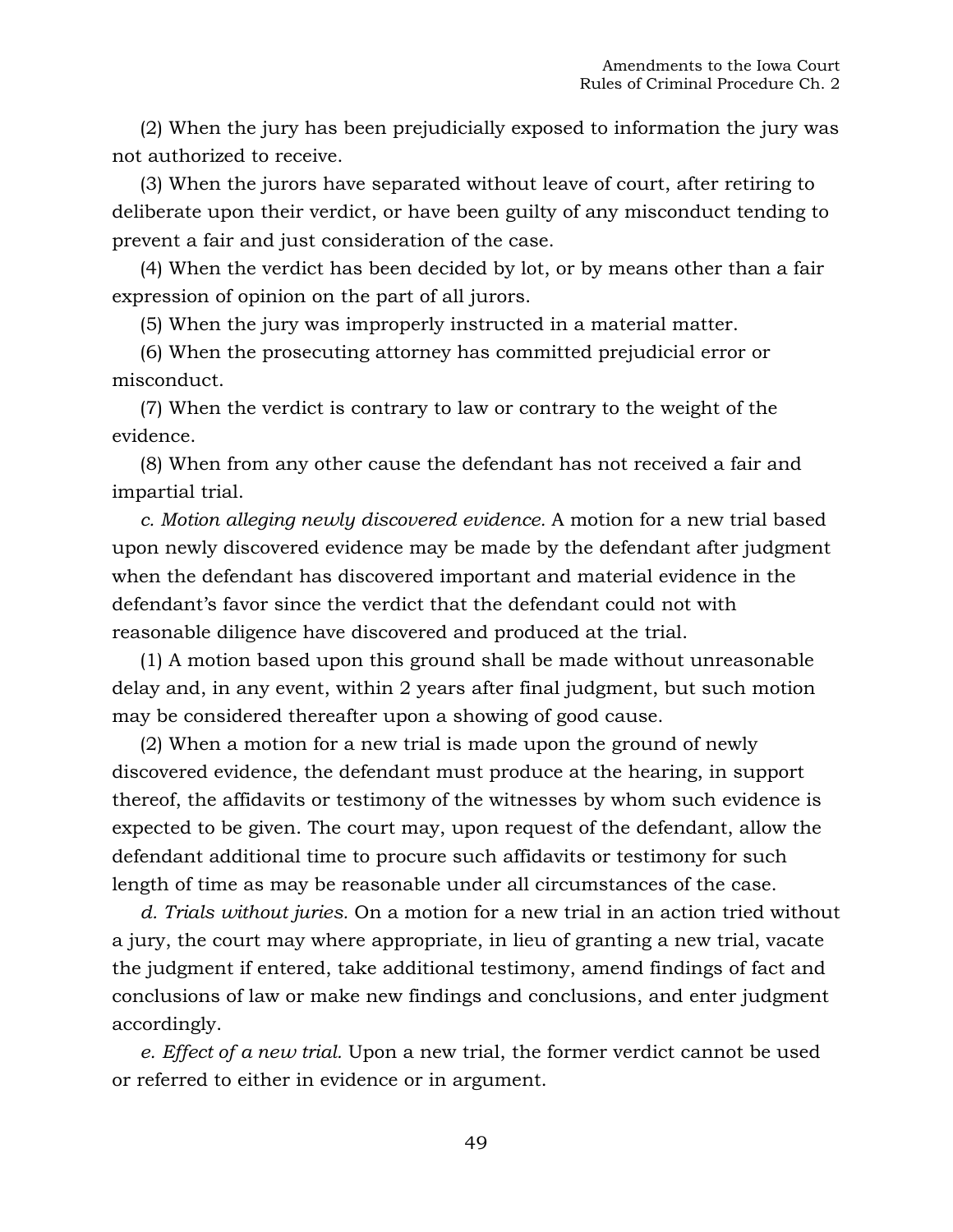(2) When the jury has been prejudicially exposed to information the jury was not authorized to receive.

(3) When the jurors have separated without leave of court, after retiring to deliberate upon their verdict, or have been guilty of any misconduct tending to prevent a fair and just consideration of the case.

(4) When the verdict has been decided by lot, or by means other than a fair expression of opinion on the part of all jurors.

(5) When the jury was improperly instructed in a material matter.

(6) When the prosecuting attorney has committed prejudicial error or misconduct.

(7) When the verdict is contrary to law or contrary to the weight of the evidence.

(8) When from any other cause the defendant has not received a fair and impartial trial.

*c. Motion alleging newly discovered evidence.* A motion for a new trial based upon newly discovered evidence may be made by the defendant after judgment when the defendant has discovered important and material evidence in the defendant's favor since the verdict that the defendant could not with reasonable diligence have discovered and produced at the trial.

(1) A motion based upon this ground shall be made without unreasonable delay and, in any event, within 2 years after final judgment, but such motion may be considered thereafter upon a showing of good cause.

(2) When a motion for a new trial is made upon the ground of newly discovered evidence, the defendant must produce at the hearing, in support thereof, the affidavits or testimony of the witnesses by whom such evidence is expected to be given. The court may, upon request of the defendant, allow the defendant additional time to procure such affidavits or testimony for such length of time as may be reasonable under all circumstances of the case.

*d. Trials without juries.* On a motion for a new trial in an action tried without a jury, the court may where appropriate, in lieu of granting a new trial, vacate the judgment if entered, take additional testimony, amend findings of fact and conclusions of law or make new findings and conclusions, and enter judgment accordingly.

*e. Effect of a new trial.* Upon a new trial, the former verdict cannot be used or referred to either in evidence or in argument.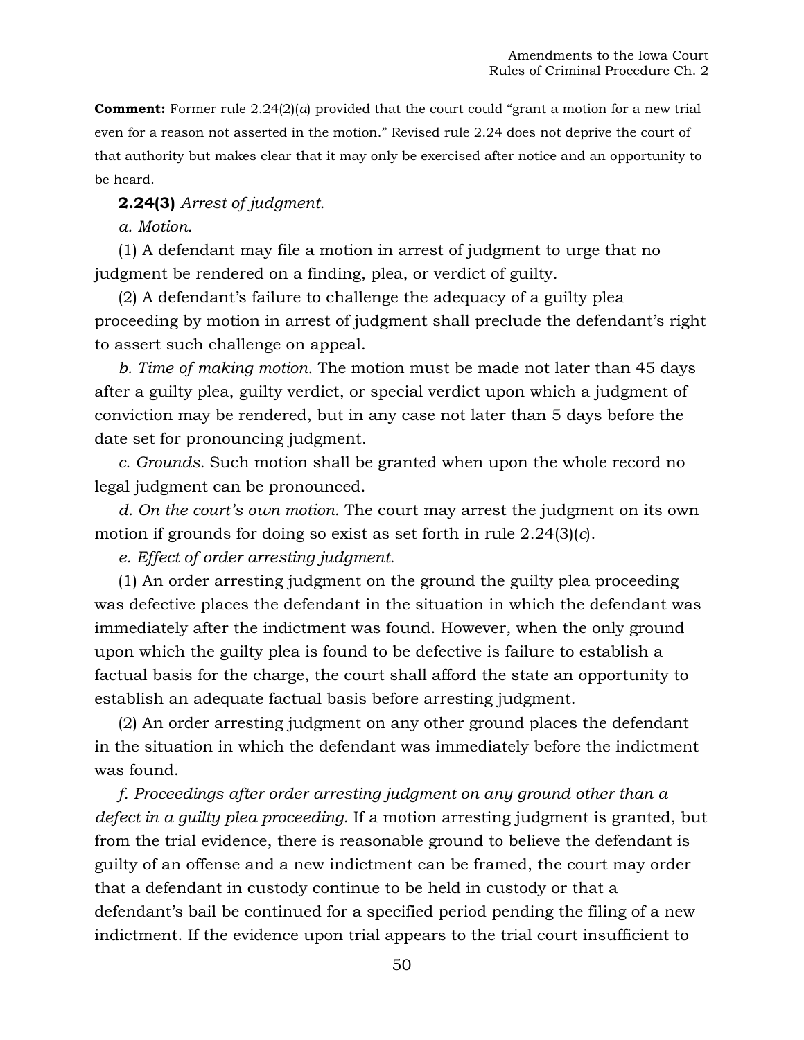**Comment:** Former rule 2.24(2)(*a*) provided that the court could "grant a motion for a new trial even for a reason not asserted in the motion." Revised rule 2.24 does not deprive the court of that authority but makes clear that it may only be exercised after notice and an opportunity to be heard.

**2.24(3)** *Arrest of judgment.*

*a. Motion.*

(1) A defendant may file a motion in arrest of judgment to urge that no judgment be rendered on a finding, plea, or verdict of guilty.

(2) A defendant's failure to challenge the adequacy of a guilty plea proceeding by motion in arrest of judgment shall preclude the defendant's right to assert such challenge on appeal.

*b. Time of making motion.* The motion must be made not later than 45 days after a guilty plea, guilty verdict, or special verdict upon which a judgment of conviction may be rendered, but in any case not later than 5 days before the date set for pronouncing judgment.

*c. Grounds.* Such motion shall be granted when upon the whole record no legal judgment can be pronounced.

*d. On the court's own motion.* The court may arrest the judgment on its own motion if grounds for doing so exist as set forth in rule 2.24(3)(*c*).

*e. Effect of order arresting judgment.*

(1) An order arresting judgment on the ground the guilty plea proceeding was defective places the defendant in the situation in which the defendant was immediately after the indictment was found. However, when the only ground upon which the guilty plea is found to be defective is failure to establish a factual basis for the charge, the court shall afford the state an opportunity to establish an adequate factual basis before arresting judgment.

(2) An order arresting judgment on any other ground places the defendant in the situation in which the defendant was immediately before the indictment was found.

*f. Proceedings after order arresting judgment on any ground other than a defect in a guilty plea proceeding.* If a motion arresting judgment is granted, but from the trial evidence, there is reasonable ground to believe the defendant is guilty of an offense and a new indictment can be framed, the court may order that a defendant in custody continue to be held in custody or that a defendant's bail be continued for a specified period pending the filing of a new indictment. If the evidence upon trial appears to the trial court insufficient to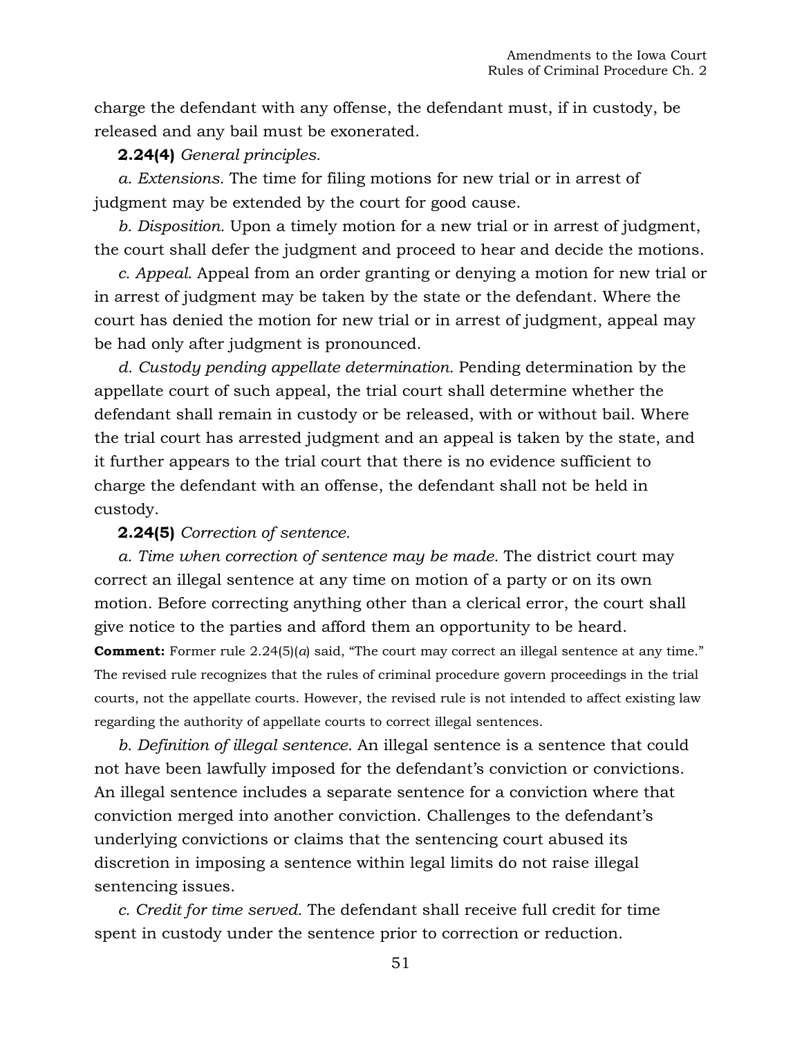charge the defendant with any offense, the defendant must, if in custody, be released and any bail must be exonerated.

**2.24(4)** *General principles.*

*a. Extensions.* The time for filing motions for new trial or in arrest of judgment may be extended by the court for good cause.

*b. Disposition.* Upon a timely motion for a new trial or in arrest of judgment, the court shall defer the judgment and proceed to hear and decide the motions.

*c. Appeal.* Appeal from an order granting or denying a motion for new trial or in arrest of judgment may be taken by the state or the defendant. Where the court has denied the motion for new trial or in arrest of judgment, appeal may be had only after judgment is pronounced.

*d. Custody pending appellate determination.* Pending determination by the appellate court of such appeal, the trial court shall determine whether the defendant shall remain in custody or be released, with or without bail. Where the trial court has arrested judgment and an appeal is taken by the state, and it further appears to the trial court that there is no evidence sufficient to charge the defendant with an offense, the defendant shall not be held in custody.

**2.24(5)** *Correction of sentence.*

*a. Time when correction of sentence may be made.* The district court may correct an illegal sentence at any time on motion of a party or on its own motion. Before correcting anything other than a clerical error, the court shall give notice to the parties and afford them an opportunity to be heard.

**Comment:** Former rule 2.24(5)(*a*) said, "The court may correct an illegal sentence at any time." The revised rule recognizes that the rules of criminal procedure govern proceedings in the trial courts, not the appellate courts. However, the revised rule is not intended to affect existing law regarding the authority of appellate courts to correct illegal sentences.

*b. Definition of illegal sentence.* An illegal sentence is a sentence that could not have been lawfully imposed for the defendant's conviction or convictions. An illegal sentence includes a separate sentence for a conviction where that conviction merged into another conviction. Challenges to the defendant's underlying convictions or claims that the sentencing court abused its discretion in imposing a sentence within legal limits do not raise illegal sentencing issues.

*c. Credit for time served.* The defendant shall receive full credit for time spent in custody under the sentence prior to correction or reduction.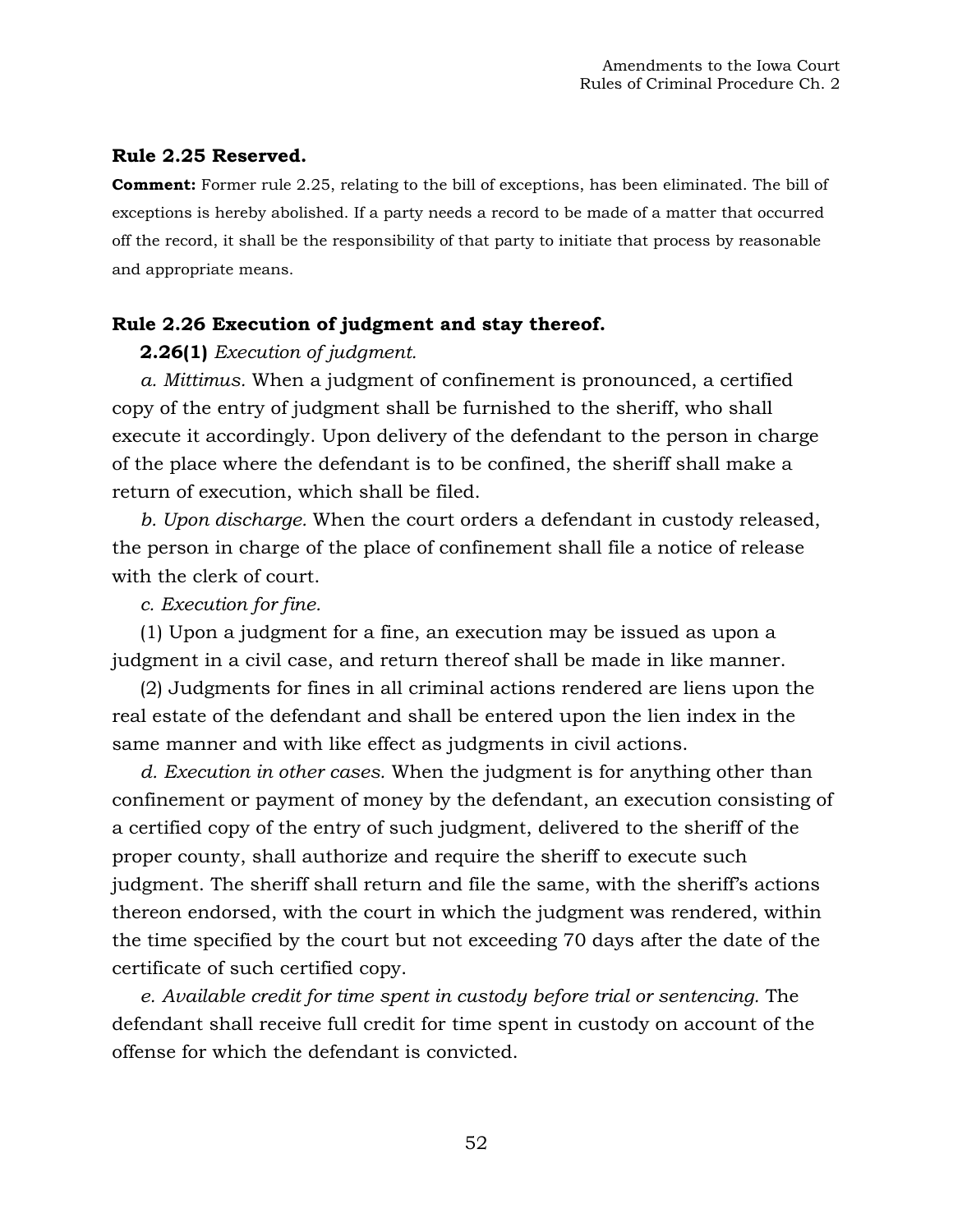**Rule 2.25 Reserved.**

**Comment:** Former rule 2.25, relating to the bill of exceptions, has been eliminated. The bill of exceptions is hereby abolished. If a party needs a record to be made of a matter that occurred off the record, it shall be the responsibility of that party to initiate that process by reasonable and appropriate means.

**Rule 2.26 Execution of judgment and stay thereof.**

**2.26(1)** *Execution of judgment.*

*a. Mittimus.* When a judgment of confinement is pronounced, a certified copy of the entry of judgment shall be furnished to the sheriff, who shall execute it accordingly. Upon delivery of the defendant to the person in charge of the place where the defendant is to be confined, the sheriff shall make a return of execution, which shall be filed.

*b. Upon discharge.* When the court orders a defendant in custody released, the person in charge of the place of confinement shall file a notice of release with the clerk of court.

*c. Execution for fine.*

(1) Upon a judgment for a fine, an execution may be issued as upon a judgment in a civil case, and return thereof shall be made in like manner.

(2) Judgments for fines in all criminal actions rendered are liens upon the real estate of the defendant and shall be entered upon the lien index in the same manner and with like effect as judgments in civil actions.

*d. Execution in other cases.* When the judgment is for anything other than confinement or payment of money by the defendant, an execution consisting of a certified copy of the entry of such judgment, delivered to the sheriff of the proper county, shall authorize and require the sheriff to execute such judgment. The sheriff shall return and file the same, with the sheriff's actions thereon endorsed, with the court in which the judgment was rendered, within the time specified by the court but not exceeding 70 days after the date of the certificate of such certified copy.

*e. Available credit for time spent in custody before trial or sentencing.* The defendant shall receive full credit for time spent in custody on account of the offense for which the defendant is convicted.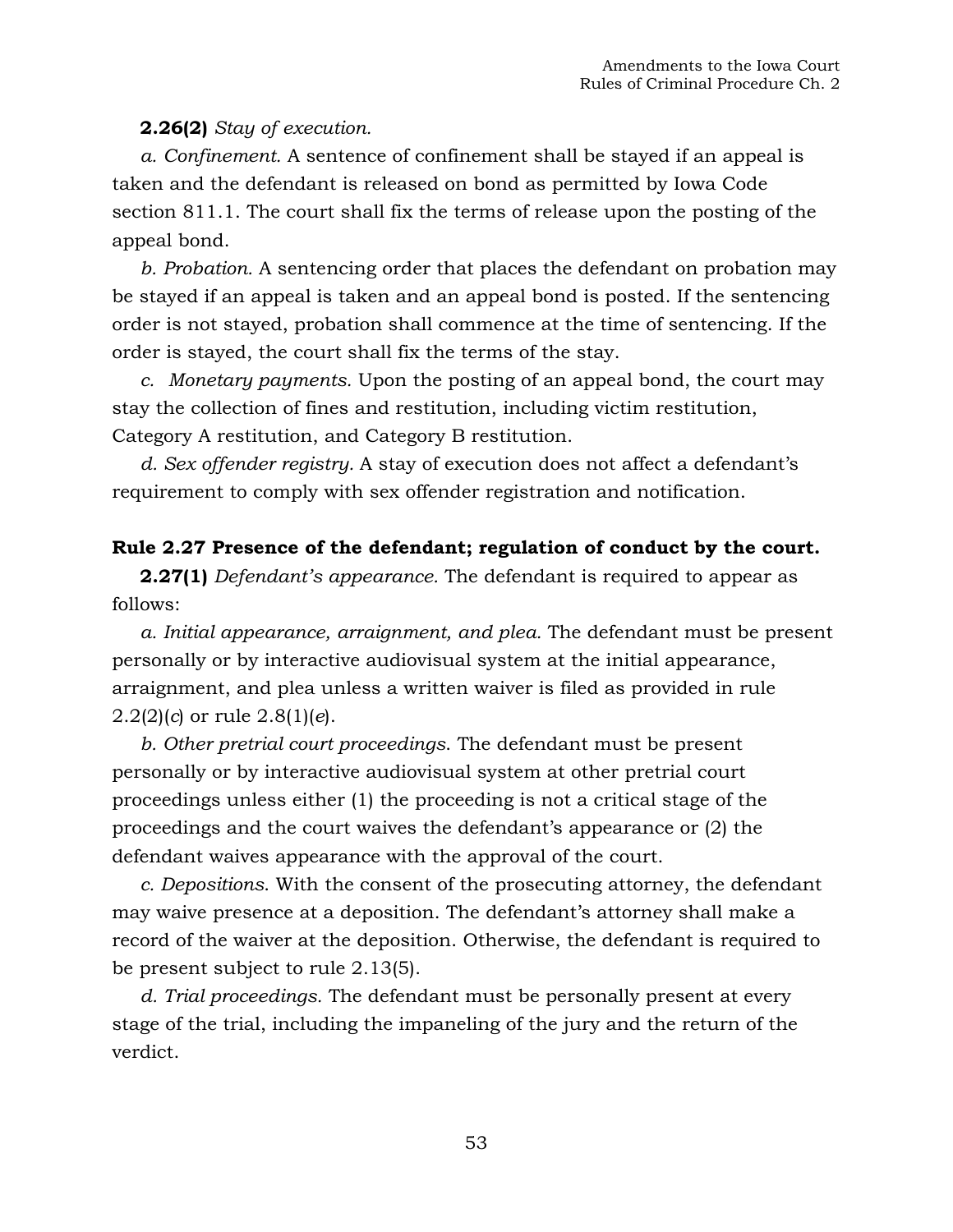**2.26(2)** *Stay of execution.*

*a. Confinement.* A sentence of confinement shall be stayed if an appeal is taken and the defendant is released on bond as permitted by Iowa Code section 811.1. The court shall fix the terms of release upon the posting of the appeal bond.

*b. Probation.* A sentencing order that places the defendant on probation may be stayed if an appeal is taken and an appeal bond is posted. If the sentencing order is not stayed, probation shall commence at the time of sentencing. If the order is stayed, the court shall fix the terms of the stay.

*c. Monetary payments.* Upon the posting of an appeal bond, the court may stay the collection of fines and restitution, including victim restitution, Category A restitution, and Category B restitution.

*d. Sex offender registry.* A stay of execution does not affect a defendant's requirement to comply with sex offender registration and notification.

**Rule 2.27 Presence of the defendant; regulation of conduct by the court.**

**2.27(1)** *Defendant's appearance.* The defendant is required to appear as follows:

*a. Initial appearance, arraignment, and plea.* The defendant must be present personally or by interactive audiovisual system at the initial appearance, arraignment, and plea unless a written waiver is filed as provided in rule 2.2(2)(*c*) or rule 2.8(1)(*e*).

*b. Other pretrial court proceedings.* The defendant must be present personally or by interactive audiovisual system at other pretrial court proceedings unless either (1) the proceeding is not a critical stage of the proceedings and the court waives the defendant's appearance or (2) the defendant waives appearance with the approval of the court.

*c. Depositions.* With the consent of the prosecuting attorney, the defendant may waive presence at a deposition. The defendant's attorney shall make a record of the waiver at the deposition. Otherwise, the defendant is required to be present subject to rule 2.13(5).

*d. Trial proceedings.* The defendant must be personally present at every stage of the trial, including the impaneling of the jury and the return of the verdict.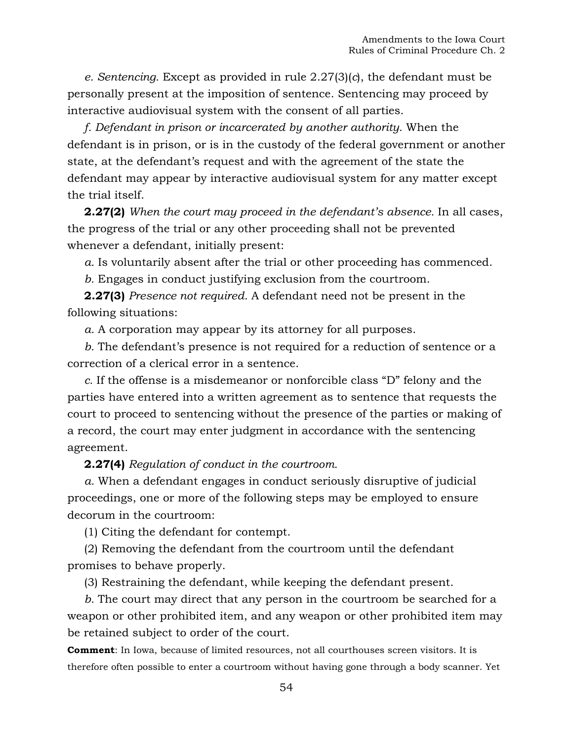*e. Sentencing.* Except as provided in rule 2.27(3)(*c*), the defendant must be personally present at the imposition of sentence. Sentencing may proceed by interactive audiovisual system with the consent of all parties.

*f. Defendant in prison or incarcerated by another authority.* When the defendant is in prison, or is in the custody of the federal government or another state, at the defendant's request and with the agreement of the state the defendant may appear by interactive audiovisual system for any matter except the trial itself.

**2.27(2)** *When the court may proceed in the defendant's absence.* In all cases, the progress of the trial or any other proceeding shall not be prevented whenever a defendant, initially present:

*a.* Is voluntarily absent after the trial or other proceeding has commenced.

*b.* Engages in conduct justifying exclusion from the courtroom.

**2.27(3)** *Presence not required.* A defendant need not be present in the following situations:

*a.* A corporation may appear by its attorney for all purposes.

*b.* The defendant's presence is not required for a reduction of sentence or a correction of a clerical error in a sentence.

*c.* If the offense is a misdemeanor or nonforcible class "D" felony and the parties have entered into a written agreement as to sentence that requests the court to proceed to sentencing without the presence of the parties or making of a record, the court may enter judgment in accordance with the sentencing agreement.

**2.27(4)** *Regulation of conduct in the courtroom.*

*a.* When a defendant engages in conduct seriously disruptive of judicial proceedings, one or more of the following steps may be employed to ensure decorum in the courtroom:

(1) Citing the defendant for contempt.

(2) Removing the defendant from the courtroom until the defendant promises to behave properly.

(3) Restraining the defendant, while keeping the defendant present.

*b.* The court may direct that any person in the courtroom be searched for a weapon or other prohibited item, and any weapon or other prohibited item may be retained subject to order of the court.

**Comment**: In Iowa, because of limited resources, not all courthouses screen visitors. It is therefore often possible to enter a courtroom without having gone through a body scanner. Yet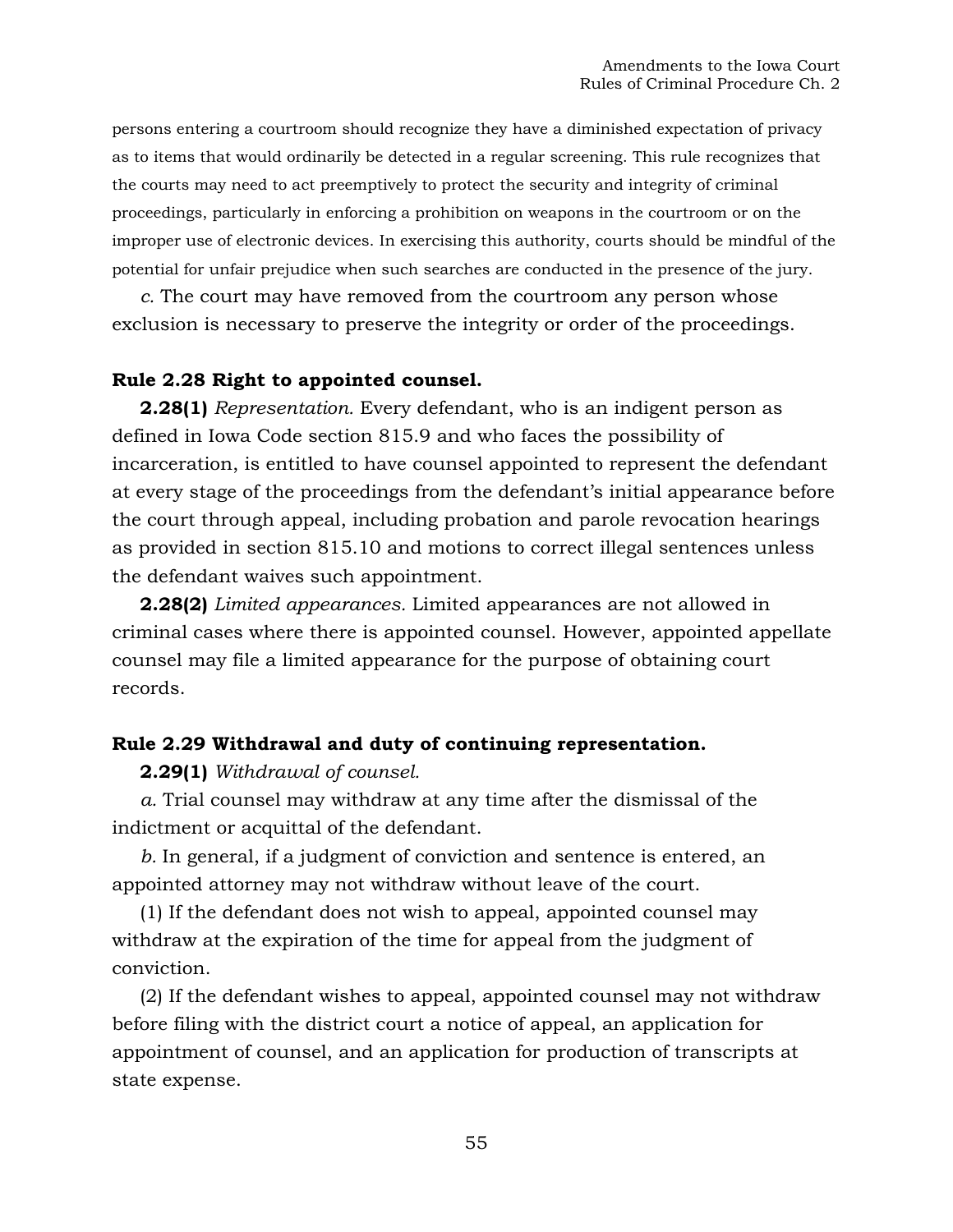persons entering a courtroom should recognize they have a diminished expectation of privacy as to items that would ordinarily be detected in a regular screening. This rule recognizes that the courts may need to act preemptively to protect the security and integrity of criminal proceedings, particularly in enforcing a prohibition on weapons in the courtroom or on the improper use of electronic devices. In exercising this authority, courts should be mindful of the potential for unfair prejudice when such searches are conducted in the presence of the jury.

*c.* The court may have removed from the courtroom any person whose exclusion is necessary to preserve the integrity or order of the proceedings.

**Rule 2.28 Right to appointed counsel.**

**2.28(1)** *Representation.* Every defendant, who is an indigent person as defined in Iowa Code section 815.9 and who faces the possibility of incarceration, is entitled to have counsel appointed to represent the defendant at every stage of the proceedings from the defendant's initial appearance before the court through appeal, including probation and parole revocation hearings as provided in section 815.10 and motions to correct illegal sentences unless the defendant waives such appointment.

**2.28(2)** *Limited appearances.* Limited appearances are not allowed in criminal cases where there is appointed counsel. However, appointed appellate counsel may file a limited appearance for the purpose of obtaining court records.

**Rule 2.29 Withdrawal and duty of continuing representation.**

**2.29(1)** *Withdrawal of counsel.*

*a.* Trial counsel may withdraw at any time after the dismissal of the indictment or acquittal of the defendant.

*b.* In general, if a judgment of conviction and sentence is entered, an appointed attorney may not withdraw without leave of the court.

(1) If the defendant does not wish to appeal, appointed counsel may withdraw at the expiration of the time for appeal from the judgment of conviction.

(2) If the defendant wishes to appeal, appointed counsel may not withdraw before filing with the district court a notice of appeal, an application for appointment of counsel, and an application for production of transcripts at state expense.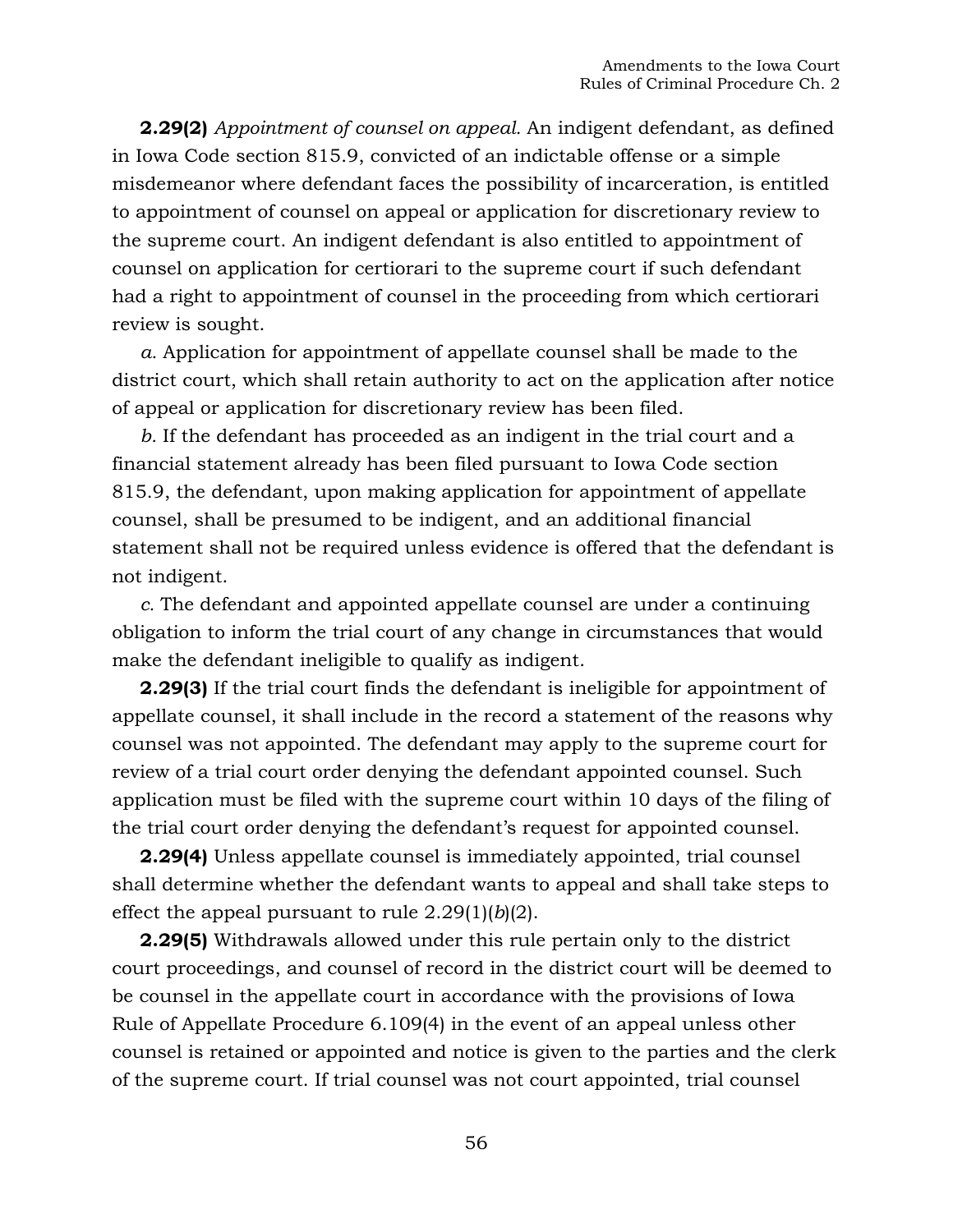**2.29(2)** *Appointment of counsel on appeal.* An indigent defendant, as defined in Iowa Code section 815.9, convicted of an indictable offense or a simple misdemeanor where defendant faces the possibility of incarceration, is entitled to appointment of counsel on appeal or application for discretionary review to the supreme court. An indigent defendant is also entitled to appointment of counsel on application for certiorari to the supreme court if such defendant had a right to appointment of counsel in the proceeding from which certiorari review is sought.

*a.* Application for appointment of appellate counsel shall be made to the district court, which shall retain authority to act on the application after notice of appeal or application for discretionary review has been filed.

*b.* If the defendant has proceeded as an indigent in the trial court and a financial statement already has been filed pursuant to Iowa Code section 815.9, the defendant, upon making application for appointment of appellate counsel, shall be presumed to be indigent, and an additional financial statement shall not be required unless evidence is offered that the defendant is not indigent.

*c.* The defendant and appointed appellate counsel are under a continuing obligation to inform the trial court of any change in circumstances that would make the defendant ineligible to qualify as indigent.

**2.29(3)** If the trial court finds the defendant is ineligible for appointment of appellate counsel, it shall include in the record a statement of the reasons why counsel was not appointed. The defendant may apply to the supreme court for review of a trial court order denying the defendant appointed counsel. Such application must be filed with the supreme court within 10 days of the filing of the trial court order denying the defendant's request for appointed counsel.

**2.29(4)** Unless appellate counsel is immediately appointed, trial counsel shall determine whether the defendant wants to appeal and shall take steps to effect the appeal pursuant to rule 2.29(1)(*b*)(2).

**2.29(5)** Withdrawals allowed under this rule pertain only to the district court proceedings, and counsel of record in the district court will be deemed to be counsel in the appellate court in accordance with the provisions of Iowa Rule of Appellate Procedure 6.109(4) in the event of an appeal unless other counsel is retained or appointed and notice is given to the parties and the clerk of the supreme court. If trial counsel was not court appointed, trial counsel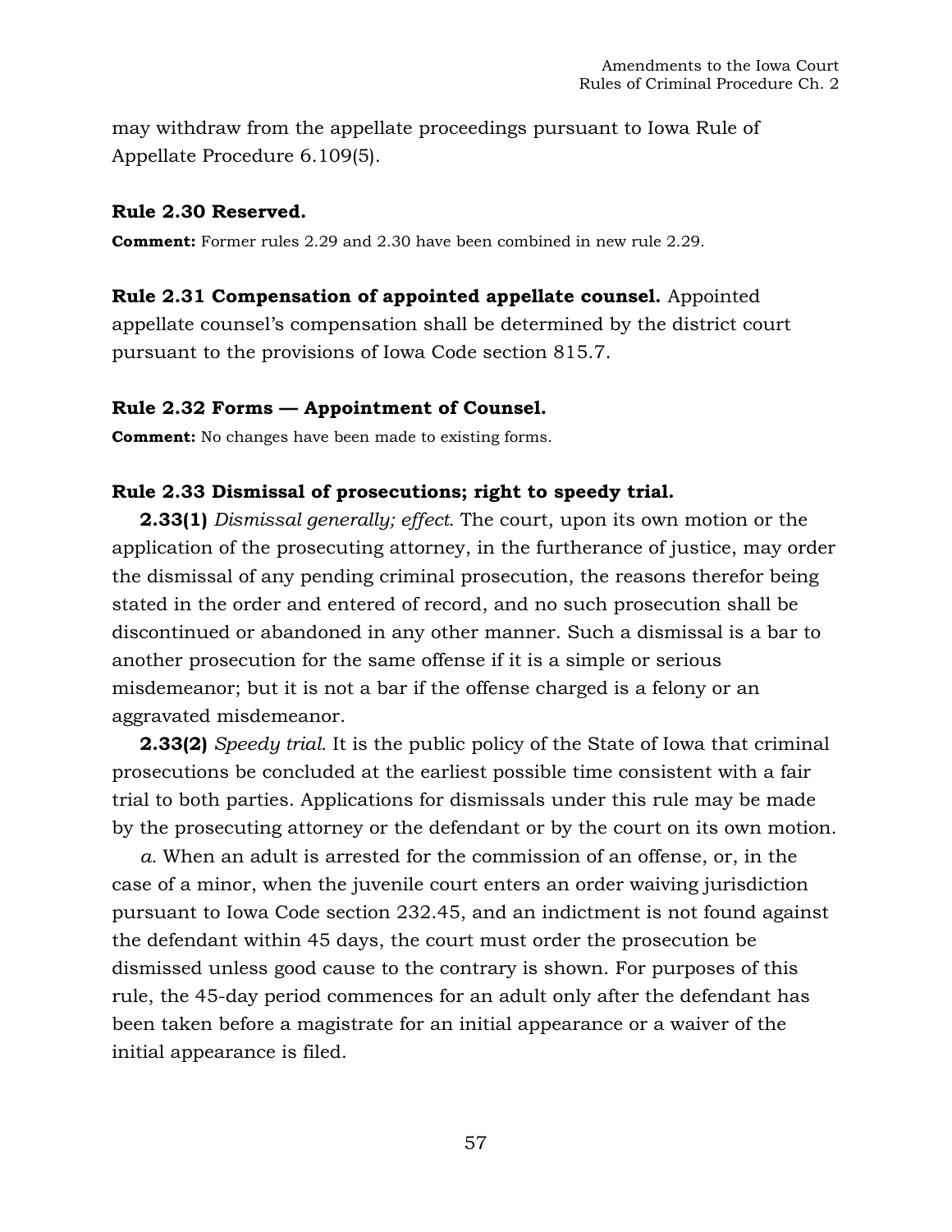may withdraw from the appellate proceedings pursuant to Iowa Rule of Appellate Procedure 6.109(5).

**Rule 2.30 Reserved.**

**Comment:** Former rules 2.29 and 2.30 have been combined in new rule 2.29.

**Rule 2.31 Compensation of appointed appellate counsel.** Appointed appellate counsel's compensation shall be determined by the district court pursuant to the provisions of Iowa Code section 815.7.

**Rule 2.32 Forms — Appointment of Counsel.**

**Comment:** No changes have been made to existing forms.

**Rule 2.33 Dismissal of prosecutions; right to speedy trial.**

**2.33(1)** *Dismissal generally; effect.* The court, upon its own motion or the application of the prosecuting attorney, in the furtherance of justice, may order the dismissal of any pending criminal prosecution, the reasons therefor being stated in the order and entered of record, and no such prosecution shall be discontinued or abandoned in any other manner. Such a dismissal is a bar to another prosecution for the same offense if it is a simple or serious misdemeanor; but it is not a bar if the offense charged is a felony or an aggravated misdemeanor.

**2.33(2)** *Speedy trial.* It is the public policy of the State of Iowa that criminal prosecutions be concluded at the earliest possible time consistent with a fair trial to both parties. Applications for dismissals under this rule may be made by the prosecuting attorney or the defendant or by the court on its own motion.

*a.* When an adult is arrested for the commission of an offense, or, in the case of a minor, when the juvenile court enters an order waiving jurisdiction pursuant to Iowa Code section 232.45, and an indictment is not found against the defendant within 45 days, the court must order the prosecution be dismissed unless good cause to the contrary is shown. For purposes of this rule, the 45-day period commences for an adult only after the defendant has been taken before a magistrate for an initial appearance or a waiver of the initial appearance is filed.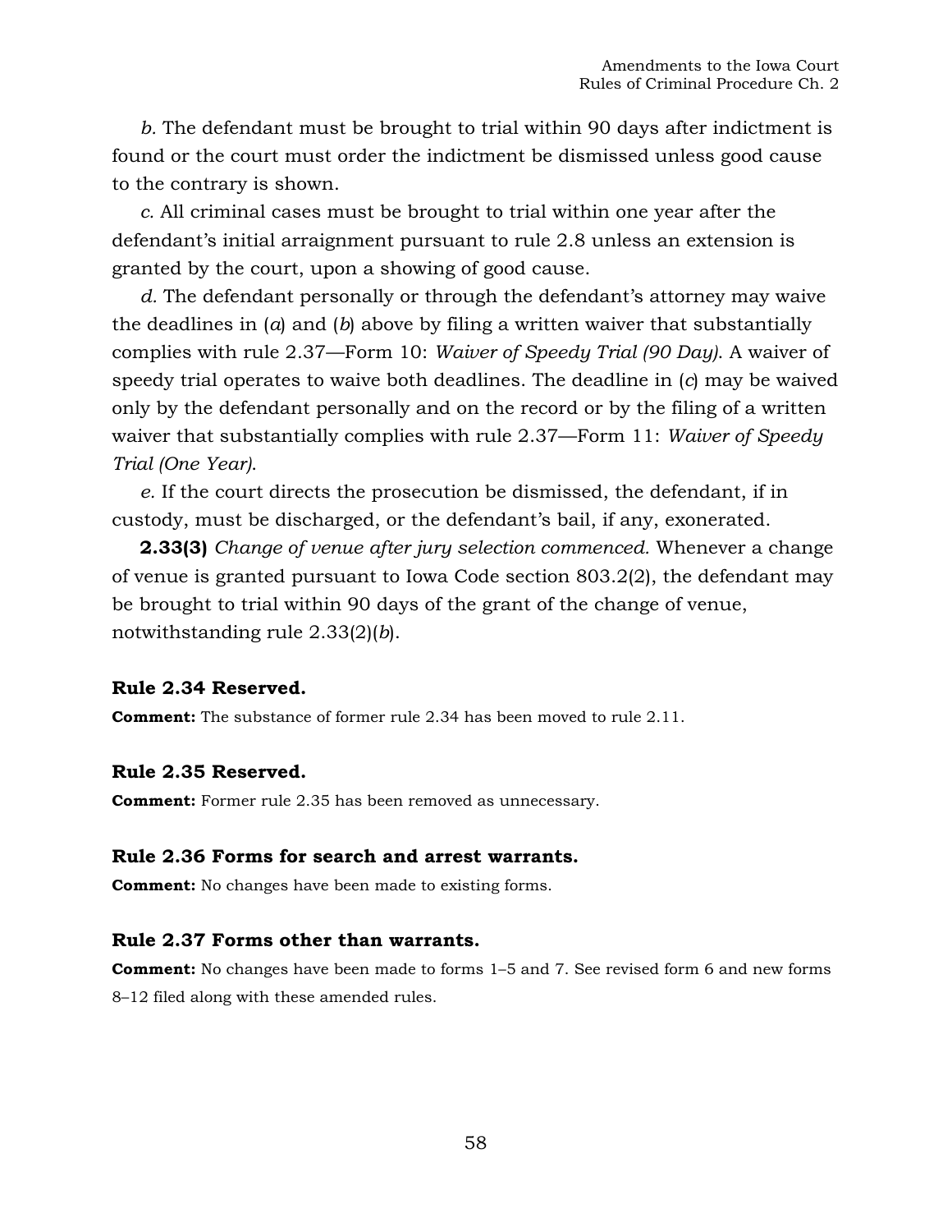*b.* The defendant must be brought to trial within 90 days after indictment is found or the court must order the indictment be dismissed unless good cause to the contrary is shown.

*c.* All criminal cases must be brought to trial within one year after the defendant's initial arraignment pursuant to rule 2.8 unless an extension is granted by the court, upon a showing of good cause.

*d.* The defendant personally or through the defendant's attorney may waive the deadlines in (*a*) and (*b*) above by filing a written waiver that substantially complies with rule 2.37—Form 10: *Waiver of Speedy Trial (90 Day)*. A waiver of speedy trial operates to waive both deadlines. The deadline in (*c*) may be waived only by the defendant personally and on the record or by the filing of a written waiver that substantially complies with rule 2.37—Form 11: *Waiver of Speedy Trial (One Year)*.

*e.* If the court directs the prosecution be dismissed, the defendant, if in custody, must be discharged, or the defendant's bail, if any, exonerated.

**2.33(3)** *Change of venue after jury selection commenced.* Whenever a change of venue is granted pursuant to Iowa Code section 803.2(2), the defendant may be brought to trial within 90 days of the grant of the change of venue, notwithstanding rule 2.33(2)(*b*).

### Rule 2.34 Reserved.

**Comment:** The substance of former rule 2.34 has been moved to rule 2.11.

### Rule 2.35 Reserved.

**Comment:** Former rule 2.35 has been removed as unnecessary.

### Rule 2.36 Forms for search and arrest warrants.

**Comment:** No changes have been made to existing forms.

### Rule 2.37 Forms other than warrants.

**Comment:** No changes have been made to forms 1–5 and 7. See revised form 6 and new forms 8–12 filed along with these amended rules.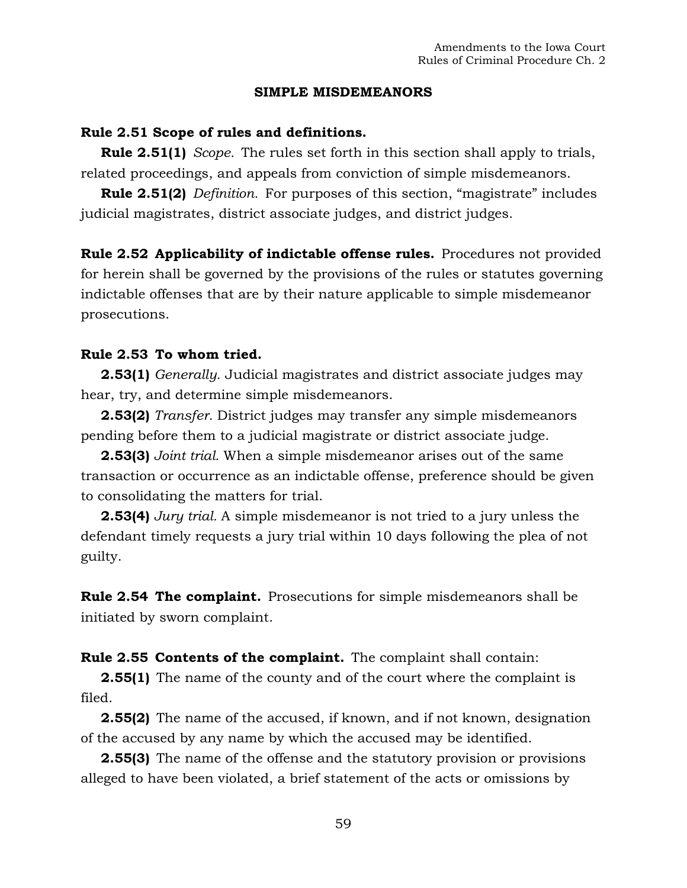## SIMPLE MISDEMEANORS

**Rule 2.51 Scope of rules and definitions.**

**Rule 2.51(1)** *Scope.* The rules set forth in this section shall apply to trials, related proceedings, and appeals from conviction of simple misdemeanors.

**Rule 2.51(2)** *Definition.* For purposes of this section, "magistrate" includes judicial magistrates, district associate judges, and district judges.

**Rule 2.52 Applicability of indictable offense rules.** Procedures not provided for herein shall be governed by the provisions of the rules or statutes governing indictable offenses that are by their nature applicable to simple misdemeanor prosecutions.

**Rule 2.53 To whom tried.**

**2.53(1)** *Generally.* Judicial magistrates and district associate judges may hear, try, and determine simple misdemeanors.

**2.53(2)** *Transfer.* District judges may transfer any simple misdemeanors pending before them to a judicial magistrate or district associate judge.

**2.53(3)** *Joint trial.* When a simple misdemeanor arises out of the same transaction or occurrence as an indictable offense, preference should be given to consolidating the matters for trial.

**2.53(4)** *Jury trial.* A simple misdemeanor is not tried to a jury unless the defendant timely requests a jury trial within 10 days following the plea of not guilty.

**Rule 2.54 The complaint.** Prosecutions for simple misdemeanors shall be initiated by sworn complaint.

**Rule 2.55 Contents of the complaint.** The complaint shall contain:

**2.55(1)** The name of the county and of the court where the complaint is filed.

**2.55(2)** The name of the accused, if known, and if not known, designation of the accused by any name by which the accused may be identified.

**2.55(3)** The name of the offense and the statutory provision or provisions alleged to have been violated, a brief statement of the acts or omissions by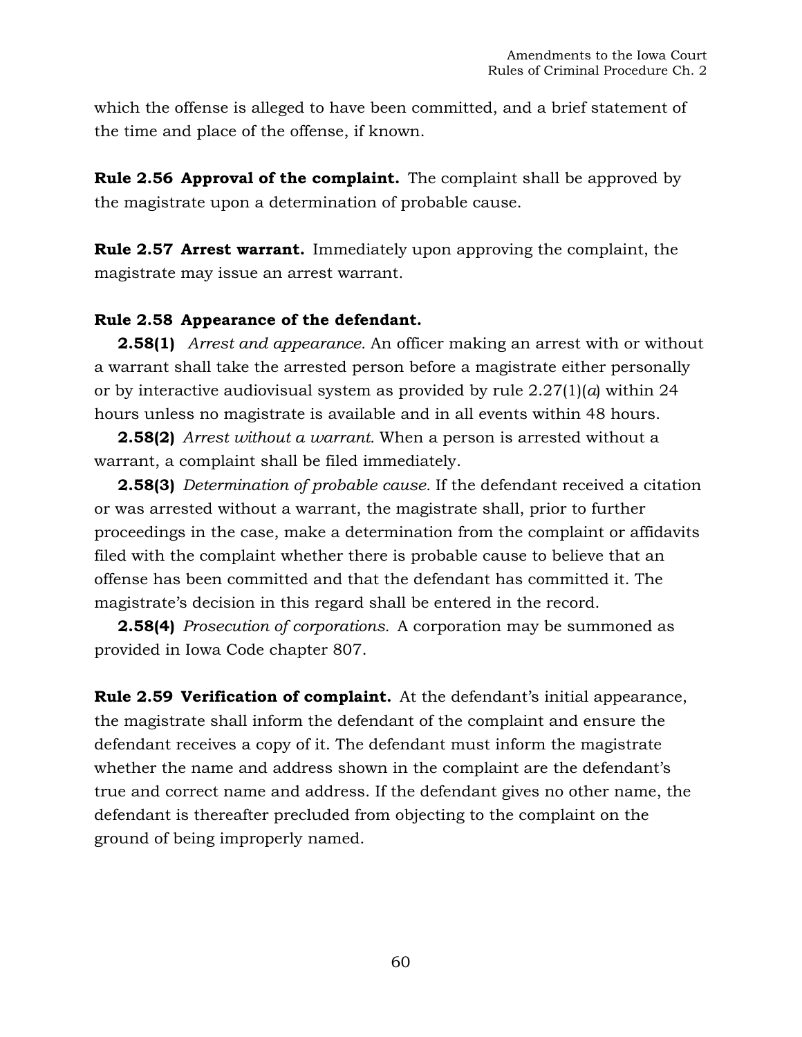which the offense is alleged to have been committed, and a brief statement of the time and place of the offense, if known.

**Rule 2.56 Approval of the complaint.** The complaint shall be approved by the magistrate upon a determination of probable cause.

**Rule 2.57 Arrest warrant.** Immediately upon approving the complaint, the magistrate may issue an arrest warrant.

**Rule 2.58 Appearance of the defendant.**

**2.58(1)** *Arrest and appearance.* An officer making an arrest with or without a warrant shall take the arrested person before a magistrate either personally or by interactive audiovisual system as provided by rule 2.27(1)(*a*) within 24 hours unless no magistrate is available and in all events within 48 hours.

**2.58(2)** *Arrest without a warrant.* When a person is arrested without a warrant, a complaint shall be filed immediately.

**2.58(3)** *Determination of probable cause.* If the defendant received a citation or was arrested without a warrant, the magistrate shall, prior to further proceedings in the case, make a determination from the complaint or affidavits filed with the complaint whether there is probable cause to believe that an offense has been committed and that the defendant has committed it. The magistrate's decision in this regard shall be entered in the record.

**2.58(4)** *Prosecution of corporations.* A corporation may be summoned as provided in Iowa Code chapter 807.

**Rule 2.59 Verification of complaint.** At the defendant's initial appearance, the magistrate shall inform the defendant of the complaint and ensure the defendant receives a copy of it. The defendant must inform the magistrate whether the name and address shown in the complaint are the defendant's true and correct name and address. If the defendant gives no other name, the defendant is thereafter precluded from objecting to the complaint on the ground of being improperly named.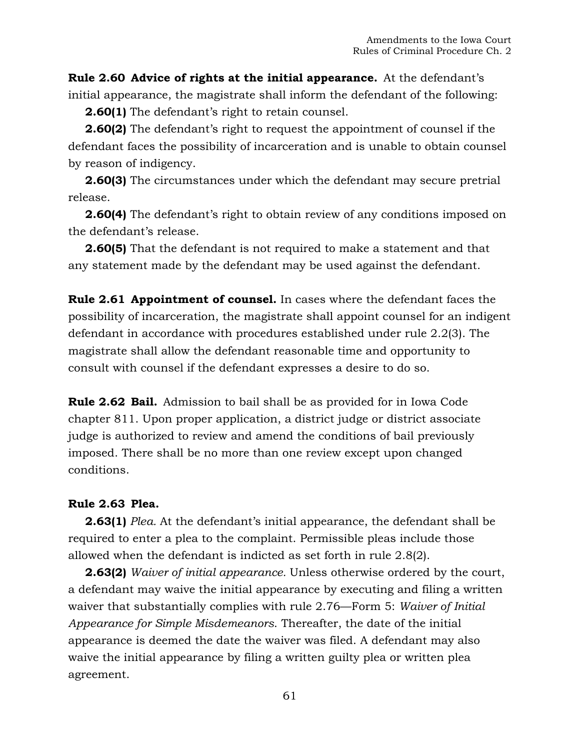**Rule 2.60 Advice of rights at the initial appearance.** At the defendant's initial appearance, the magistrate shall inform the defendant of the following:

**2.60(1)** The defendant's right to retain counsel.

**2.60(2)** The defendant's right to request the appointment of counsel if the defendant faces the possibility of incarceration and is unable to obtain counsel by reason of indigency.

**2.60(3)** The circumstances under which the defendant may secure pretrial release.

**2.60(4)** The defendant's right to obtain review of any conditions imposed on the defendant's release.

**2.60(5)** That the defendant is not required to make a statement and that any statement made by the defendant may be used against the defendant.

**Rule 2.61 Appointment of counsel.** In cases where the defendant faces the possibility of incarceration, the magistrate shall appoint counsel for an indigent defendant in accordance with procedures established under rule 2.2(3). The magistrate shall allow the defendant reasonable time and opportunity to consult with counsel if the defendant expresses a desire to do so.

**Rule 2.62 Bail.** Admission to bail shall be as provided for in Iowa Code chapter 811. Upon proper application, a district judge or district associate judge is authorized to review and amend the conditions of bail previously imposed. There shall be no more than one review except upon changed conditions.

**Rule 2.63 Plea.**

**2.63(1)** *Plea.* At the defendant's initial appearance, the defendant shall be required to enter a plea to the complaint. Permissible pleas include those allowed when the defendant is indicted as set forth in rule 2.8(2).

**2.63(2)** *Waiver of initial appearance.* Unless otherwise ordered by the court, a defendant may waive the initial appearance by executing and filing a written waiver that substantially complies with rule 2.76—Form 5: *Waiver of Initial Appearance for Simple Misdemeanors*. Thereafter, the date of the initial appearance is deemed the date the waiver was filed. A defendant may also waive the initial appearance by filing a written guilty plea or written plea agreement.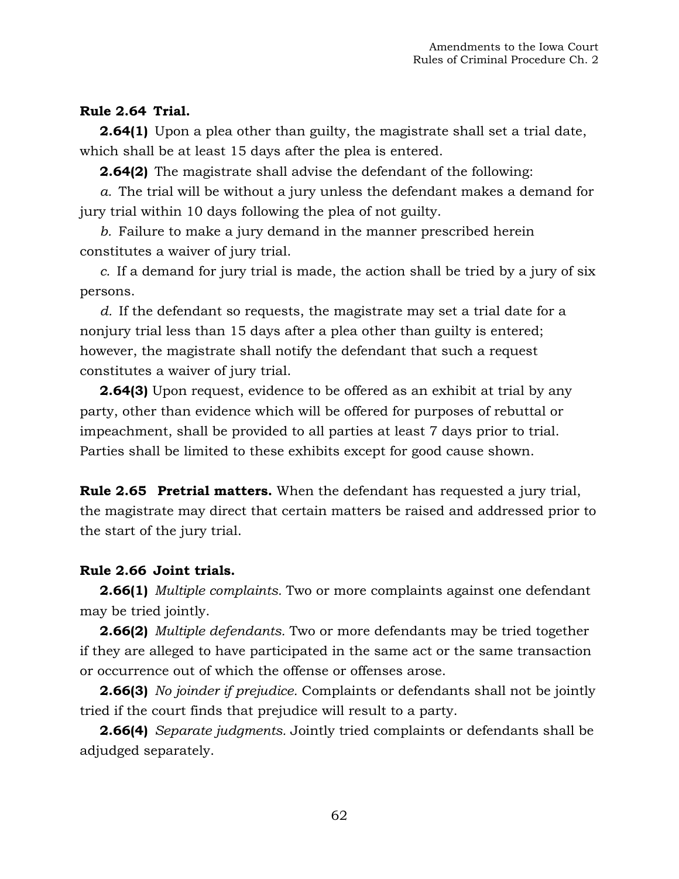**Rule 2.64 Trial.**

**2.64(1)** Upon a plea other than guilty, the magistrate shall set a trial date, which shall be at least 15 days after the plea is entered.

**2.64(2)** The magistrate shall advise the defendant of the following:

*a.* The trial will be without a jury unless the defendant makes a demand for jury trial within 10 days following the plea of not guilty.

*b.* Failure to make a jury demand in the manner prescribed herein constitutes a waiver of jury trial.

*c.* If a demand for jury trial is made, the action shall be tried by a jury of six persons.

*d.* If the defendant so requests, the magistrate may set a trial date for a nonjury trial less than 15 days after a plea other than guilty is entered; however, the magistrate shall notify the defendant that such a request constitutes a waiver of jury trial.

**2.64(3)** Upon request, evidence to be offered as an exhibit at trial by any party, other than evidence which will be offered for purposes of rebuttal or impeachment, shall be provided to all parties at least 7 days prior to trial. Parties shall be limited to these exhibits except for good cause shown.

**Rule 2.65 Pretrial matters.** When the defendant has requested a jury trial, the magistrate may direct that certain matters be raised and addressed prior to the start of the jury trial.

**Rule 2.66 Joint trials.**

**2.66(1)** *Multiple complaints.* Two or more complaints against one defendant may be tried jointly.

**2.66(2)** *Multiple defendants.* Two or more defendants may be tried together if they are alleged to have participated in the same act or the same transaction or occurrence out of which the offense or offenses arose.

**2.66(3)** *No joinder if prejudice.* Complaints or defendants shall not be jointly tried if the court finds that prejudice will result to a party.

**2.66(4)** *Separate judgments.* Jointly tried complaints or defendants shall be adjudged separately.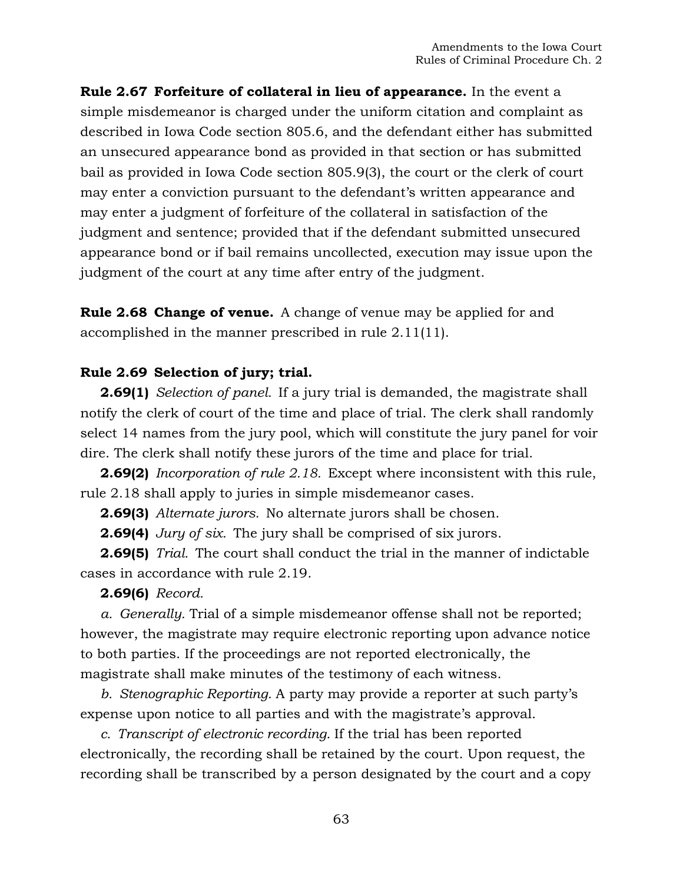**Rule 2.67 Forfeiture of collateral in lieu of appearance.** In the event a simple misdemeanor is charged under the uniform citation and complaint as described in Iowa Code section 805.6, and the defendant either has submitted an unsecured appearance bond as provided in that section or has submitted bail as provided in Iowa Code section 805.9(3), the court or the clerk of court may enter a conviction pursuant to the defendant's written appearance and may enter a judgment of forfeiture of the collateral in satisfaction of the judgment and sentence; provided that if the defendant submitted unsecured appearance bond or if bail remains uncollected, execution may issue upon the judgment of the court at any time after entry of the judgment.

**Rule 2.68 Change of venue.** A change of venue may be applied for and accomplished in the manner prescribed in rule 2.11(11).

**Rule 2.69 Selection of jury; trial.**

**2.69(1)** *Selection of panel.* If a jury trial is demanded, the magistrate shall notify the clerk of court of the time and place of trial. The clerk shall randomly select 14 names from the jury pool, which will constitute the jury panel for voir dire. The clerk shall notify these jurors of the time and place for trial.

**2.69(2)** *Incorporation of rule 2.18.* Except where inconsistent with this rule, rule 2.18 shall apply to juries in simple misdemeanor cases.

**2.69(3)** *Alternate jurors.* No alternate jurors shall be chosen.

**2.69(4)** *Jury of six.* The jury shall be comprised of six jurors.

**2.69(5)** *Trial.* The court shall conduct the trial in the manner of indictable cases in accordance with rule 2.19.

**2.69(6)** *Record.*

*a. Generally.* Trial of a simple misdemeanor offense shall not be reported; however, the magistrate may require electronic reporting upon advance notice to both parties. If the proceedings are not reported electronically, the magistrate shall make minutes of the testimony of each witness.

*b. Stenographic Reporting.* A party may provide a reporter at such party's expense upon notice to all parties and with the magistrate's approval.

*c. Transcript of electronic recording.* If the trial has been reported electronically, the recording shall be retained by the court. Upon request, the recording shall be transcribed by a person designated by the court and a copy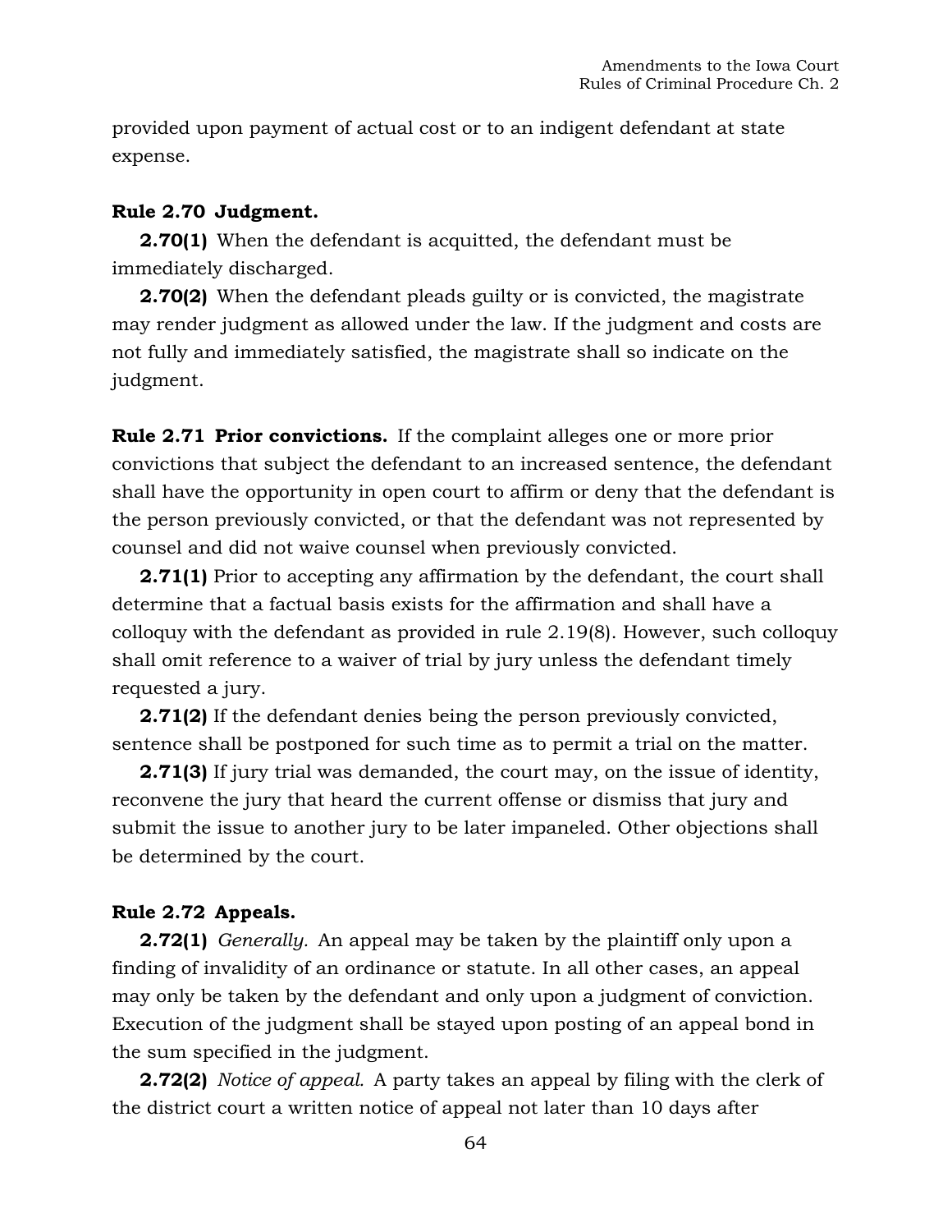provided upon payment of actual cost or to an indigent defendant at state expense.

**Rule 2.70 Judgment.**

**2.70(1)** When the defendant is acquitted, the defendant must be immediately discharged.

**2.70(2)** When the defendant pleads guilty or is convicted, the magistrate may render judgment as allowed under the law. If the judgment and costs are not fully and immediately satisfied, the magistrate shall so indicate on the judgment.

**Rule 2.71 Prior convictions.** If the complaint alleges one or more prior convictions that subject the defendant to an increased sentence, the defendant shall have the opportunity in open court to affirm or deny that the defendant is the person previously convicted, or that the defendant was not represented by counsel and did not waive counsel when previously convicted.

**2.71(1)** Prior to accepting any affirmation by the defendant, the court shall determine that a factual basis exists for the affirmation and shall have a colloquy with the defendant as provided in rule 2.19(8). However, such colloquy shall omit reference to a waiver of trial by jury unless the defendant timely requested a jury.

**2.71(2)** If the defendant denies being the person previously convicted, sentence shall be postponed for such time as to permit a trial on the matter.

**2.71(3)** If jury trial was demanded, the court may, on the issue of identity, reconvene the jury that heard the current offense or dismiss that jury and submit the issue to another jury to be later impaneled. Other objections shall be determined by the court.

**Rule 2.72 Appeals.**

**2.72(1)** *Generally.* An appeal may be taken by the plaintiff only upon a finding of invalidity of an ordinance or statute. In all other cases, an appeal may only be taken by the defendant and only upon a judgment of conviction. Execution of the judgment shall be stayed upon posting of an appeal bond in the sum specified in the judgment.

**2.72(2)** *Notice of appeal.* A party takes an appeal by filing with the clerk of the district court a written notice of appeal not later than 10 days after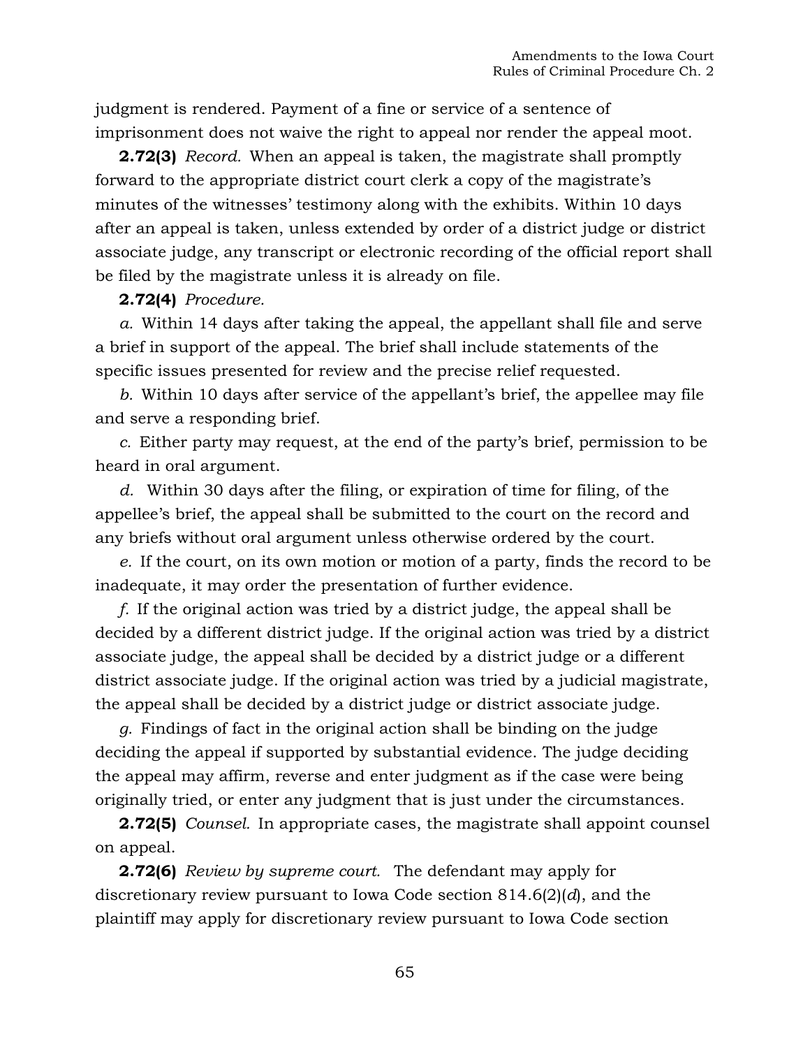judgment is rendered. Payment of a fine or service of a sentence of imprisonment does not waive the right to appeal nor render the appeal moot.

**2.72(3)** *Record.* When an appeal is taken, the magistrate shall promptly forward to the appropriate district court clerk a copy of the magistrate's minutes of the witnesses' testimony along with the exhibits. Within 10 days after an appeal is taken, unless extended by order of a district judge or district associate judge, any transcript or electronic recording of the official report shall be filed by the magistrate unless it is already on file.

**2.72(4)** *Procedure.*

*a.* Within 14 days after taking the appeal, the appellant shall file and serve a brief in support of the appeal. The brief shall include statements of the specific issues presented for review and the precise relief requested.

*b.* Within 10 days after service of the appellant's brief, the appellee may file and serve a responding brief.

*c.* Either party may request, at the end of the party's brief, permission to be heard in oral argument.

*d.* Within 30 days after the filing, or expiration of time for filing, of the appellee's brief, the appeal shall be submitted to the court on the record and any briefs without oral argument unless otherwise ordered by the court.

*e.* If the court, on its own motion or motion of a party, finds the record to be inadequate, it may order the presentation of further evidence.

*f.* If the original action was tried by a district judge, the appeal shall be decided by a different district judge. If the original action was tried by a district associate judge, the appeal shall be decided by a district judge or a different district associate judge. If the original action was tried by a judicial magistrate, the appeal shall be decided by a district judge or district associate judge.

*g.* Findings of fact in the original action shall be binding on the judge deciding the appeal if supported by substantial evidence. The judge deciding the appeal may affirm, reverse and enter judgment as if the case were being originally tried, or enter any judgment that is just under the circumstances.

**2.72(5)** *Counsel.* In appropriate cases, the magistrate shall appoint counsel on appeal.

**2.72(6)** *Review by supreme court.* The defendant may apply for discretionary review pursuant to Iowa Code section 814.6(2)(*d*), and the plaintiff may apply for discretionary review pursuant to Iowa Code section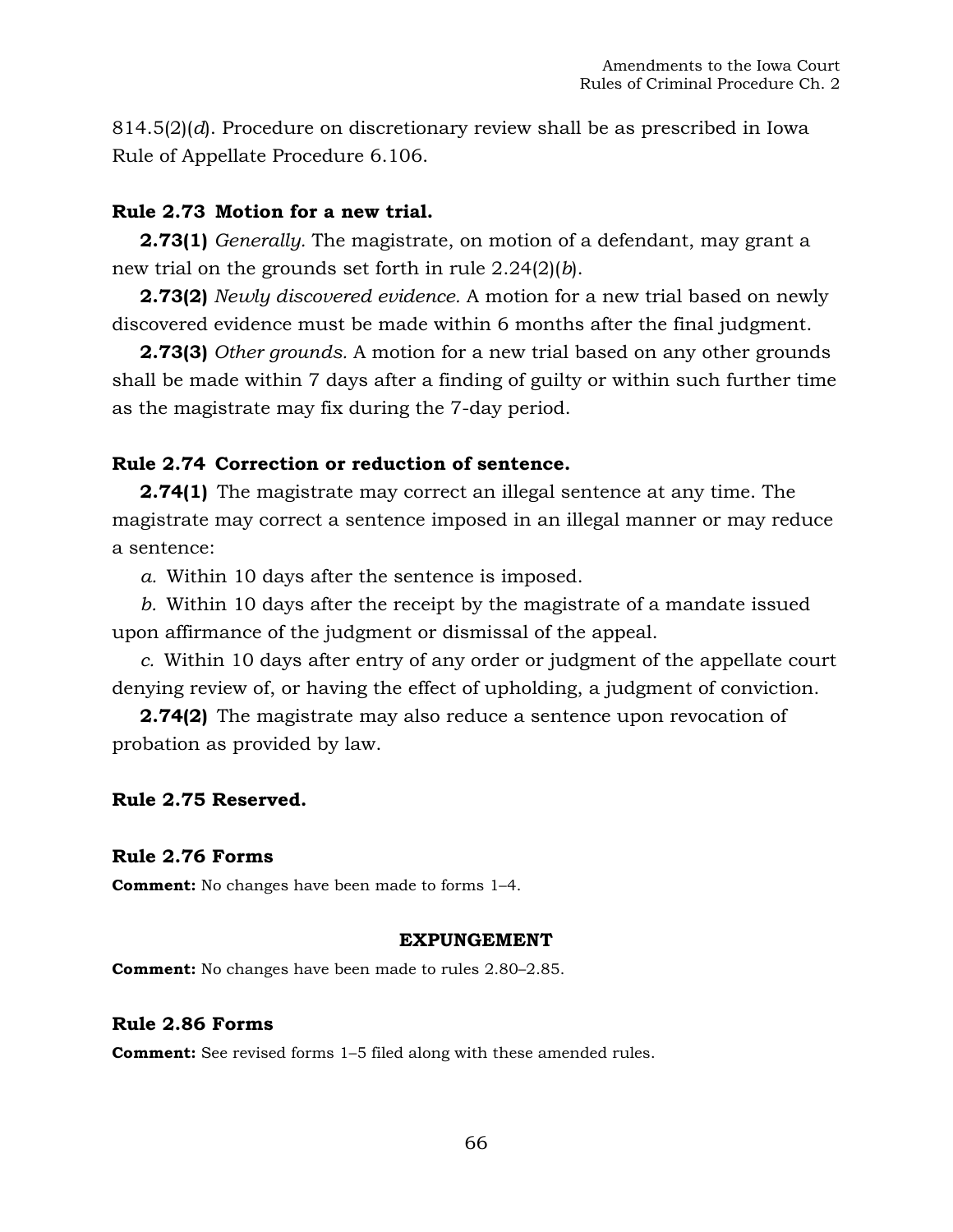814.5(2)(*d*). Procedure on discretionary review shall be as prescribed in Iowa Rule of Appellate Procedure 6.106.

**Rule 2.73 Motion for a new trial.**

**2.73(1)** *Generally.* The magistrate, on motion of a defendant, may grant a new trial on the grounds set forth in rule 2.24(2)(*b*).

**2.73(2)** *Newly discovered evidence.* A motion for a new trial based on newly discovered evidence must be made within 6 months after the final judgment.

**2.73(3)** *Other grounds.* A motion for a new trial based on any other grounds shall be made within 7 days after a finding of guilty or within such further time as the magistrate may fix during the 7-day period.

**Rule 2.74 Correction or reduction of sentence.**

**2.74(1)** The magistrate may correct an illegal sentence at any time. The magistrate may correct a sentence imposed in an illegal manner or may reduce a sentence:

*a.* Within 10 days after the sentence is imposed.

*b.* Within 10 days after the receipt by the magistrate of a mandate issued upon affirmance of the judgment or dismissal of the appeal.

*c.* Within 10 days after entry of any order or judgment of the appellate court denying review of, or having the effect of upholding, a judgment of conviction.

**2.74(2)** The magistrate may also reduce a sentence upon revocation of probation as provided by law.

**Rule 2.75 Reserved.**

**Rule 2.76 Forms**

**Comment:** No changes have been made to forms 1–4.

**EXPUNGEMENT**

**Comment:** No changes have been made to rules 2.80–2.85.

**Rule 2.86 Forms**

**Comment:** See revised forms 1–5 filed along with these amended rules.